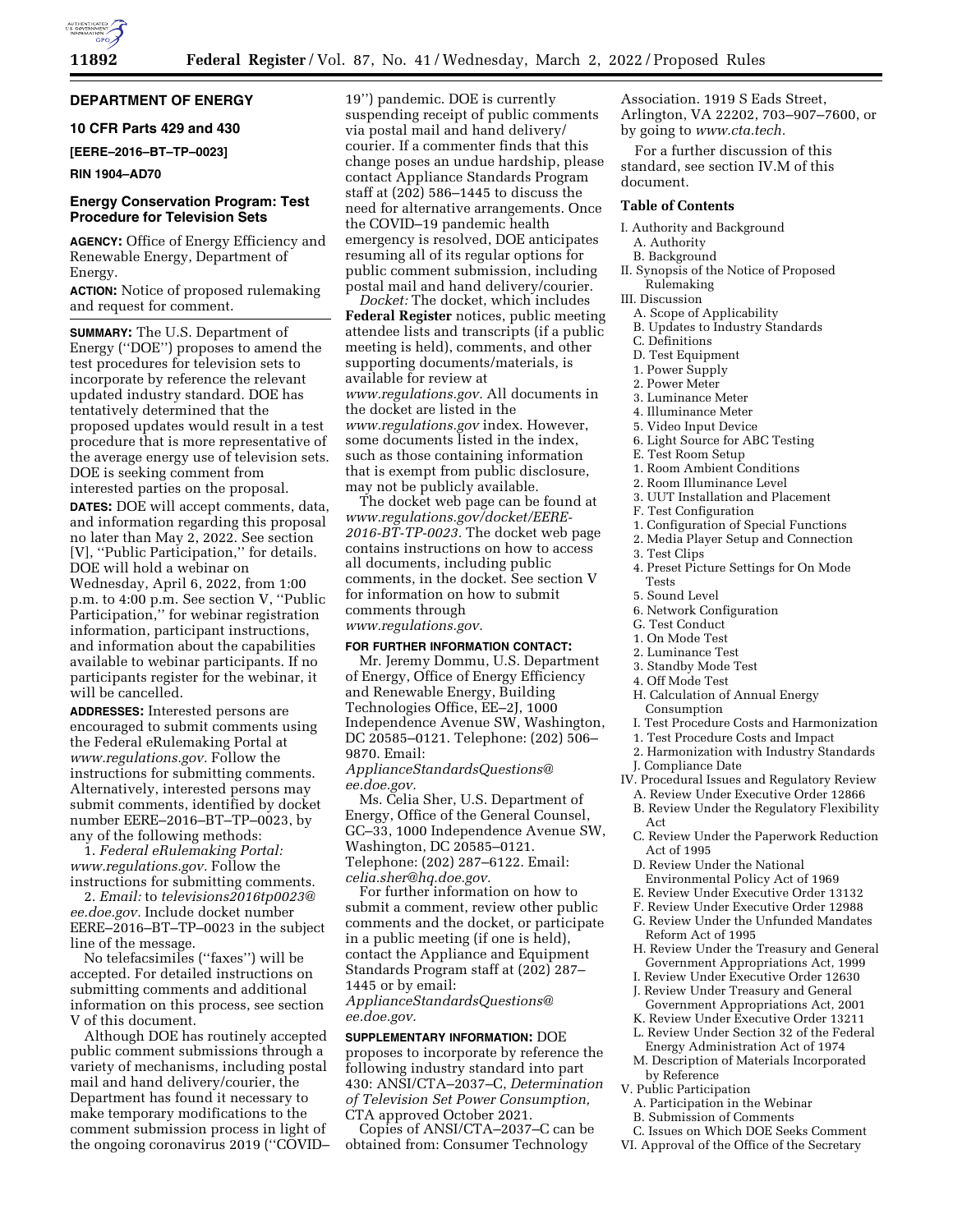**DEPARTMENT OF ENERGY**

**10 CFR Parts 429 and 430**

**[EERE–2016–BT–TP–0023]**

**RIN 1904–AD70**

## Energy Conservation Program: Test Procedure for Television Sets

**AGENCY:** Office of Energy Efficiency and Renewable Energy, Department of Energy.

**ACTION:** Notice of proposed rulemaking and request for comment.

**SUMMARY:** The U.S. Department of Energy (''DOE'') proposes to amend the test procedures for television sets to incorporate by reference the relevant updated industry standard. DOE has tentatively determined that the proposed updates would result in a test procedure that is more representative of the average energy use of television sets. DOE is seeking comment from interested parties on the proposal.

**DATES:** DOE will accept comments, data, and information regarding this proposal no later than May 2, 2022. See section [V], ''Public Participation,'' for details. DOE will hold a webinar on Wednesday, April 6, 2022, from 1:00 p.m. to 4:00 p.m. See section V, ''Public Participation,'' for webinar registration information, participant instructions, and information about the capabilities available to webinar participants. If no participants register for the webinar, it will be cancelled.

**ADDRESSES:** Interested persons are encouraged to submit comments using the Federal eRulemaking Portal at *www.regulations.gov.* Follow the instructions for submitting comments. Alternatively, interested persons may submit comments, identified by docket number EERE–2016–BT–TP–0023, by any of the following methods:

1. *Federal eRulemaking Portal: www.regulations.gov.* Follow the instructions for submitting comments.
2. *Email:* to *televisions2016tp0023@ee.doe.gov.* Include docket number EERE–2016–BT–TP–0023 in the subject line of the message.

No telefacsimiles (''faxes'') will be accepted. For detailed instructions on submitting comments and additional information on this process, see section V of this document.

Although DOE has routinely accepted public comment submissions through a variety of mechanisms, including postal mail and hand delivery/courier, the Department has found it necessary to make temporary modifications to the comment submission process in light of the ongoing coronavirus 2019 (''COVID–19'') pandemic. DOE is currently suspending receipt of public comments via postal mail and hand delivery/courier. If a commenter finds that this change poses an undue hardship, please contact Appliance Standards Program staff at (202) 586–1445 to discuss the need for alternative arrangements. Once the COVID–19 pandemic health emergency is resolved, DOE anticipates resuming all of its regular options for public comment submission, including postal mail and hand delivery/courier.

*Docket:* The docket, which includes **Federal Register** notices, public meeting attendee lists and transcripts (if a public meeting is held), comments, and other supporting documents/materials, is available for review at *www.regulations.gov.* All documents in the docket are listed in the *www.regulations.gov* index. However, some documents listed in the index, such as those containing information that is exempt from public disclosure, may not be publicly available.

The docket web page can be found at *www.regulations.gov/docket/EERE-2016-BT-TP-0023.* The docket web page contains instructions on how to access all documents, including public comments, in the docket. See section V for information on how to submit comments through *www.regulations.gov.*

**FOR FURTHER INFORMATION CONTACT:**

Mr. Jeremy Dommu, U.S. Department of Energy, Office of Energy Efficiency and Renewable Energy, Building Technologies Office, EE–2J, 1000 Independence Avenue SW, Washington, DC 20585–0121. Telephone: (202) 506–9870. Email: *ApplianceStandardsQuestions@ee.doe.gov.*

Ms. Celia Sher, U.S. Department of Energy, Office of the General Counsel, GC–33, 1000 Independence Avenue SW, Washington, DC 20585–0121. Telephone: (202) 287–6122. Email: *celia.sher@hq.doe.gov.*

For further information on how to submit a comment, review other public comments and the docket, or participate in a public meeting (if one is held), contact the Appliance and Equipment Standards Program staff at (202) 287–1445 or by email: *ApplianceStandardsQuestions@ee.doe.gov.*

**SUPPLEMENTARY INFORMATION:** DOE proposes to incorporate by reference the following industry standard into part 430: ANSI/CTA–2037–C, *Determination of Television Set Power Consumption,* CTA approved October 2021.

Copies of ANSI/CTA–2037–C can be obtained from: Consumer Technology Association. 1919 S Eads Street, Arlington, VA 22202, 703–907–7600, or by going to *www.cta.tech.*

For a further discussion of this standard, see section IV.M of this document.

**Table of Contents**

- I. Authority and Background
  - A. Authority
  - B. Background
- II. Synopsis of the Notice of Proposed Rulemaking
- III. Discussion
  - A. Scope of Applicability
  - B. Updates to Industry Standards
  - C. Definitions
  - D. Test Equipment
    - 1. Power Supply
    - 2. Power Meter
    - 3. Luminance Meter
    - 4. Illuminance Meter
    - 5. Video Input Device
    - 6. Light Source for ABC Testing
  - E. Test Room Setup
    - 1. Room Ambient Conditions
    - 2. Room Illuminance Level
    - 3. UUT Installation and Placement
  - F. Test Configuration
    - 1. Configuration of Special Functions
    - 2. Media Player Setup and Connection
    - 3. Test Clips
    - 4. Preset Picture Settings for On Mode Tests
    - 5. Sound Level
    - 6. Network Configuration
  - G. Test Conduct
    - 1. On Mode Test
    - 2. Luminance Test
    - 3. Standby Mode Test
    - 4. Off Mode Test
  - H. Calculation of Annual Energy Consumption
  - I. Test Procedure Costs and Harmonization
    - 1. Test Procedure Costs and Impact
    - 2. Harmonization with Industry Standards
  - J. Compliance Date
- IV. Procedural Issues and Regulatory Review
  - A. Review Under Executive Order 12866
  - B. Review Under the Regulatory Flexibility Act
  - C. Review Under the Paperwork Reduction Act of 1995
  - D. Review Under the National Environmental Policy Act of 1969
  - E. Review Under Executive Order 13132
  - F. Review Under Executive Order 12988
  - G. Review Under the Unfunded Mandates Reform Act of 1995
  - H. Review Under the Treasury and General Government Appropriations Act, 1999
  - I. Review Under Executive Order 12630
  - J. Review Under Treasury and General Government Appropriations Act, 2001
  - K. Review Under Executive Order 13211
  - L. Review Under Section 32 of the Federal Energy Administration Act of 1974
  - M. Description of Materials Incorporated by Reference
- V. Public Participation
  - A. Participation in the Webinar
  - B. Submission of Comments
  - C. Issues on Which DOE Seeks Comment
- VI. Approval of the Office of the Secretary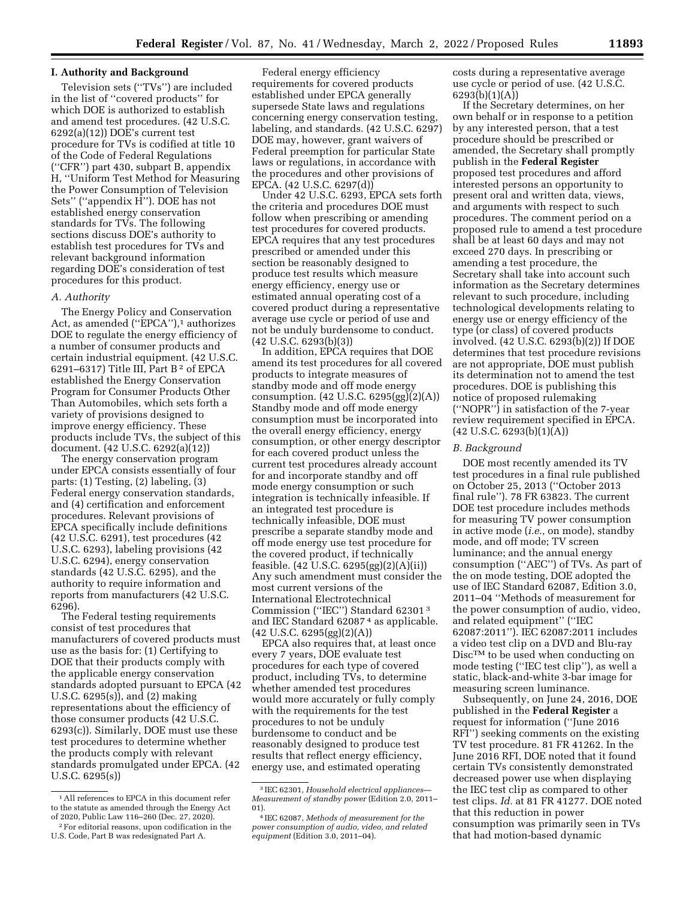## I. Authority and Background

Television sets (''TVs'') are included in the list of ''covered products'' for which DOE is authorized to establish and amend test procedures. (42 U.S.C. 6292(a)(12)) DOE's current test procedure for TVs is codified at title 10 of the Code of Federal Regulations (''CFR'') part 430, subpart B, appendix H, ''Uniform Test Method for Measuring the Power Consumption of Television Sets'' (''appendix H''). DOE has not established energy conservation standards for TVs. The following sections discuss DOE's authority to establish test procedures for TVs and relevant background information regarding DOE's consideration of test procedures for this product.

### A. Authority

The Energy Policy and Conservation Act, as amended (''EPCA''),[1] authorizes DOE to regulate the energy efficiency of a number of consumer products and certain industrial equipment. (42 U.S.C. 6291–6317) Title III, Part B [2] of EPCA established the Energy Conservation Program for Consumer Products Other Than Automobiles, which sets forth a variety of provisions designed to improve energy efficiency. These products include TVs, the subject of this document. (42 U.S.C. 6292(a)(12))

The energy conservation program under EPCA consists essentially of four parts: (1) Testing, (2) labeling, (3) Federal energy conservation standards, and (4) certification and enforcement procedures. Relevant provisions of EPCA specifically include definitions (42 U.S.C. 6291), test procedures (42 U.S.C. 6293), labeling provisions (42 U.S.C. 6294), energy conservation standards (42 U.S.C. 6295), and the authority to require information and reports from manufacturers (42 U.S.C. 6296).

The Federal testing requirements consist of test procedures that manufacturers of covered products must use as the basis for: (1) Certifying to DOE that their products comply with the applicable energy conservation standards adopted pursuant to EPCA (42 U.S.C. 6295(s)), and (2) making representations about the efficiency of those consumer products (42 U.S.C. 6293(c)). Similarly, DOE must use these test procedures to determine whether the products comply with relevant standards promulgated under EPCA. (42 U.S.C. 6295(s))

Federal energy efficiency requirements for covered products established under EPCA generally supersede State laws and regulations concerning energy conservation testing, labeling, and standards. (42 U.S.C. 6297) DOE may, however, grant waivers of Federal preemption for particular State laws or regulations, in accordance with the procedures and other provisions of EPCA. (42 U.S.C. 6297(d))

Under 42 U.S.C. 6293, EPCA sets forth the criteria and procedures DOE must follow when prescribing or amending test procedures for covered products. EPCA requires that any test procedures prescribed or amended under this section be reasonably designed to produce test results which measure energy efficiency, energy use or estimated annual operating cost of a covered product during a representative average use cycle or period of use and not be unduly burdensome to conduct. (42 U.S.C. 6293(b)(3))

In addition, EPCA requires that DOE amend its test procedures for all covered products to integrate measures of standby mode and off mode energy consumption. (42 U.S.C. 6295(gg)(2)(A)) Standby mode and off mode energy consumption must be incorporated into the overall energy efficiency, energy consumption, or other energy descriptor for each covered product unless the current test procedures already account for and incorporate standby and off mode energy consumption or such integration is technically infeasible. If an integrated test procedure is technically infeasible, DOE must prescribe a separate standby mode and off mode energy use test procedure for the covered product, if technically feasible. (42 U.S.C. 6295(gg)(2)(A)(ii)) Any such amendment must consider the most current versions of the International Electrotechnical Commission (''IEC'') Standard 62301 [3] and IEC Standard 62087 [4] as applicable. (42 U.S.C. 6295(gg)(2)(A))

EPCA also requires that, at least once every 7 years, DOE evaluate test procedures for each type of covered product, including TVs, to determine whether amended test procedures would more accurately or fully comply with the requirements for the test procedures to not be unduly burdensome to conduct and be reasonably designed to produce test results that reflect energy efficiency, energy use, and estimated operating costs during a representative average use cycle or period of use. (42 U.S.C. 6293(b)(1)(A))

If the Secretary determines, on her own behalf or in response to a petition by any interested person, that a test procedure should be prescribed or amended, the Secretary shall promptly publish in the **Federal Register** proposed test procedures and afford interested persons an opportunity to present oral and written data, views, and arguments with respect to such procedures. The comment period on a proposed rule to amend a test procedure shall be at least 60 days and may not exceed 270 days. In prescribing or amending a test procedure, the Secretary shall take into account such information as the Secretary determines relevant to such procedure, including technological developments relating to energy use or energy efficiency of the type (or class) of covered products involved. (42 U.S.C. 6293(b)(2)) If DOE determines that test procedure revisions are not appropriate, DOE must publish its determination not to amend the test procedures. DOE is publishing this notice of proposed rulemaking (''NOPR'') in satisfaction of the 7-year review requirement specified in EPCA. (42 U.S.C. 6293(b)(1)(A))

### B. Background

DOE most recently amended its TV test procedures in a final rule published on October 25, 2013 (''October 2013 final rule''). 78 FR 63823. The current DOE test procedure includes methods for measuring TV power consumption in active mode (*i.e.,* on mode), standby mode, and off mode; TV screen luminance; and the annual energy consumption (''AEC'') of TVs. As part of the on mode testing, DOE adopted the use of IEC Standard 62087, Edition 3.0, 2011–04 ''Methods of measurement for the power consumption of audio, video, and related equipment'' (''IEC 62087:2011''). IEC 62087:2011 includes a video test clip on a DVD and Blu-ray Disc™ to be used when conducting on mode testing (''IEC test clip''), as well a static, black-and-white 3-bar image for measuring screen luminance.

Subsequently, on June 24, 2016, DOE published in the **Federal Register** a request for information (''June 2016 RFI'') seeking comments on the existing TV test procedure. 81 FR 41262. In the June 2016 RFI, DOE noted that it found certain TVs consistently demonstrated decreased power use when displaying the IEC test clip as compared to other test clips. *Id.* at 81 FR 41277. DOE noted that this reduction in power consumption was primarily seen in TVs that had motion-based dynamic

---

[1] All references to EPCA in this document refer to the statute as amended through the Energy Act of 2020, Public Law 116–260 (Dec. 27, 2020).

[2] For editorial reasons, upon codification in the U.S. Code, Part B was redesignated Part A.

[3] IEC 62301, *Household electrical appliances—Measurement of standby power* (Edition 2.0, 2011–01).

[4] IEC 62087, *Methods of measurement for the power consumption of audio, video, and related equipment* (Edition 3.0, 2011–04).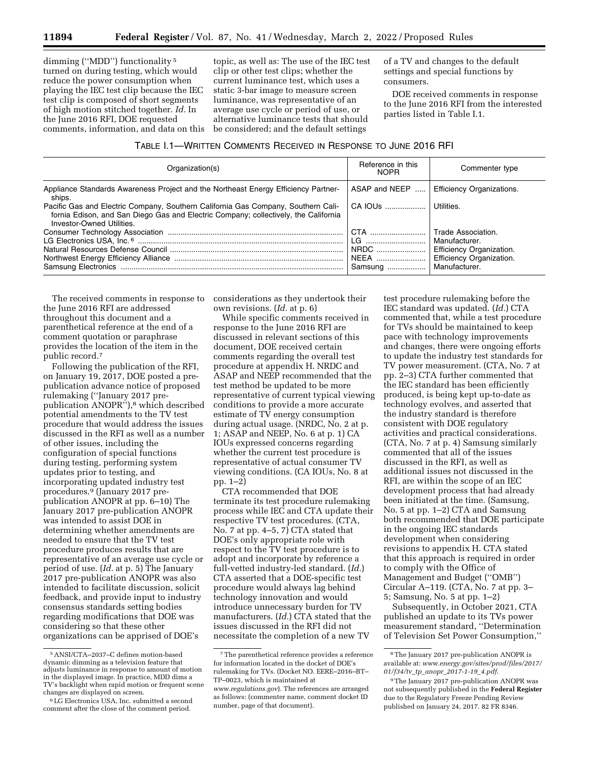dimming ("MDD") functionality[5] turned on during testing, which would reduce the power consumption when playing the IEC test clip because the IEC test clip is composed of short segments of high motion stitched together. *Id.* In the June 2016 RFI, DOE requested comments, information, and data on this topic, as well as: The use of the IEC test clip or other test clips; whether the current luminance test, which uses a static 3-bar image to measure screen luminance, was representative of an average use cycle or period of use, or alternative luminance tests that should be considered; and the default settings of a TV and changes to the default settings and special functions by consumers.

DOE received comments in response to the June 2016 RFI from the interested parties listed in Table I.1.

TABLE I.1—WRITTEN COMMENTS RECEIVED IN RESPONSE TO JUNE 2016 RFI

| Organization(s) | Reference in this NOPR | Commenter type |
|---|---|---|
| Appliance Standards Awareness Project and the Northeast Energy Efficiency Partnerships. | ASAP and NEEP | Efficiency Organizations. |
| Pacific Gas and Electric Company, Southern California Gas Company, Southern California Edison, and San Diego Gas and Electric Company; collectively, the California Investor-Owned Utilities. | CA IOUs | Utilities. |
| Consumer Technology Association | CTA | Trade Association. |
| LG Electronics USA, Inc.[6] | LG | Manufacturer. |
| Natural Resources Defense Council | NRDC | Efficiency Organization. |
| Northwest Energy Efficiency Alliance | NEEA | Efficiency Organization. |
| Samsung Electronics | Samsung | Manufacturer. |

The received comments in response to the June 2016 RFI are addressed throughout this document and a parenthetical reference at the end of a comment quotation or paraphrase provides the location of the item in the public record.[7]

Following the publication of the RFI, on January 19, 2017, DOE posted a pre-publication advance notice of proposed rulemaking ("January 2017 pre-publication ANOPR"),[8] which described potential amendments to the TV test procedure that would address the issues discussed in the RFI as well as a number of other issues, including the configuration of special functions during testing, performing system updates prior to testing, and incorporating updated industry test procedures.[9] (January 2017 pre-publication ANOPR at pp. 6–10) The January 2017 pre-publication ANOPR was intended to assist DOE in determining whether amendments are needed to ensure that the TV test procedure produces results that are representative of an average use cycle or period of use. (*Id.* at p. 5) The January 2017 pre-publication ANOPR was also intended to facilitate discussion, solicit feedback, and provide input to industry consensus standards setting bodies regarding modifications that DOE was considering so that these other organizations can be apprised of DOE's considerations as they undertook their own revisions. (*Id.* at p. 6)

While specific comments received in response to the June 2016 RFI are discussed in relevant sections of this document, DOE received certain comments regarding the overall test procedure at appendix H. NRDC and ASAP and NEEP recommended that the test method be updated to be more representative of current typical viewing conditions to provide a more accurate estimate of TV energy consumption during actual usage. (NRDC, No. 2 at p. 1; ASAP and NEEP, No. 6 at p. 1) CA IOUs expressed concerns regarding whether the current test procedure is representative of actual consumer TV viewing conditions. (CA IOUs, No. 8 at pp. 1–2)

CTA recommended that DOE terminate its test procedure rulemaking process while IEC and CTA update their respective TV test procedures. (CTA, No. 7 at pp. 4–5, 7) CTA stated that DOE's only appropriate role with respect to the TV test procedure is to adopt and incorporate by reference a full-vetted industry-led standard. (*Id.*) CTA asserted that a DOE-specific test procedure would always lag behind technology innovation and would introduce unnecessary burden for TV manufacturers. (*Id.*) CTA stated that the issues discussed in the RFI did not necessitate the completion of a new TV test procedure rulemaking before the IEC standard was updated. (*Id.*) CTA commented that, while a test procedure for TVs should be maintained to keep pace with technology improvements and changes, there were ongoing efforts to update the industry test standards for TV power measurement. (CTA, No. 7 at pp. 2–3) CTA further commented that the IEC standard has been efficiently produced, is being kept up-to-date as technology evolves, and asserted that the industry standard is therefore consistent with DOE regulatory activities and practical considerations. (CTA, No. 7 at p. 4) Samsung similarly commented that all of the issues discussed in the RFI, as well as additional issues not discussed in the RFI, are within the scope of an IEC development process that had already been initiated at the time. (Samsung, No. 5 at pp. 1–2) CTA and Samsung both recommended that DOE participate in the ongoing IEC standards development when considering revisions to appendix H. CTA stated that this approach is required in order to comply with the Office of Management and Budget ("OMB") Circular A–119. (CTA, No. 7 at pp. 3–5; Samsung, No. 5 at pp. 1–2)

Subsequently, in October 2021, CTA published an update to its TVs power measurement standard, "Determination of Television Set Power Consumption,"

[5] ANSI/CTA–2037–C defines motion-based dynamic dimming as a television feature that adjusts luminance in response to amount of motion in the displayed image. In practice, MDD dims a TV's backlight when rapid motion or frequent scene changes are displayed on screen.

[6] LG Electronics USA, Inc. submitted a second comment after the close of the comment period.

[7] The parenthetical reference provides a reference for information located in the docket of DOE's rulemaking for TVs. (Docket NO. EERE–2016–BT–TP–0023, which is maintained at *www.regulations.gov*). The references are arranged as follows: (commenter name, comment docket ID number, page of that document).

[8] The January 2017 pre-publication ANOPR is available at: *www.energy.gov/sites/prod/files/2017/01/f34/tv_tp_anopr_2017-1-19_4.pdf*.

[9] The January 2017 pre-publication ANOPR was not subsequently published in the **Federal Register** due to the Regulatory Freeze Pending Review published on January 24, 2017. 82 FR 8346.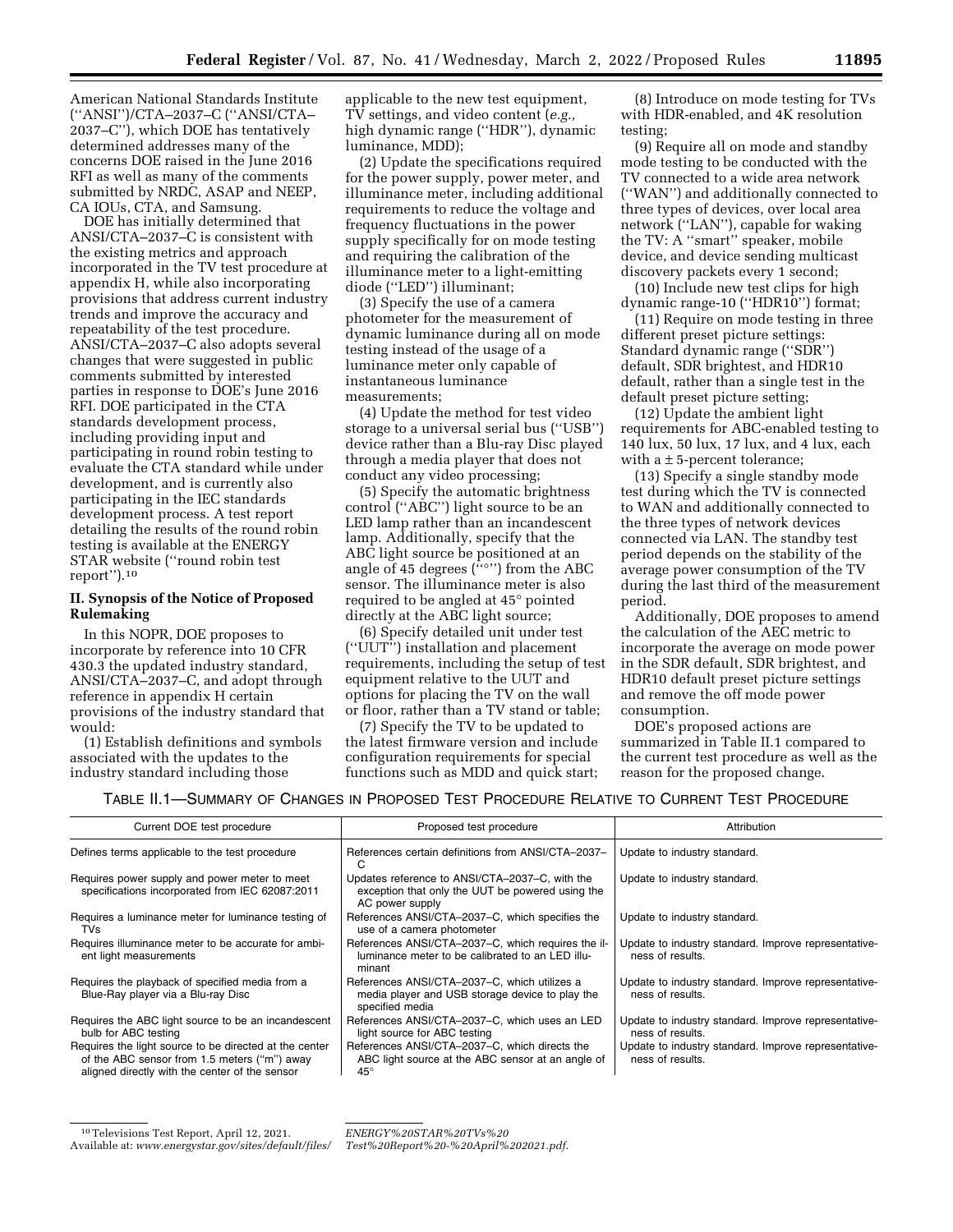American National Standards Institute (''ANSI'')/CTA–2037–C (''ANSI/CTA–2037–C''), which DOE has tentatively determined addresses many of the concerns DOE raised in the June 2016 RFI as well as many of the comments submitted by NRDC, ASAP and NEEP, CA IOUs, CTA, and Samsung.

DOE has initially determined that ANSI/CTA–2037–C is consistent with the existing metrics and approach incorporated in the TV test procedure at appendix H, while also incorporating provisions that address current industry trends and improve the accuracy and repeatability of the test procedure. ANSI/CTA–2037–C also adopts several changes that were suggested in public comments submitted by interested parties in response to DOE's June 2016 RFI. DOE participated in the CTA standards development process, including providing input and participating in round robin testing to evaluate the CTA standard while under development, and is currently also participating in the IEC standards development process. A test report detailing the results of the round robin testing is available at the ENERGY STAR website (''round robin test report'').[10]

## II. Synopsis of the Notice of Proposed Rulemaking

In this NOPR, DOE proposes to incorporate by reference into 10 CFR 430.3 the updated industry standard, ANSI/CTA–2037–C, and adopt through reference in appendix H certain provisions of the industry standard that would:

(1) Establish definitions and symbols associated with the updates to the industry standard including those applicable to the new test equipment, TV settings, and video content (*e.g.,* high dynamic range (''HDR''), dynamic luminance, MDD);

(2) Update the specifications required for the power supply, power meter, and illuminance meter, including additional requirements to reduce the voltage and frequency fluctuations in the power supply specifically for on mode testing and requiring the calibration of the illuminance meter to a light-emitting diode (''LED'') illuminant;

(3) Specify the use of a camera photometer for the measurement of dynamic luminance during all on mode testing instead of the usage of a luminance meter only capable of instantaneous luminance measurements;

(4) Update the method for test video storage to a universal serial bus (''USB'') device rather than a Blu-ray Disc played through a media player that does not conduct any video processing;

(5) Specify the automatic brightness control (''ABC'') light source to be an LED lamp rather than an incandescent lamp. Additionally, specify that the ABC light source be positioned at an angle of 45 degrees (''°'') from the ABC sensor. The illuminance meter is also required to be angled at 45° pointed directly at the ABC light source;

(6) Specify detailed unit under test (''UUT'') installation and placement requirements, including the setup of test equipment relative to the UUT and options for placing the TV on the wall or floor, rather than a TV stand or table;

(7) Specify the TV to be updated to the latest firmware version and include configuration requirements for special functions such as MDD and quick start;

(8) Introduce on mode testing for TVs with HDR-enabled, and 4K resolution testing;

(9) Require all on mode and standby mode testing to be conducted with the TV connected to a wide area network (''WAN'') and additionally connected to three types of devices, over local area network (''LAN''), capable for waking the TV: A ''smart'' speaker, mobile device, and device sending multicast discovery packets every 1 second;

(10) Include new test clips for high dynamic range-10 (''HDR10'') format;

(11) Require on mode testing in three different preset picture settings: Standard dynamic range (''SDR'') default, SDR brightest, and HDR10 default, rather than a single test in the default preset picture setting;

(12) Update the ambient light requirements for ABC-enabled testing to 140 lux, 50 lux, 17 lux, and 4 lux, each with a ± 5-percent tolerance;

(13) Specify a single standby mode test during which the TV is connected to WAN and additionally connected to the three types of network devices connected via LAN. The standby test period depends on the stability of the average power consumption of the TV during the last third of the measurement period.

Additionally, DOE proposes to amend the calculation of the AEC metric to incorporate the average on mode power in the SDR default, SDR brightest, and HDR10 default preset picture settings and remove the off mode power consumption.

DOE's proposed actions are summarized in Table II.1 compared to the current test procedure as well as the reason for the proposed change.

TABLE II.1—SUMMARY OF CHANGES IN PROPOSED TEST PROCEDURE RELATIVE TO CURRENT TEST PROCEDURE

| Current DOE test procedure | Proposed test procedure | Attribution |
|---|---|---|
| Defines terms applicable to the test procedure | References certain definitions from ANSI/CTA–2037–C | Update to industry standard. |
| Requires power supply and power meter to meet specifications incorporated from IEC 62087:2011 | Updates reference to ANSI/CTA–2037–C, with the exception that only the UUT be powered using the AC power supply | Update to industry standard. |
| Requires a luminance meter for luminance testing of TVs | References ANSI/CTA–2037–C, which specifies the use of a camera photometer | Update to industry standard. |
| Requires illuminance meter to be accurate for ambient light measurements | References ANSI/CTA–2037–C, which requires the illuminance meter to be calibrated to an LED illuminant | Update to industry standard. Improve representativeness of results. |
| Requires the playback of specified media from a Blue-Ray player via a Blu-ray Disc | References ANSI/CTA–2037–C, which utilizes a media player and USB storage device to play the specified media | Update to industry standard. Improve representativeness of results. |
| Requires the ABC light source to be an incandescent bulb for ABC testing | References ANSI/CTA–2037–C, which uses an LED light source for ABC testing | Update to industry standard. Improve representativeness of results. |
| Requires the light source to be directed at the center of the ABC sensor from 1.5 meters (''m'') away aligned directly with the center of the sensor | References ANSI/CTA–2037–C, which directs the ABC light source at the ABC sensor at an angle of 45° | Update to industry standard. Improve representativeness of results. |

[10] Televisions Test Report, April 12, 2021. Available at: *www.energystar.gov/sites/default/files/ENERGY%20STAR%20TVs%20Test%20Report%20-%20April%202021.pdf.*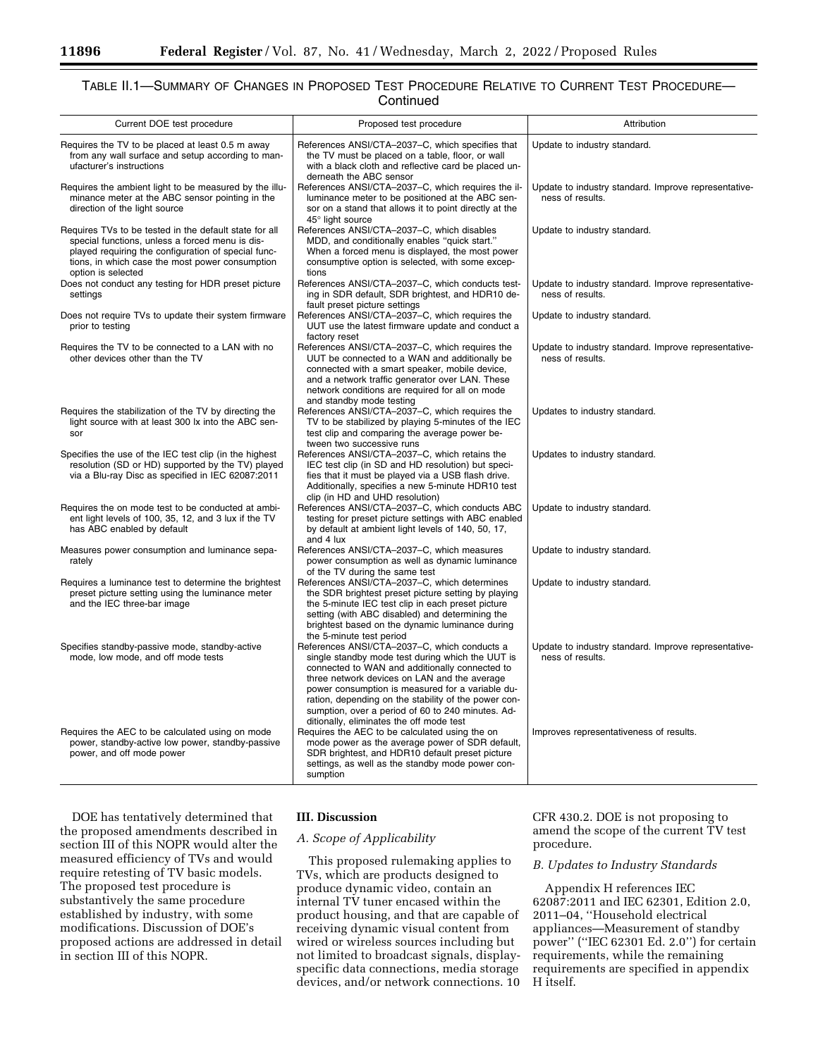TABLE II.1—SUMMARY OF CHANGES IN PROPOSED TEST PROCEDURE RELATIVE TO CURRENT TEST PROCEDURE—Continued

| Current DOE test procedure | Proposed test procedure | Attribution |
|---|---|---|
| Requires the TV to be placed at least 0.5 m away from any wall surface and setup according to manufacturer's instructions | References ANSI/CTA–2037–C, which specifies that the TV must be placed on a table, floor, or wall with a black cloth and reflective card be placed underneath the ABC sensor | Update to industry standard. |
| Requires the ambient light to be measured by the illuminance meter at the ABC sensor pointing in the direction of the light source | References ANSI/CTA–2037–C, which requires the illuminance meter to be positioned at the ABC sensor on a stand that allows it to point directly at the 45° light source | Update to industry standard. Improve representativeness of results. |
| Requires TVs to be tested in the default state for all special functions, unless a forced menu is displayed requiring the configuration of special functions, in which case the most power consumption option is selected | References ANSI/CTA–2037–C, which disables MDD, and conditionally enables "quick start." When a forced menu is displayed, the most power consumptive option is selected, with some exceptions | Update to industry standard. |
| Does not conduct any testing for HDR preset picture settings | References ANSI/CTA–2037–C, which conducts testing in SDR default, SDR brightest, and HDR10 default preset picture settings | Update to industry standard. Improve representativeness of results. |
| Does not require TVs to update their system firmware prior to testing | References ANSI/CTA–2037–C, which requires the UUT use the latest firmware update and conduct a factory reset | Update to industry standard. |
| Requires the TV to be connected to a LAN with no other devices other than the TV | References ANSI/CTA–2037–C, which requires the UUT be connected to a WAN and additionally be connected with a smart speaker, mobile device, and a network traffic generator over LAN. These network conditions are required for all on mode and standby mode testing | Update to industry standard. Improve representativeness of results. |
| Requires the stabilization of the TV by directing the light source with at least 300 lx into the ABC sensor | References ANSI/CTA–2037–C, which requires the TV to be stabilized by playing 5-minutes of the IEC test clip and comparing the average power between two successive runs | Updates to industry standard. |
| Specifies the use of the IEC test clip (in the highest resolution (SD or HD) supported by the TV) played via a Blu-ray Disc as specified in IEC 62087:2011 | References ANSI/CTA–2037–C, which retains the IEC test clip (in SD and HD resolution) but specifies that it must be played via a USB flash drive. Additionally, specifies a new 5-minute HDR10 test clip (in HD and UHD resolution) | Updates to industry standard. |
| Requires the on mode test to be conducted at ambient light levels of 100, 35, 12, and 3 lux if the TV has ABC enabled by default | References ANSI/CTA–2037–C, which conducts ABC testing for preset picture settings with ABC enabled by default at ambient light levels of 140, 50, 17, and 4 lux | Update to industry standard. |
| Measures power consumption and luminance separately | References ANSI/CTA–2037–C, which measures power consumption as well as dynamic luminance of the TV during the same test | Update to industry standard. |
| Requires a luminance test to determine the brightest preset picture setting using the luminance meter and the IEC three-bar image | References ANSI/CTA–2037–C, which determines the SDR brightest preset picture setting by playing the 5-minute IEC test clip in each preset picture setting (with ABC disabled) and determining the brightest based on the dynamic luminance during the 5-minute test period | Update to industry standard. |
| Specifies standby-passive mode, standby-active mode, low mode, and off mode tests | References ANSI/CTA–2037–C, which conducts a single standby mode test during which the UUT is connected to WAN and additionally connected to three network devices on LAN and the average power consumption is measured for a variable duration, depending on the stability of the power consumption, over a period of 60 to 240 minutes. Additionally, eliminates the off mode test | Update to industry standard. Improve representativeness of results. |
| Requires the AEC to be calculated using on mode power, standby-active low power, standby-passive power, and off mode power | Requires the AEC to be calculated using the on mode power as the average power of SDR default, SDR brightest, and HDR10 default preset picture settings, as well as the standby mode power consumption | Improves representativeness of results. |

DOE has tentatively determined that the proposed amendments described in section III of this NOPR would alter the measured efficiency of TVs and would require retesting of TV basic models. The proposed test procedure is substantively the same procedure established by industry, with some modifications. Discussion of DOE's proposed actions are addressed in detail in section III of this NOPR.

## III. Discussion

### *A. Scope of Applicability*

This proposed rulemaking applies to TVs, which are products designed to produce dynamic video, contain an internal TV tuner encased within the product housing, and that are capable of receiving dynamic visual content from wired or wireless sources including but not limited to broadcast signals, display-specific data connections, media storage devices, and/or network connections. 10 CFR 430.2. DOE is not proposing to amend the scope of the current TV test procedure.

### *B. Updates to Industry Standards*

Appendix H references IEC 62087:2011 and IEC 62301, Edition 2.0, 2011–04, "Household electrical appliances—Measurement of standby power" ("IEC 62301 Ed. 2.0") for certain requirements, while the remaining requirements are specified in appendix H itself.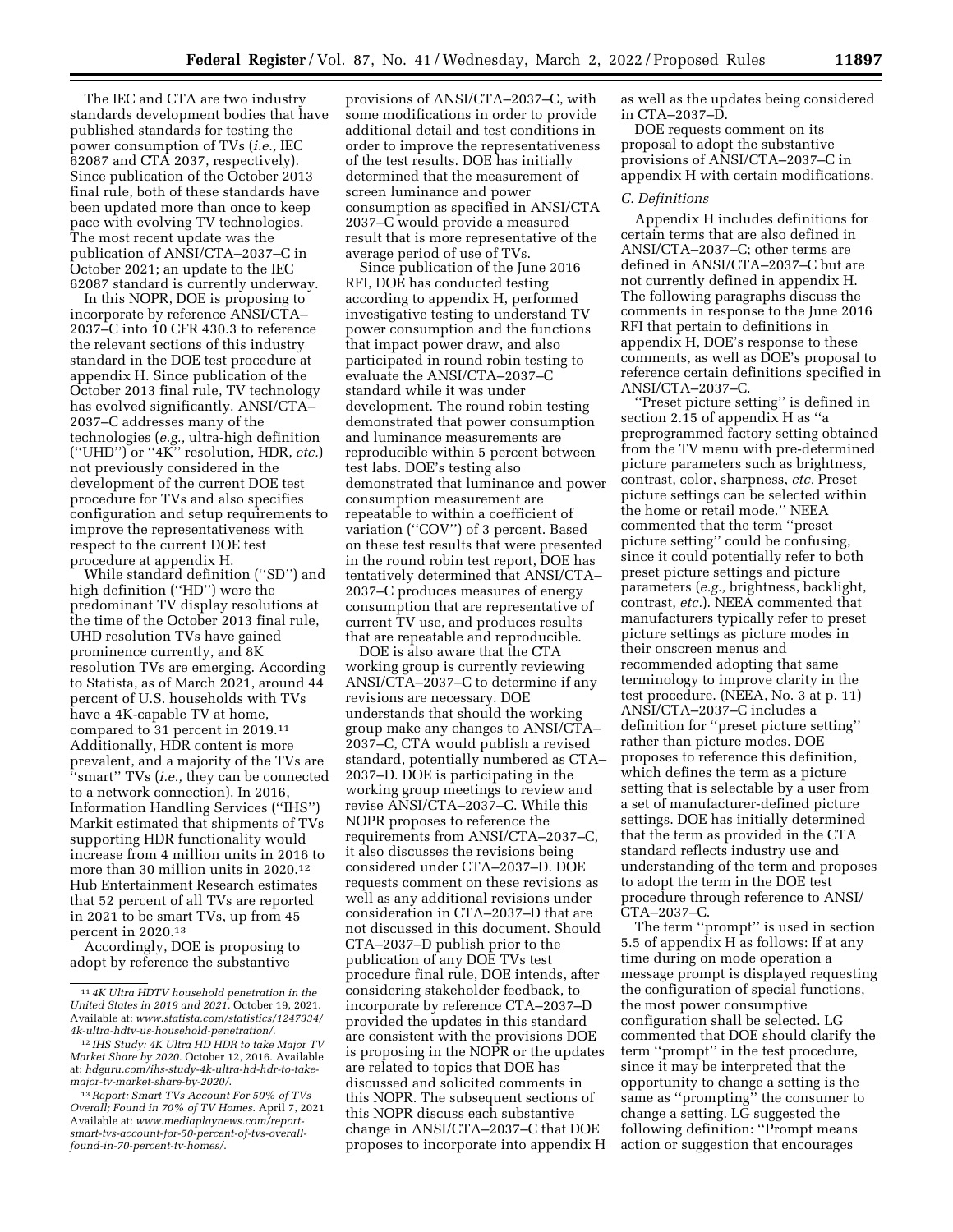The IEC and CTA are two industry standards development bodies that have published standards for testing the power consumption of TVs (*i.e.,* IEC 62087 and CTA 2037, respectively). Since publication of the October 2013 final rule, both of these standards have been updated more than once to keep pace with evolving TV technologies. The most recent update was the publication of ANSI/CTA–2037–C in October 2021; an update to the IEC 62087 standard is currently underway.

In this NOPR, DOE is proposing to incorporate by reference ANSI/CTA–2037–C into 10 CFR 430.3 to reference the relevant sections of this industry standard in the DOE test procedure at appendix H. Since publication of the October 2013 final rule, TV technology has evolved significantly. ANSI/CTA–2037–C addresses many of the technologies (*e.g.,* ultra-high definition (''UHD'') or ''4K'' resolution, HDR, *etc.*) not previously considered in the development of the current DOE test procedure for TVs and also specifies configuration and setup requirements to improve the representativeness with respect to the current DOE test procedure at appendix H.

While standard definition (''SD'') and high definition (''HD'') were the predominant TV display resolutions at the time of the October 2013 final rule, UHD resolution TVs have gained prominence currently, and 8K resolution TVs are emerging. According to Statista, as of March 2021, around 44 percent of U.S. households with TVs have a 4K-capable TV at home, compared to 31 percent in 2019.[11] Additionally, HDR content is more prevalent, and a majority of the TVs are ''smart'' TVs (*i.e.,* they can be connected to a network connection). In 2016, Information Handling Services (''IHS'') Markit estimated that shipments of TVs supporting HDR functionality would increase from 4 million units in 2016 to more than 30 million units in 2020.[12] Hub Entertainment Research estimates that 52 percent of all TVs are reported in 2021 to be smart TVs, up from 45 percent in 2020.[13]

Accordingly, DOE is proposing to adopt by reference the substantive provisions of ANSI/CTA–2037–C, with some modifications in order to provide additional detail and test conditions in order to improve the representativeness of the test results. DOE has initially determined that the measurement of screen luminance and power consumption as specified in ANSI/CTA 2037–C would provide a measured result that is more representative of the average period of use of TVs.

Since publication of the June 2016 RFI, DOE has conducted testing according to appendix H, performed investigative testing to understand TV power consumption and the functions that impact power draw, and also participated in round robin testing to evaluate the ANSI/CTA–2037–C standard while it was under development. The round robin testing demonstrated that power consumption and luminance measurements are reproducible within 5 percent between test labs. DOE's testing also demonstrated that luminance and power consumption measurement are repeatable to within a coefficient of variation (''COV'') of 3 percent. Based on these test results that were presented in the round robin test report, DOE has tentatively determined that ANSI/CTA–2037–C produces measures of energy consumption that are representative of current TV use, and produces results that are repeatable and reproducible.

DOE is also aware that the CTA working group is currently reviewing ANSI/CTA–2037–C to determine if any revisions are necessary. DOE understands that should the working group make any changes to ANSI/CTA–2037–C, CTA would publish a revised standard, potentially numbered as CTA–2037–D. DOE is participating in the working group meetings to review and revise ANSI/CTA–2037–C. While this NOPR proposes to reference the requirements from ANSI/CTA–2037–C, it also discusses the revisions being considered under CTA–2037–D. DOE requests comment on these revisions as well as any additional revisions under consideration in CTA–2037–D that are not discussed in this document. Should CTA–2037–D publish prior to the publication of any DOE TVs test procedure final rule, DOE intends, after considering stakeholder feedback, to incorporate by reference CTA–2037–D provided the updates in this standard are consistent with the provisions DOE is proposing in the NOPR or the updates are related to topics that DOE has discussed and solicited comments in this NOPR. The subsequent sections of this NOPR discuss each substantive change in ANSI/CTA–2037–C that DOE proposes to incorporate into appendix H as well as the updates being considered in CTA–2037–D.

DOE requests comment on its proposal to adopt the substantive provisions of ANSI/CTA–2037–C in appendix H with certain modifications.

### *C. Definitions*

Appendix H includes definitions for certain terms that are also defined in ANSI/CTA–2037–C; other terms are defined in ANSI/CTA–2037–C but are not currently defined in appendix H. The following paragraphs discuss the comments in response to the June 2016 RFI that pertain to definitions in appendix H, DOE's response to these comments, as well as DOE's proposal to reference certain definitions specified in ANSI/CTA–2037–C.

''Preset picture setting'' is defined in section 2.15 of appendix H as ''a preprogrammed factory setting obtained from the TV menu with pre-determined picture parameters such as brightness, contrast, color, sharpness, *etc.* Preset picture settings can be selected within the home or retail mode.'' NEEA commented that the term ''preset picture setting'' could be confusing, since it could potentially refer to both preset picture settings and picture parameters (*e.g.,* brightness, backlight, contrast, *etc.*). NEEA commented that manufacturers typically refer to preset picture settings as picture modes in their onscreen menus and recommended adopting that same terminology to improve clarity in the test procedure. (NEEA, No. 3 at p. 11) ANSI/CTA–2037–C includes a definition for ''preset picture setting'' rather than picture modes. DOE proposes to reference this definition, which defines the term as a picture setting that is selectable by a user from a set of manufacturer-defined picture settings. DOE has initially determined that the term as provided in the CTA standard reflects industry use and understanding of the term and proposes to adopt the term in the DOE test procedure through reference to ANSI/CTA–2037–C.

The term ''prompt'' is used in section 5.5 of appendix H as follows: If at any time during on mode operation a message prompt is displayed requesting the configuration of special functions, the most power consumptive configuration shall be selected. LG commented that DOE should clarify the term ''prompt'' in the test procedure, since it may be interpreted that the opportunity to change a setting is the same as ''prompting'' the consumer to change a setting. LG suggested the following definition: ''Prompt means action or suggestion that encourages

---

[11] *4K Ultra HDTV household penetration in the United States in 2019 and 2021.* October 19, 2021. Available at: *www.statista.com/statistics/1247334/4k-ultra-hdtv-us-household-penetration/.*

[12] *IHS Study: 4K Ultra HD HDR to take Major TV Market Share by 2020.* October 12, 2016. Available at: *hdguru.com/ihs-study-4k-ultra-hd-hdr-to-take-major-tv-market-share-by-2020/.*

[13] *Report: Smart TVs Account For 50% of TVs Overall; Found in 70% of TV Homes.* April 7, 2021 Available at: *www.mediaplaynews.com/report-smart-tvs-account-for-50-percent-of-tvs-overall-found-in-70-percent-tv-homes/.*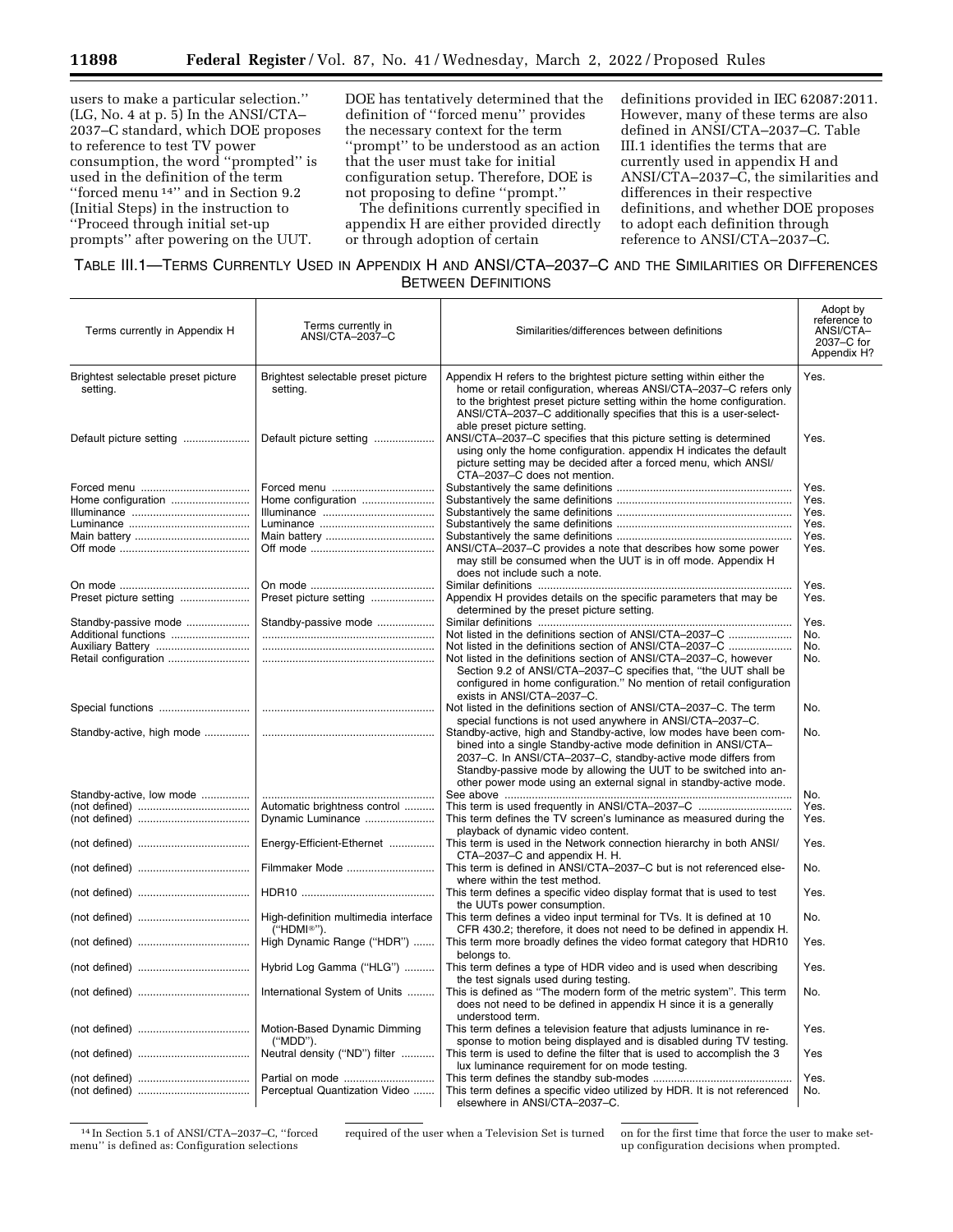users to make a particular selection.'' (LG, No. 4 at p. 5) In the ANSI/CTA–2037–C standard, which DOE proposes to reference to test TV power consumption, the word ''prompted'' is used in the definition of the term ''forced menu [14]'' and in Section 9.2 (Initial Steps) in the instruction to ''Proceed through initial set-up prompts'' after powering on the UUT. DOE has tentatively determined that the definition of ''forced menu'' provides the necessary context for the term ''prompt'' to be understood as an action that the user must take for initial configuration setup. Therefore, DOE is not proposing to define ''prompt.''

The definitions currently specified in appendix H are either provided directly or through adoption of certain definitions provided in IEC 62087:2011. However, many of these terms are also defined in ANSI/CTA–2037–C. Table III.1 identifies the terms that are currently used in appendix H and ANSI/CTA–2037–C, the similarities and differences in their respective definitions, and whether DOE proposes to adopt each definition through reference to ANSI/CTA–2037–C.

TABLE III.1—TERMS CURRENTLY USED IN APPENDIX H AND ANSI/CTA–2037–C AND THE SIMILARITIES OR DIFFERENCES BETWEEN DEFINITIONS

| Terms currently in Appendix H | Terms currently in ANSI/CTA–2037–C | Similarities/differences between definitions | Adopt by reference to ANSI/CTA–2037–C for Appendix H? |
|---|---|---|---|
| Brightest selectable preset picture setting. | Brightest selectable preset picture setting. | Appendix H refers to the brightest picture setting within either the home or retail configuration, whereas ANSI/CTA–2037–C refers only to the brightest preset picture setting within the home configuration. ANSI/CTA–2037–C additionally specifies that this is a user-selectable preset picture setting. | Yes. |
| Default picture setting | Default picture setting | ANSI/CTA–2037–C specifies that this picture setting is determined using only the home configuration. appendix H indicates the default picture setting may be decided after a forced menu, which ANSI/CTA–2037–C does not mention. | Yes. |
| Forced menu | Forced menu | Substantively the same definitions | Yes. |
| Home configuration | Home configuration | Substantively the same definitions | Yes. |
| Illuminance | Illuminance | Substantively the same definitions | Yes. |
| Luminance | Luminance | Substantively the same definitions | Yes. |
| Main battery | Main battery | Substantively the same definitions | Yes. |
| Off mode | Off mode | ANSI/CTA–2037–C provides a note that describes how some power may still be consumed when the UUT is in off mode. Appendix H does not include such a note. | Yes. |
| On mode | On mode | Similar definitions | Yes. |
| Preset picture setting | Preset picture setting | Appendix H provides details on the specific parameters that may be determined by the preset picture setting. | Yes. |
| Standby-passive mode | Standby-passive mode | Similar definitions | Yes. |
| Additional functions | | Not listed in the definitions section of ANSI/CTA–2037–C | No. |
| Auxiliary Battery | | Not listed in the definitions section of ANSI/CTA–2037–C | No. |
| Retail configuration | | Not listed in the definitions section of ANSI/CTA–2037–C, however Section 9.2 of ANSI/CTA–2037–C specifies that, ''the UUT shall be configured in home configuration.'' No mention of retail configuration exists in ANSI/CTA–2037–C. | No. |
| Special functions | | Not listed in the definitions section of ANSI/CTA–2037–C. The term special functions is not used anywhere in ANSI/CTA–2037–C. | No. |
| Standby-active, high mode | | Standby-active, high and Standby-active, low modes have been combined into a single Standby-active mode definition in ANSI/CTA–2037–C. In ANSI/CTA–2037–C, standby-active mode differs from Standby-passive mode by allowing the UUT to be switched into another power mode using an external signal in standby-active mode. | No. |
| Standby-active, low mode | | See above | No. |
| (not defined) | Automatic brightness control | This term is used frequently in ANSI/CTA–2037–C | Yes. |
| (not defined) | Dynamic Luminance | This term defines the TV screen's luminance as measured during the playback of dynamic video content. | Yes. |
| (not defined) | Energy-Efficient-Ethernet | This term is used in the Network connection hierarchy in both ANSI/CTA–2037–C and appendix H. H. | Yes. |
| (not defined) | Filmmaker Mode | This term is defined in ANSI/CTA–2037–C but is not referenced elsewhere within the test method. | No. |
| (not defined) | HDR10 | This term defines a specific video display format that is used to test the UUTs power consumption. | Yes. |
| (not defined) | High-definition multimedia interface (''HDMI®''). | This term defines a video input terminal for TVs. It is defined at 10 CFR 430.2; therefore, it does not need to be defined in appendix H. | No. |
| (not defined) | High Dynamic Range (''HDR'') | This term more broadly defines the video format category that HDR10 belongs to. | Yes. |
| (not defined) | Hybrid Log Gamma (''HLG'') | This term defines a type of HDR video and is used when describing the test signals used during testing. | Yes. |
| (not defined) | International System of Units | This is defined as ''The modern form of the metric system''. This term does not need to be defined in appendix H since it is a generally understood term. | No. |
| (not defined) | Motion-Based Dynamic Dimming (''MDD''). | This term defines a television feature that adjusts luminance in response to motion being displayed and is disabled during TV testing. | Yes. |
| (not defined) | Neutral density (''ND'') filter | This term is used to define the filter that is used to accomplish the 3 lux luminance requirement for on mode testing. | Yes |
| (not defined) | Partial on mode | This term defines the standby sub-modes | Yes. |
| (not defined) | Perceptual Quantization Video | This term defines a specific video utilized by HDR. It is not referenced elsewhere in ANSI/CTA–2037–C. | No. |

[14] In Section 5.1 of ANSI/CTA–2037–C, ''forced menu'' is defined as: Configuration selections required of the user when a Television Set is turned on for the first time that force the user to make set-up configuration decisions when prompted.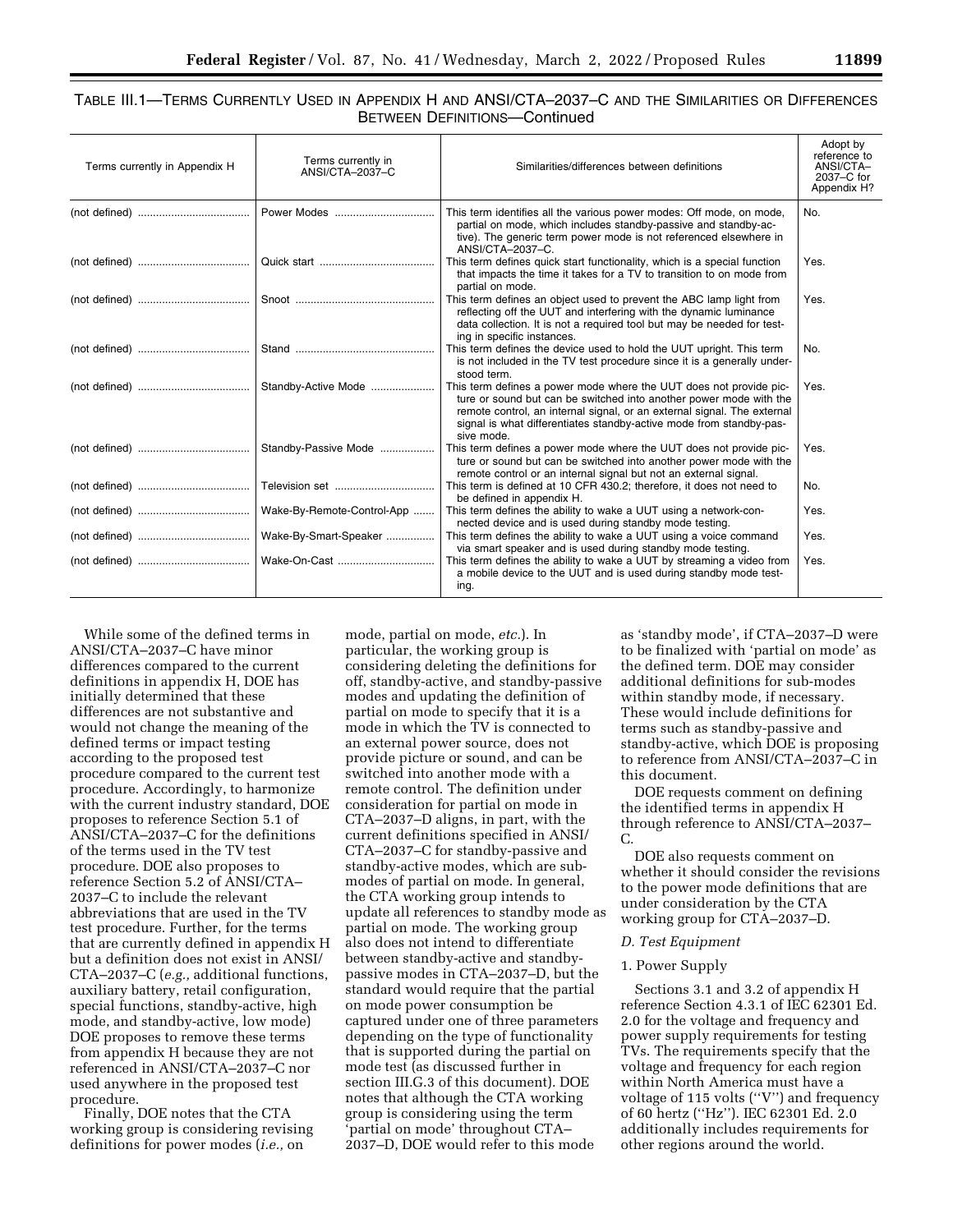TABLE III.1—TERMS CURRENTLY USED IN APPENDIX H AND ANSI/CTA–2037–C AND THE SIMILARITIES OR DIFFERENCES BETWEEN DEFINITIONS—Continued

| Terms currently in Appendix H | Terms currently in ANSI/CTA–2037–C | Similarities/differences between definitions | Adopt by reference to ANSI/CTA–2037–C for Appendix H? |
|---|---|---|---|
| (not defined) | Power Modes | This term identifies all the various power modes: Off mode, on mode, partial on mode, which includes standby-passive and standby-active). The generic term power mode is not referenced elsewhere in ANSI/CTA–2037–C. | No. |
| (not defined) | Quick start | This term defines quick start functionality, which is a special function that impacts the time it takes for a TV to transition to on mode from partial on mode. | Yes. |
| (not defined) | Snoot | This term defines an object used to prevent the ABC lamp light from reflecting off the UUT and interfering with the dynamic luminance data collection. It is not a required tool but may be needed for testing in specific instances. | Yes. |
| (not defined) | Stand | This term defines the device used to hold the UUT upright. This term is not included in the TV test procedure since it is a generally understood term. | No. |
| (not defined) | Standby-Active Mode | This term defines a power mode where the UUT does not provide picture or sound but can be switched into another power mode with the remote control, an internal signal, or an external signal. The external signal is what differentiates standby-active mode from standby-passive mode. | Yes. |
| (not defined) | Standby-Passive Mode | This term defines a power mode where the UUT does not provide picture or sound but can be switched into another power mode with the remote control or an internal signal but not an external signal. | Yes. |
| (not defined) | Television set | This term is defined at 10 CFR 430.2; therefore, it does not need to be defined in appendix H. | No. |
| (not defined) | Wake-By-Remote-Control-App | This term defines the ability to wake a UUT using a network-connected device and is used during standby mode testing. | Yes. |
| (not defined) | Wake-By-Smart-Speaker | This term defines the ability to wake a UUT using a voice command via smart speaker and is used during standby mode testing. | Yes. |
| (not defined) | Wake-On-Cast | This term defines the ability to wake a UUT by streaming a video from a mobile device to the UUT and is used during standby mode testing. | Yes. |

While some of the defined terms in ANSI/CTA–2037–C have minor differences compared to the current definitions in appendix H, DOE has initially determined that these differences are not substantive and would not change the meaning of the defined terms or impact testing according to the proposed test procedure compared to the current test procedure. Accordingly, to harmonize with the current industry standard, DOE proposes to reference Section 5.1 of ANSI/CTA–2037–C for the definitions of the terms used in the TV test procedure. DOE also proposes to reference Section 5.2 of ANSI/CTA–2037–C to include the relevant abbreviations that are used in the TV test procedure. Further, for the terms that are currently defined in appendix H but a definition does not exist in ANSI/CTA–2037–C (*e.g.,* additional functions, auxiliary battery, retail configuration, special functions, standby-active, high mode, and standby-active, low mode) DOE proposes to remove these terms from appendix H because they are not referenced in ANSI/CTA–2037–C nor used anywhere in the proposed test procedure.

Finally, DOE notes that the CTA working group is considering revising definitions for power modes (*i.e.,* on mode, partial on mode, *etc.*). In particular, the working group is considering deleting the definitions for off, standby-active, and standby-passive modes and updating the definition of partial on mode to specify that it is a mode in which the TV is connected to an external power source, does not provide picture or sound, and can be switched into another mode with a remote control. The definition under consideration for partial on mode in CTA–2037–D aligns, in part, with the current definitions specified in ANSI/CTA–2037–C for standby-passive and standby-active modes, which are sub-modes of partial on mode. In general, the CTA working group intends to update all references to standby mode as partial on mode. The working group also does not intend to differentiate between standby-active and standby-passive modes in CTA–2037–D, but the standard would require that the partial on mode power consumption be captured under one of three parameters depending on the type of functionality that is supported during the partial on mode test (as discussed further in section III.G.3 of this document). DOE notes that although the CTA working group is considering using the term 'partial on mode' throughout CTA–2037–D, DOE would refer to this mode as 'standby mode', if CTA–2037–D were to be finalized with 'partial on mode' as the defined term. DOE may consider additional definitions for sub-modes within standby mode, if necessary. These would include definitions for terms such as standby-passive and standby-active, which DOE is proposing to reference from ANSI/CTA–2037–C in this document.

DOE requests comment on defining the identified terms in appendix H through reference to ANSI/CTA–2037–C.

DOE also requests comment on whether it should consider the revisions to the power mode definitions that are under consideration by the CTA working group for CTA–2037–D.

### *D. Test Equipment*

#### 1. Power Supply

Sections 3.1 and 3.2 of appendix H reference Section 4.3.1 of IEC 62301 Ed. 2.0 for the voltage and frequency and power supply requirements for testing TVs. The requirements specify that the voltage and frequency for each region within North America must have a voltage of 115 volts (''V'') and frequency of 60 hertz (''Hz''). IEC 62301 Ed. 2.0 additionally includes requirements for other regions around the world.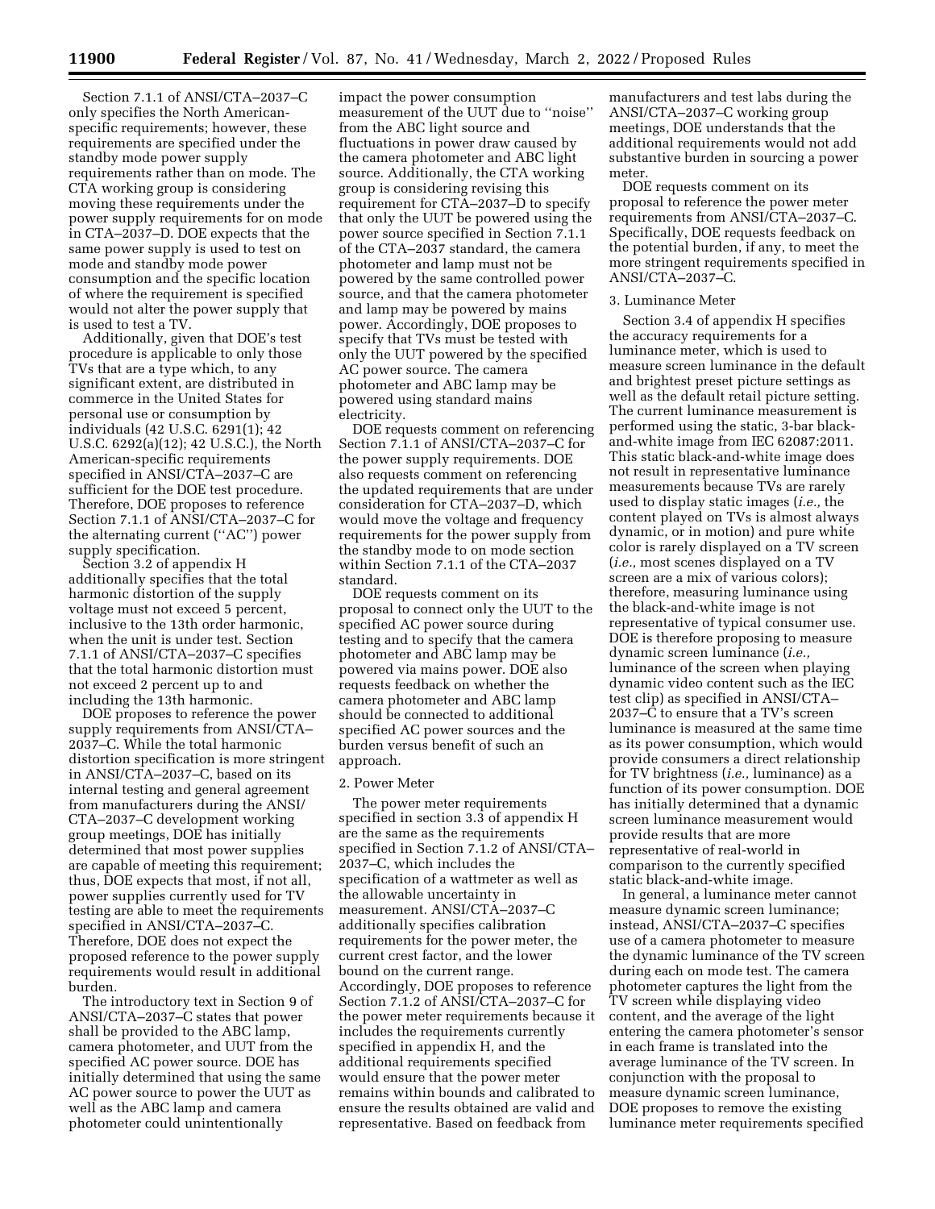Section 7.1.1 of ANSI/CTA–2037–C only specifies the North American-specific requirements; however, these requirements are specified under the standby mode power supply requirements rather than on mode. The CTA working group is considering moving these requirements under the power supply requirements for on mode in CTA–2037–D. DOE expects that the same power supply is used to test on mode and standby mode power consumption and the specific location of where the requirement is specified would not alter the power supply that is used to test a TV.

Additionally, given that DOE's test procedure is applicable to only those TVs that are a type which, to any significant extent, are distributed in commerce in the United States for personal use or consumption by individuals (42 U.S.C. 6291(1); 42 U.S.C. 6292(a)(12); 42 U.S.C.), the North American-specific requirements specified in ANSI/CTA–2037–C are sufficient for the DOE test procedure. Therefore, DOE proposes to reference Section 7.1.1 of ANSI/CTA–2037–C for the alternating current (''AC'') power supply specification.

Section 3.2 of appendix H additionally specifies that the total harmonic distortion of the supply voltage must not exceed 5 percent, inclusive to the 13th order harmonic, when the unit is under test. Section 7.1.1 of ANSI/CTA–2037–C specifies that the total harmonic distortion must not exceed 2 percent up to and including the 13th harmonic.

DOE proposes to reference the power supply requirements from ANSI/CTA–2037–C. While the total harmonic distortion specification is more stringent in ANSI/CTA–2037–C, based on its internal testing and general agreement from manufacturers during the ANSI/CTA–2037–C development working group meetings, DOE has initially determined that most power supplies are capable of meeting this requirement; thus, DOE expects that most, if not all, power supplies currently used for TV testing are able to meet the requirements specified in ANSI/CTA–2037–C. Therefore, DOE does not expect the proposed reference to the power supply requirements would result in additional burden.

The introductory text in Section 9 of ANSI/CTA–2037–C states that power shall be provided to the ABC lamp, camera photometer, and UUT from the specified AC power source. DOE has initially determined that using the same AC power source to power the UUT as well as the ABC lamp and camera photometer could unintentionally impact the power consumption measurement of the UUT due to ''noise'' from the ABC light source and fluctuations in power draw caused by the camera photometer and ABC light source. Additionally, the CTA working group is considering revising this requirement for CTA–2037–D to specify that only the UUT be powered using the power source specified in Section 7.1.1 of the CTA–2037 standard, the camera photometer and lamp must not be powered by the same controlled power source, and that the camera photometer and lamp may be powered by mains power. Accordingly, DOE proposes to specify that TVs must be tested with only the UUT powered by the specified AC power source. The camera photometer and ABC lamp may be powered using standard mains electricity.

DOE requests comment on referencing Section 7.1.1 of ANSI/CTA–2037–C for the power supply requirements. DOE also requests comment on referencing the updated requirements that are under consideration for CTA–2037–D, which would move the voltage and frequency requirements for the power supply from the standby mode to on mode section within Section 7.1.1 of the CTA–2037 standard.

DOE requests comment on its proposal to connect only the UUT to the specified AC power source during testing and to specify that the camera photometer and ABC lamp may be powered via mains power. DOE also requests feedback on whether the camera photometer and ABC lamp should be connected to additional specified AC power sources and the burden versus benefit of such an approach.

2. Power Meter

The power meter requirements specified in section 3.3 of appendix H are the same as the requirements specified in Section 7.1.2 of ANSI/CTA–2037–C, which includes the specification of a wattmeter as well as the allowable uncertainty in measurement. ANSI/CTA–2037–C additionally specifies calibration requirements for the power meter, the current crest factor, and the lower bound on the current range. Accordingly, DOE proposes to reference Section 7.1.2 of ANSI/CTA–2037–C for the power meter requirements because it includes the requirements currently specified in appendix H, and the additional requirements specified would ensure that the power meter remains within bounds and calibrated to ensure the results obtained are valid and representative. Based on feedback from manufacturers and test labs during the ANSI/CTA–2037–C working group meetings, DOE understands that the additional requirements would not add substantive burden in sourcing a power meter.

DOE requests comment on its proposal to reference the power meter requirements from ANSI/CTA–2037–C. Specifically, DOE requests feedback on the potential burden, if any, to meet the more stringent requirements specified in ANSI/CTA–2037–C.

3. Luminance Meter

Section 3.4 of appendix H specifies the accuracy requirements for a luminance meter, which is used to measure screen luminance in the default and brightest preset picture settings as well as the default retail picture setting. The current luminance measurement is performed using the static, 3-bar black-and-white image from IEC 62087:2011. This static black-and-white image does not result in representative luminance measurements because TVs are rarely used to display static images (*i.e.,* the content played on TVs is almost always dynamic, or in motion) and pure white color is rarely displayed on a TV screen (*i.e.,* most scenes displayed on a TV screen are a mix of various colors); therefore, measuring luminance using the black-and-white image is not representative of typical consumer use. DOE is therefore proposing to measure dynamic screen luminance (*i.e.,* luminance of the screen when playing dynamic video content such as the IEC test clip) as specified in ANSI/CTA–2037–C to ensure that a TV's screen luminance is measured at the same time as its power consumption, which would provide consumers a direct relationship for TV brightness (*i.e.,* luminance) as a function of its power consumption. DOE has initially determined that a dynamic screen luminance measurement would provide results that are more representative of real-world in comparison to the currently specified static black-and-white image.

In general, a luminance meter cannot measure dynamic screen luminance; instead, ANSI/CTA–2037–C specifies use of a camera photometer to measure the dynamic luminance of the TV screen during each on mode test. The camera photometer captures the light from the TV screen while displaying video content, and the average of the light entering the camera photometer's sensor in each frame is translated into the average luminance of the TV screen. In conjunction with the proposal to measure dynamic screen luminance, DOE proposes to remove the existing luminance meter requirements specified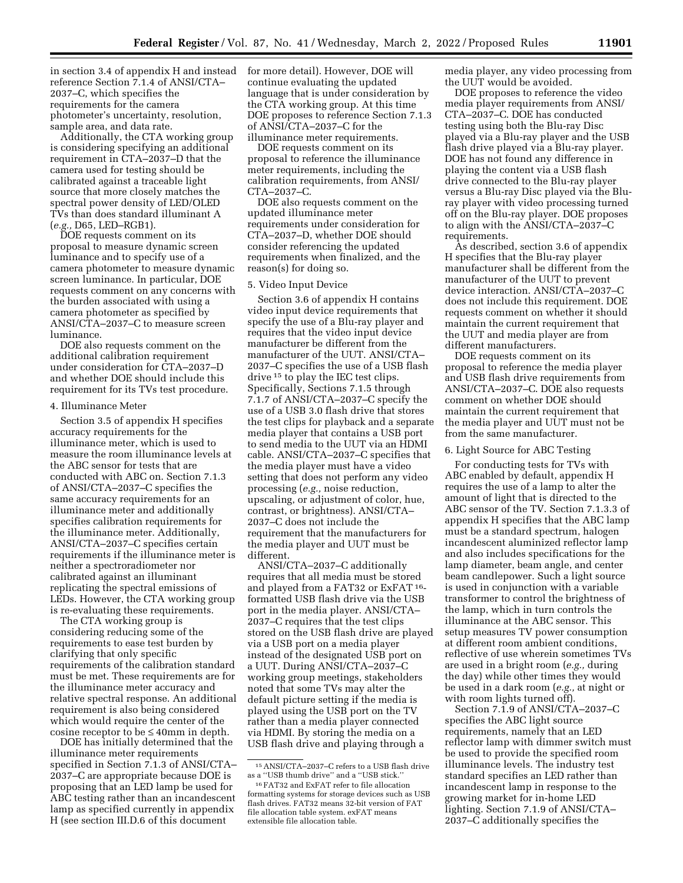in section 3.4 of appendix H and instead reference Section 7.1.4 of ANSI/CTA–2037–C, which specifies the requirements for the camera photometer's uncertainty, resolution, sample area, and data rate.

Additionally, the CTA working group is considering specifying an additional requirement in CTA–2037–D that the camera used for testing should be calibrated against a traceable light source that more closely matches the spectral power density of LED/OLED TVs than does standard illuminant A (*e.g.,* D65, LED–RGB1).

DOE requests comment on its proposal to measure dynamic screen luminance and to specify use of a camera photometer to measure dynamic screen luminance. In particular, DOE requests comment on any concerns with the burden associated with using a camera photometer as specified by ANSI/CTA–2037–C to measure screen luminance.

DOE also requests comment on the additional calibration requirement under consideration for CTA–2037–D and whether DOE should include this requirement for its TVs test procedure.

4. Illuminance Meter

Section 3.5 of appendix H specifies accuracy requirements for the illuminance meter, which is used to measure the room illuminance levels at the ABC sensor for tests that are conducted with ABC on. Section 7.1.3 of ANSI/CTA–2037–C specifies the same accuracy requirements for an illuminance meter and additionally specifies calibration requirements for the illuminance meter. Additionally, ANSI/CTA–2037–C specifies certain requirements if the illuminance meter is neither a spectroradiometer nor calibrated against an illuminant replicating the spectral emissions of LEDs. However, the CTA working group is re-evaluating these requirements.

The CTA working group is considering reducing some of the requirements to ease test burden by clarifying that only specific requirements of the calibration standard must be met. These requirements are for the illuminance meter accuracy and relative spectral response. An additional requirement is also being considered which would require the center of the cosine receptor to be ≤ 40mm in depth.

DOE has initially determined that the illuminance meter requirements specified in Section 7.1.3 of ANSI/CTA–2037–C are appropriate because DOE is proposing that an LED lamp be used for ABC testing rather than an incandescent lamp as specified currently in appendix H (see section III.D.6 of this document for more detail). However, DOE will continue evaluating the updated language that is under consideration by the CTA working group. At this time DOE proposes to reference Section 7.1.3 of ANSI/CTA–2037–C for the illuminance meter requirements.

DOE requests comment on its proposal to reference the illuminance meter requirements, including the calibration requirements, from ANSI/CTA–2037–C.

DOE also requests comment on the updated illuminance meter requirements under consideration for CTA–2037–D, whether DOE should consider referencing the updated requirements when finalized, and the reason(s) for doing so.

5. Video Input Device

Section 3.6 of appendix H contains video input device requirements that specify the use of a Blu-ray player and requires that the video input device manufacturer be different from the manufacturer of the UUT. ANSI/CTA–2037–C specifies the use of a USB flash drive [15] to play the IEC test clips. Specifically, Sections 7.1.5 through 7.1.7 of ANSI/CTA–2037–C specify the use of a USB 3.0 flash drive that stores the test clips for playback and a separate media player that contains a USB port to send media to the UUT via an HDMI cable. ANSI/CTA–2037–C specifies that the media player must have a video setting that does not perform any video processing (*e.g.,* noise reduction, upscaling, or adjustment of color, hue, contrast, or brightness). ANSI/CTA–2037–C does not include the requirement that the manufacturers for the media player and UUT must be different.

ANSI/CTA–2037–C additionally requires that all media must be stored and played from a FAT32 or ExFAT [16]-formatted USB flash drive via the USB port in the media player. ANSI/CTA–2037–C requires that the test clips stored on the USB flash drive are played via a USB port on a media player instead of the designated USB port on a UUT. During ANSI/CTA–2037–C working group meetings, stakeholders noted that some TVs may alter the default picture setting if the media is played using the USB port on the TV rather than a media player connected via HDMI. By storing the media on a USB flash drive and playing through a media player, any video processing from the UUT would be avoided.

DOE proposes to reference the video media player requirements from ANSI/CTA–2037–C. DOE has conducted testing using both the Blu-ray Disc played via a Blu-ray player and the USB flash drive played via a Blu-ray player. DOE has not found any difference in playing the content via a USB flash drive connected to the Blu-ray player versus a Blu-ray Disc played via the Blu-ray player with video processing turned off on the Blu-ray player. DOE proposes to align with the ANSI/CTA–2037–C requirements.

As described, section 3.6 of appendix H specifies that the Blu-ray player manufacturer shall be different from the manufacturer of the UUT to prevent device interaction. ANSI/CTA–2037–C does not include this requirement. DOE requests comment on whether it should maintain the current requirement that the UUT and media player are from different manufacturers.

DOE requests comment on its proposal to reference the media player and USB flash drive requirements from ANSI/CTA–2037–C. DOE also requests comment on whether DOE should maintain the current requirement that the media player and UUT must not be from the same manufacturer.

6. Light Source for ABC Testing

For conducting tests for TVs with ABC enabled by default, appendix H requires the use of a lamp to alter the amount of light that is directed to the ABC sensor of the TV. Section 7.1.3.3 of appendix H specifies that the ABC lamp must be a standard spectrum, halogen incandescent aluminized reflector lamp and also includes specifications for the lamp diameter, beam angle, and center beam candlepower. Such a light source is used in conjunction with a variable transformer to control the brightness of the lamp, which in turn controls the illuminance at the ABC sensor. This setup measures TV power consumption at different room ambient conditions, reflective of use wherein sometimes TVs are used in a bright room (*e.g.,* during the day) while other times they would be used in a dark room (*e.g.,* at night or with room lights turned off).

Section 7.1.9 of ANSI/CTA–2037–C specifies the ABC light source requirements, namely that an LED reflector lamp with dimmer switch must be used to provide the specified room illuminance levels. The industry test standard specifies an LED rather than incandescent lamp in response to the growing market for in-home LED lighting. Section 7.1.9 of ANSI/CTA–2037–C additionally specifies the

[15] ANSI/CTA–2037–C refers to a USB flash drive as a ''USB thumb drive'' and a ''USB stick.''

[16] FAT32 and ExFAT refer to file allocation formatting systems for storage devices such as USB flash drives. FAT32 means 32-bit version of FAT file allocation table system. exFAT means extensible file allocation table.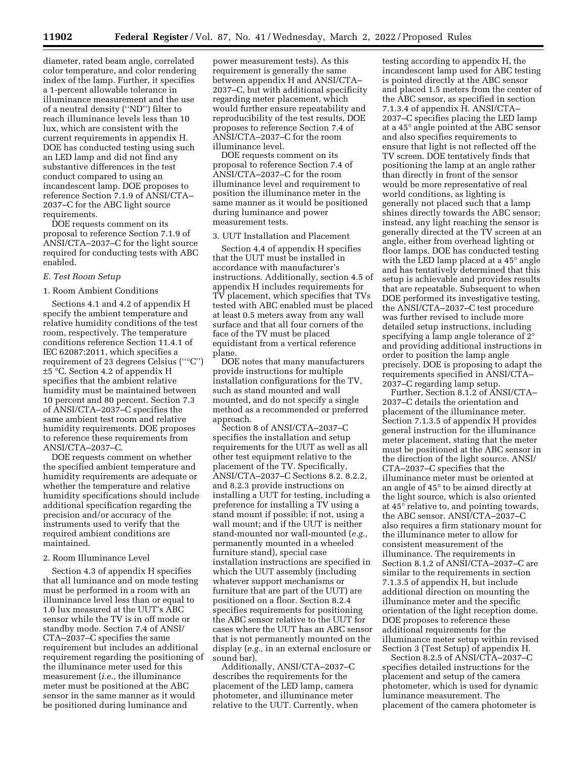diameter, rated beam angle, correlated color temperature, and color rendering index of the lamp. Further, it specifies a 1-percent allowable tolerance in illuminance measurement and the use of a neutral density (''ND'') filter to reach illuminance levels less than 10 lux, which are consistent with the current requirements in appendix H. DOE has conducted testing using such an LED lamp and did not find any substantive differences in the test conduct compared to using an incandescent lamp. DOE proposes to reference Section 7.1.9 of ANSI/CTA–2037–C for the ABC light source requirements.

DOE requests comment on its proposal to reference Section 7.1.9 of ANSI/CTA–2037–C for the light source required for conducting tests with ABC enabled.

### *E. Test Room Setup*

#### 1. Room Ambient Conditions

Sections 4.1 and 4.2 of appendix H specify the ambient temperature and relative humidity conditions of the test room, respectively. The temperature conditions reference Section 11.4.1 of IEC 62087:2011, which specifies a requirement of 23 degrees Celsius (''°C'') ±5 °C. Section 4.2 of appendix H specifies that the ambient relative humidity must be maintained between 10 percent and 80 percent. Section 7.3 of ANSI/CTA–2037–C specifies the same ambient test room and relative humidity requirements. DOE proposes to reference these requirements from ANSI/CTA–2037–C.

DOE requests comment on whether the specified ambient temperature and humidity requirements are adequate or whether the temperature and relative humidity specifications should include additional specification regarding the precision and/or accuracy of the instruments used to verify that the required ambient conditions are maintained.

#### 2. Room Illuminance Level

Section 4.3 of appendix H specifies that all luminance and on mode testing must be performed in a room with an illuminance level less than or equal to 1.0 lux measured at the UUT's ABC sensor while the TV is in off mode or standby mode. Section 7.4 of ANSI/CTA–2037–C specifies the same requirement but includes an additional requirement regarding the positioning of the illuminance meter used for this measurement (*i.e.,* the illuminance meter must be positioned at the ABC sensor in the same manner as it would be positioned during luminance and power measurement tests). As this requirement is generally the same between appendix H and ANSI/CTA–2037–C, but with additional specificity regarding meter placement, which would further ensure repeatability and reproducibility of the test results, DOE proposes to reference Section 7.4 of ANSI/CTA–2037–C for the room illuminance level.

DOE requests comment on its proposal to reference Section 7.4 of ANSI/CTA–2037–C for the room illuminance level and requirement to position the illuminance meter in the same manner as it would be positioned during luminance and power measurement tests.

#### 3. UUT Installation and Placement

Section 4.4 of appendix H specifies that the UUT must be installed in accordance with manufacturer's instructions. Additionally, section 4.5 of appendix H includes requirements for TV placement, which specifies that TVs tested with ABC enabled must be placed at least 0.5 meters away from any wall surface and that all four corners of the face of the TV must be placed equidistant from a vertical reference plane.

DOE notes that many manufacturers provide instructions for multiple installation configurations for the TV, such as stand mounted and wall mounted, and do not specify a single method as a recommended or preferred approach.

Section 8 of ANSI/CTA–2037–C specifies the installation and setup requirements for the UUT as well as all other test equipment relative to the placement of the TV. Specifically, ANSI/CTA–2037–C Sections 8.2. 8.2.2, and 8.2.3 provide instructions on installing a UUT for testing, including a preference for installing a TV using a stand mount if possible; if not, using a wall mount; and if the UUT is neither stand-mounted nor wall-mounted (*e.g.,* permanently mounted in a wheeled furniture stand), special case installation instructions are specified in which the UUT assembly (including whatever support mechanisms or furniture that are part of the UUT) are positioned on a floor. Section 8.2.4 specifies requirements for positioning the ABC sensor relative to the UUT for cases where the UUT has an ABC sensor that is not permanently mounted on the display (*e.g.,* in an external enclosure or sound bar).

Additionally, ANSI/CTA–2037–C describes the requirements for the placement of the LED lamp, camera photometer, and illuminance meter relative to the UUT. Currently, when testing according to appendix H, the incandescent lamp used for ABC testing is pointed directly at the ABC sensor and placed 1.5 meters from the center of the ABC sensor, as specified in section 7.1.3.4 of appendix H. ANSI/CTA–2037–C specifies placing the LED lamp at a 45° angle pointed at the ABC sensor and also specifies requirements to ensure that light is not reflected off the TV screen. DOE tentatively finds that positioning the lamp at an angle rather than directly in front of the sensor would be more representative of real world conditions, as lighting is generally not placed such that a lamp shines directly towards the ABC sensor; instead, any light reaching the sensor is generally directed at the TV screen at an angle, either from overhead lighting or floor lamps. DOE has conducted testing with the LED lamp placed at a 45° angle and has tentatively determined that this setup is achievable and provides results that are repeatable. Subsequent to when DOE performed its investigative testing, the ANSI/CTA–2037–C test procedure was further revised to include more detailed setup instructions, including specifying a lamp angle tolerance of 2° and providing additional instructions in order to position the lamp angle precisely. DOE is proposing to adapt the requirements specified in ANSI/CTA–2037–C regarding lamp setup.

Further, Section 8.1.2 of ANSI/CTA–2037–C details the orientation and placement of the illuminance meter. Section 7.1.3.5 of appendix H provides general instruction for the illuminance meter placement, stating that the meter must be positioned at the ABC sensor in the direction of the light source. ANSI/CTA–2037–C specifies that the illuminance meter must be oriented at an angle of 45° to be aimed directly at the light source, which is also oriented at 45° relative to, and pointing towards, the ABC sensor. ANSI/CTA–2037–C also requires a firm stationary mount for the illuminance meter to allow for consistent measurement of the illuminance. The requirements in Section 8.1.2 of ANSI/CTA–2037–C are similar to the requirements in section 7.1.3.5 of appendix H, but include additional direction on mounting the illuminance meter and the specific orientation of the light reception dome. DOE proposes to reference these additional requirements for the illuminance meter setup within revised Section 3 (Test Setup) of appendix H.

Section 8.2.5 of ANSI/CTA–2037–C specifies detailed instructions for the placement and setup of the camera photometer, which is used for dynamic luminance measurement. The placement of the camera photometer is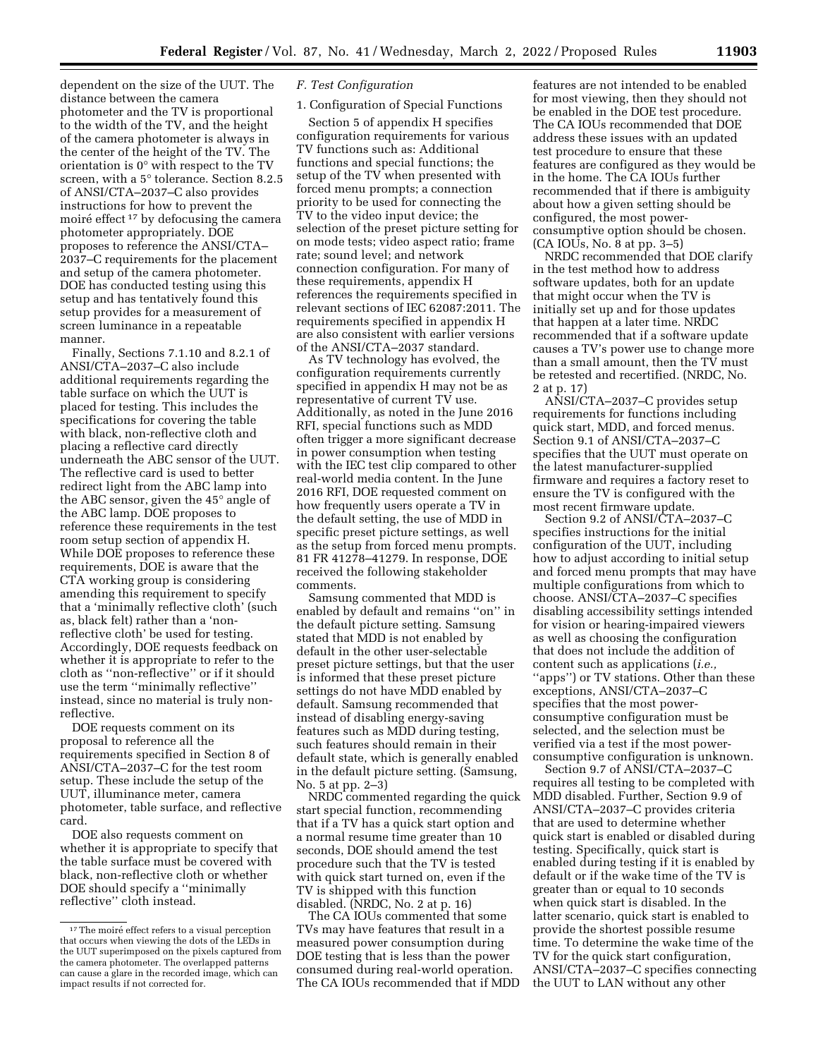dependent on the size of the UUT. The distance between the camera photometer and the TV is proportional to the width of the TV, and the height of the camera photometer is always in the center of the height of the TV. The orientation is 0° with respect to the TV screen, with a 5° tolerance. Section 8.2.5 of ANSI/CTA–2037–C also provides instructions for how to prevent the moiré effect [17] by defocusing the camera photometer appropriately. DOE proposes to reference the ANSI/CTA–2037–C requirements for the placement and setup of the camera photometer. DOE has conducted testing using this setup and has tentatively found this setup provides for a measurement of screen luminance in a repeatable manner.

Finally, Sections 7.1.10 and 8.2.1 of ANSI/CTA–2037–C also include additional requirements regarding the table surface on which the UUT is placed for testing. This includes the specifications for covering the table with black, non-reflective cloth and placing a reflective card directly underneath the ABC sensor of the UUT. The reflective card is used to better redirect light from the ABC lamp into the ABC sensor, given the 45° angle of the ABC lamp. DOE proposes to reference these requirements in the test room setup section of appendix H. While DOE proposes to reference these requirements, DOE is aware that the CTA working group is considering amending this requirement to specify that a 'minimally reflective cloth' (such as, black felt) rather than a 'non-reflective cloth' be used for testing. Accordingly, DOE requests feedback on whether it is appropriate to refer to the cloth as ''non-reflective'' or if it should use the term ''minimally reflective'' instead, since no material is truly non-reflective.

DOE requests comment on its proposal to reference all the requirements specified in Section 8 of ANSI/CTA–2037–C for the test room setup. These include the setup of the UUT, illuminance meter, camera photometer, table surface, and reflective card.

DOE also requests comment on whether it is appropriate to specify that the table surface must be covered with black, non-reflective cloth or whether DOE should specify a ''minimally reflective'' cloth instead.

### *F. Test Configuration*

#### 1. Configuration of Special Functions

Section 5 of appendix H specifies configuration requirements for various TV functions such as: Additional functions and special functions; the setup of the TV when presented with forced menu prompts; a connection priority to be used for connecting the TV to the video input device; the selection of the preset picture setting for on mode tests; video aspect ratio; frame rate; sound level; and network connection configuration. For many of these requirements, appendix H references the requirements specified in relevant sections of IEC 62087:2011. The requirements specified in appendix H are also consistent with earlier versions of the ANSI/CTA–2037 standard.

As TV technology has evolved, the configuration requirements currently specified in appendix H may not be as representative of current TV use. Additionally, as noted in the June 2016 RFI, special functions such as MDD often trigger a more significant decrease in power consumption when testing with the IEC test clip compared to other real-world media content. In the June 2016 RFI, DOE requested comment on how frequently users operate a TV in the default setting, the use of MDD in specific preset picture settings, as well as the setup from forced menu prompts. 81 FR 41278–41279. In response, DOE received the following stakeholder comments.

Samsung commented that MDD is enabled by default and remains ''on'' in the default picture setting. Samsung stated that MDD is not enabled by default in the other user-selectable preset picture settings, but that the user is informed that these preset picture settings do not have MDD enabled by default. Samsung recommended that instead of disabling energy-saving features such as MDD during testing, such features should remain in their default state, which is generally enabled in the default picture setting. (Samsung, No. 5 at pp. 2–3)

NRDC commented regarding the quick start special function, recommending that if a TV has a quick start option and a normal resume time greater than 10 seconds, DOE should amend the test procedure such that the TV is tested with quick start turned on, even if the TV is shipped with this function disabled. (NRDC, No. 2 at p. 16)

The CA IOUs commented that some TVs may have features that result in a measured power consumption during DOE testing that is less than the power consumed during real-world operation. The CA IOUs recommended that if MDD features are not intended to be enabled for most viewing, then they should not be enabled in the DOE test procedure. The CA IOUs recommended that DOE address these issues with an updated test procedure to ensure that these features are configured as they would be in the home. The CA IOUs further recommended that if there is ambiguity about how a given setting should be configured, the most power-consumptive option should be chosen. (CA IOUs, No. 8 at pp. 3–5)

NRDC recommended that DOE clarify in the test method how to address software updates, both for an update that might occur when the TV is initially set up and for those updates that happen at a later time. NRDC recommended that if a software update causes a TV's power use to change more than a small amount, then the TV must be retested and recertified. (NRDC, No. 2 at p. 17)

ANSI/CTA–2037–C provides setup requirements for functions including quick start, MDD, and forced menus. Section 9.1 of ANSI/CTA–2037–C specifies that the UUT must operate on the latest manufacturer-supplied firmware and requires a factory reset to ensure the TV is configured with the most recent firmware update.

Section 9.2 of ANSI/CTA–2037–C specifies instructions for the initial configuration of the UUT, including how to adjust according to initial setup and forced menu prompts that may have multiple configurations from which to choose. ANSI/CTA–2037–C specifies disabling accessibility settings intended for vision or hearing-impaired viewers as well as choosing the configuration that does not include the addition of content such as applications (*i.e.,* ''apps'') or TV stations. Other than these exceptions, ANSI/CTA–2037–C specifies that the most power-consumptive configuration must be selected, and the selection must be verified via a test if the most power-consumptive configuration is unknown.

Section 9.7 of ANSI/CTA–2037–C requires all testing to be completed with MDD disabled. Further, Section 9.9 of ANSI/CTA–2037–C provides criteria that are used to determine whether quick start is enabled or disabled during testing. Specifically, quick start is enabled during testing if it is enabled by default or if the wake time of the TV is greater than or equal to 10 seconds when quick start is disabled. In the latter scenario, quick start is enabled to provide the shortest possible resume time. To determine the wake time of the TV for the quick start configuration, ANSI/CTA–2037–C specifies connecting the UUT to LAN without any other

[17] The moiré effect refers to a visual perception that occurs when viewing the dots of the LEDs in the UUT superimposed on the pixels captured from the camera photometer. The overlapped patterns can cause a glare in the recorded image, which can impact results if not corrected for.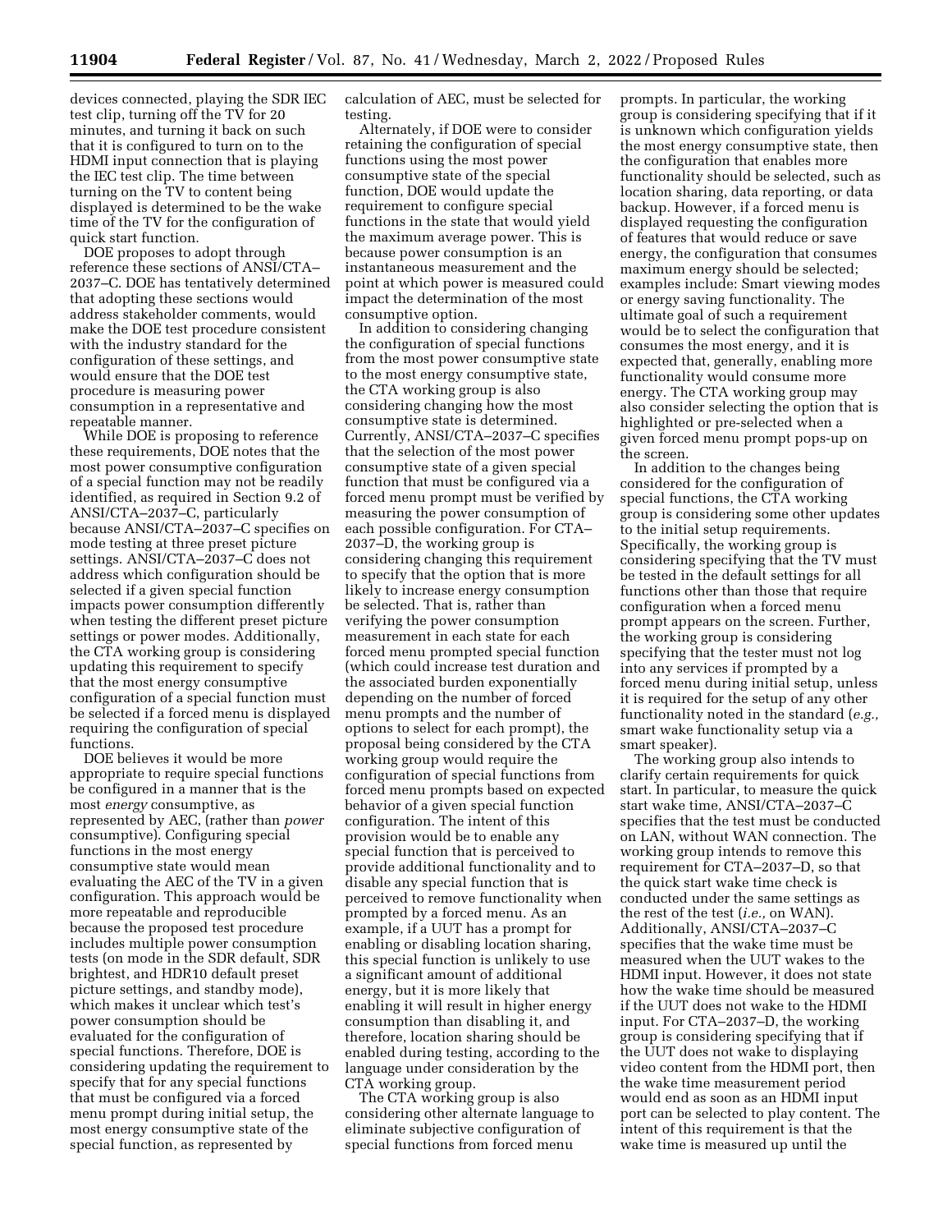devices connected, playing the SDR IEC test clip, turning off the TV for 20 minutes, and turning it back on such that it is configured to turn on to the HDMI input connection that is playing the IEC test clip. The time between turning on the TV to content being displayed is determined to be the wake time of the TV for the configuration of quick start function.

DOE proposes to adopt through reference these sections of ANSI/CTA–2037–C. DOE has tentatively determined that adopting these sections would address stakeholder comments, would make the DOE test procedure consistent with the industry standard for the configuration of these settings, and would ensure that the DOE test procedure is measuring power consumption in a representative and repeatable manner.

While DOE is proposing to reference these requirements, DOE notes that the most power consumptive configuration of a special function may not be readily identified, as required in Section 9.2 of ANSI/CTA–2037–C, particularly because ANSI/CTA–2037–C specifies on mode testing at three preset picture settings. ANSI/CTA–2037–C does not address which configuration should be selected if a given special function impacts power consumption differently when testing the different preset picture settings or power modes. Additionally, the CTA working group is considering updating this requirement to specify that the most energy consumptive configuration of a special function must be selected if a forced menu is displayed requiring the configuration of special functions.

DOE believes it would be more appropriate to require special functions be configured in a manner that is the most *energy* consumptive, as represented by AEC, (rather than *power* consumptive). Configuring special functions in the most energy consumptive state would mean evaluating the AEC of the TV in a given configuration. This approach would be more repeatable and reproducible because the proposed test procedure includes multiple power consumption tests (on mode in the SDR default, SDR brightest, and HDR10 default preset picture settings, and standby mode), which makes it unclear which test's power consumption should be evaluated for the configuration of special functions. Therefore, DOE is considering updating the requirement to specify that for any special functions that must be configured via a forced menu prompt during initial setup, the most energy consumptive state of the special function, as represented by calculation of AEC, must be selected for testing.

Alternately, if DOE were to consider retaining the configuration of special functions using the most power consumptive state of the special function, DOE would update the requirement to configure special functions in the state that would yield the maximum average power. This is because power consumption is an instantaneous measurement and the point at which power is measured could impact the determination of the most consumptive option.

In addition to considering changing the configuration of special functions from the most power consumptive state to the most energy consumptive state, the CTA working group is also considering changing how the most consumptive state is determined. Currently, ANSI/CTA–2037–C specifies that the selection of the most power consumptive state of a given special function that must be configured via a forced menu prompt must be verified by measuring the power consumption of each possible configuration. For CTA–2037–D, the working group is considering changing this requirement to specify that the option that is more likely to increase energy consumption be selected. That is, rather than verifying the power consumption measurement in each state for each forced menu prompted special function (which could increase test duration and the associated burden exponentially depending on the number of forced menu prompts and the number of options to select for each prompt), the proposal being considered by the CTA working group would require the configuration of special functions from forced menu prompts based on expected behavior of a given special function configuration. The intent of this provision would be to enable any special function that is perceived to provide additional functionality and to disable any special function that is perceived to remove functionality when prompted by a forced menu. As an example, if a UUT has a prompt for enabling or disabling location sharing, this special function is unlikely to use a significant amount of additional energy, but it is more likely that enabling it will result in higher energy consumption than disabling it, and therefore, location sharing should be enabled during testing, according to the language under consideration by the CTA working group.

The CTA working group is also considering other alternate language to eliminate subjective configuration of special functions from forced menu prompts. In particular, the working group is considering specifying that if it is unknown which configuration yields the most energy consumptive state, then the configuration that enables more functionality should be selected, such as location sharing, data reporting, or data backup. However, if a forced menu is displayed requesting the configuration of features that would reduce or save energy, the configuration that consumes maximum energy should be selected; examples include: Smart viewing modes or energy saving functionality. The ultimate goal of such a requirement would be to select the configuration that consumes the most energy, and it is expected that, generally, enabling more functionality would consume more energy. The CTA working group may also consider selecting the option that is highlighted or pre-selected when a given forced menu prompt pops-up on the screen.

In addition to the changes being considered for the configuration of special functions, the CTA working group is considering some other updates to the initial setup requirements. Specifically, the working group is considering specifying that the TV must be tested in the default settings for all functions other than those that require configuration when a forced menu prompt appears on the screen. Further, the working group is considering specifying that the tester must not log into any services if prompted by a forced menu during initial setup, unless it is required for the setup of any other functionality noted in the standard (*e.g.,* smart wake functionality setup via a smart speaker).

The working group also intends to clarify certain requirements for quick start. In particular, to measure the quick start wake time, ANSI/CTA–2037–C specifies that the test must be conducted on LAN, without WAN connection. The working group intends to remove this requirement for CTA–2037–D, so that the quick start wake time check is conducted under the same settings as the rest of the test (*i.e.,* on WAN). Additionally, ANSI/CTA–2037–C specifies that the wake time must be measured when the UUT wakes to the HDMI input. However, it does not state how the wake time should be measured if the UUT does not wake to the HDMI input. For CTA–2037–D, the working group is considering specifying that if the UUT does not wake to displaying video content from the HDMI port, then the wake time measurement period would end as soon as an HDMI input port can be selected to play content. The intent of this requirement is that the wake time is measured up until the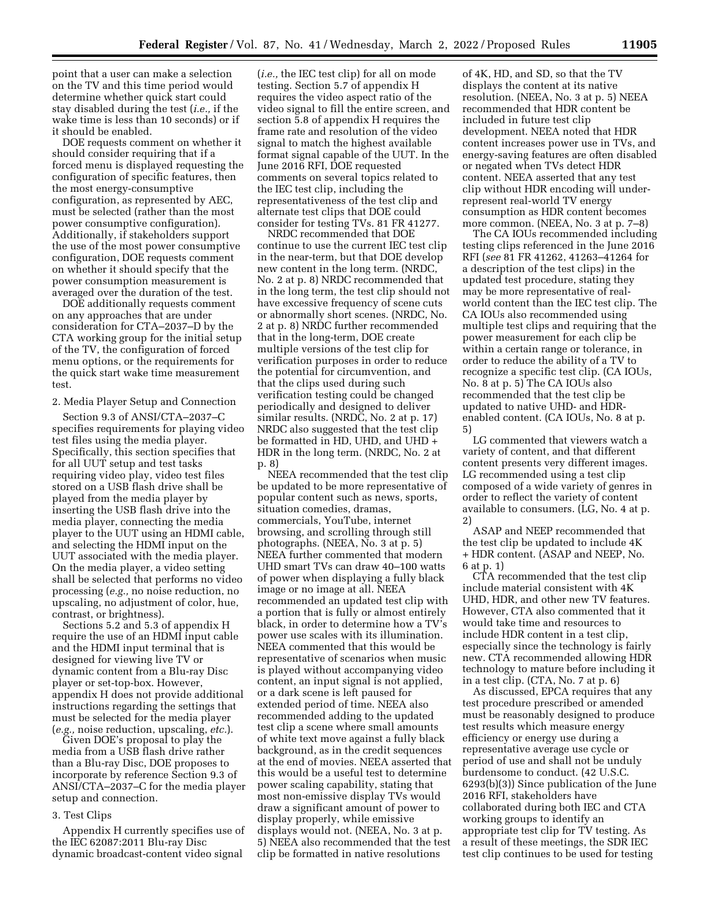point that a user can make a selection on the TV and this time period would determine whether quick start could stay disabled during the test (*i.e.,* if the wake time is less than 10 seconds) or if it should be enabled.

DOE requests comment on whether it should consider requiring that if a forced menu is displayed requesting the configuration of specific features, then the most energy-consumptive configuration, as represented by AEC, must be selected (rather than the most power consumptive configuration). Additionally, if stakeholders support the use of the most power consumptive configuration, DOE requests comment on whether it should specify that the power consumption measurement is averaged over the duration of the test.

DOE additionally requests comment on any approaches that are under consideration for CTA–2037–D by the CTA working group for the initial setup of the TV, the configuration of forced menu options, or the requirements for the quick start wake time measurement test.

2. Media Player Setup and Connection

Section 9.3 of ANSI/CTA–2037–C specifies requirements for playing video test files using the media player. Specifically, this section specifies that for all UUT setup and test tasks requiring video play, video test files stored on a USB flash drive shall be played from the media player by inserting the USB flash drive into the media player, connecting the media player to the UUT using an HDMI cable, and selecting the HDMI input on the UUT associated with the media player. On the media player, a video setting shall be selected that performs no video processing (*e.g.,* no noise reduction, no upscaling, no adjustment of color, hue, contrast, or brightness).

Sections 5.2 and 5.3 of appendix H require the use of an HDMI input cable and the HDMI input terminal that is designed for viewing live TV or dynamic content from a Blu-ray Disc player or set-top-box. However, appendix H does not provide additional instructions regarding the settings that must be selected for the media player (*e.g.,* noise reduction, upscaling, *etc.*).

Given DOE's proposal to play the media from a USB flash drive rather than a Blu-ray Disc, DOE proposes to incorporate by reference Section 9.3 of ANSI/CTA–2037–C for the media player setup and connection.

3. Test Clips

Appendix H currently specifies use of the IEC 62087:2011 Blu-ray Disc dynamic broadcast-content video signal (*i.e.,* the IEC test clip) for all on mode testing. Section 5.7 of appendix H requires the video aspect ratio of the video signal to fill the entire screen, and section 5.8 of appendix H requires the frame rate and resolution of the video signal to match the highest available format signal capable of the UUT. In the June 2016 RFI, DOE requested comments on several topics related to the IEC test clip, including the representativeness of the test clip and alternate test clips that DOE could consider for testing TVs. 81 FR 41277.

NRDC recommended that DOE continue to use the current IEC test clip in the near-term, but that DOE develop new content in the long term. (NRDC, No. 2 at p. 8) NRDC recommended that in the long term, the test clip should not have excessive frequency of scene cuts or abnormally short scenes. (NRDC, No. 2 at p. 8) NRDC further recommended that in the long-term, DOE create multiple versions of the test clip for verification purposes in order to reduce the potential for circumvention, and that the clips used during such verification testing could be changed periodically and designed to deliver similar results. (NRDC, No. 2 at p. 17) NRDC also suggested that the test clip be formatted in HD, UHD, and UHD + HDR in the long term. (NRDC, No. 2 at p. 8)

NEEA recommended that the test clip be updated to be more representative of popular content such as news, sports, situation comedies, dramas, commercials, YouTube, internet browsing, and scrolling through still photographs. (NEEA, No. 3 at p. 5) NEEA further commented that modern UHD smart TVs can draw 40–100 watts of power when displaying a fully black image or no image at all. NEEA recommended an updated test clip with a portion that is fully or almost entirely black, in order to determine how a TV's power use scales with its illumination. NEEA commented that this would be representative of scenarios when music is played without accompanying video content, an input signal is not applied, or a dark scene is left paused for extended period of time. NEEA also recommended adding to the updated test clip a scene where small amounts of white text move against a fully black background, as in the credit sequences at the end of movies. NEEA asserted that this would be a useful test to determine power scaling capability, stating that most non-emissive display TVs would draw a significant amount of power to display properly, while emissive displays would not. (NEEA, No. 3 at p. 5) NEEA also recommended that the test clip be formatted in native resolutions of 4K, HD, and SD, so that the TV displays the content at its native resolution. (NEEA, No. 3 at p. 5) NEEA recommended that HDR content be included in future test clip development. NEEA noted that HDR content increases power use in TVs, and energy-saving features are often disabled or negated when TVs detect HDR content. NEEA asserted that any test clip without HDR encoding will under-represent real-world TV energy consumption as HDR content becomes more common. (NEEA, No. 3 at p. 7–8)

The CA IOUs recommended including testing clips referenced in the June 2016 RFI (*see* 81 FR 41262, 41263–41264 for a description of the test clips) in the updated test procedure, stating they may be more representative of real-world content than the IEC test clip. The CA IOUs also recommended using multiple test clips and requiring that the power measurement for each clip be within a certain range or tolerance, in order to reduce the ability of a TV to recognize a specific test clip. (CA IOUs, No. 8 at p. 5) The CA IOUs also recommended that the test clip be updated to native UHD- and HDR-enabled content. (CA IOUs, No. 8 at p. 5)

LG commented that viewers watch a variety of content, and that different content presents very different images. LG recommended using a test clip composed of a wide variety of genres in order to reflect the variety of content available to consumers. (LG, No. 4 at p. 2)

ASAP and NEEP recommended that the test clip be updated to include 4K + HDR content. (ASAP and NEEP, No. 6 at p. 1)

CTA recommended that the test clip include material consistent with 4K UHD, HDR, and other new TV features. However, CTA also commented that it would take time and resources to include HDR content in a test clip, especially since the technology is fairly new. CTA recommended allowing HDR technology to mature before including it in a test clip. (CTA, No. 7 at p. 6)

As discussed, EPCA requires that any test procedure prescribed or amended must be reasonably designed to produce test results which measure energy efficiency or energy use during a representative average use cycle or period of use and shall not be unduly burdensome to conduct. (42 U.S.C. 6293(b)(3)) Since publication of the June 2016 RFI, stakeholders have collaborated during both IEC and CTA working groups to identify an appropriate test clip for TV testing. As a result of these meetings, the SDR IEC test clip continues to be used for testing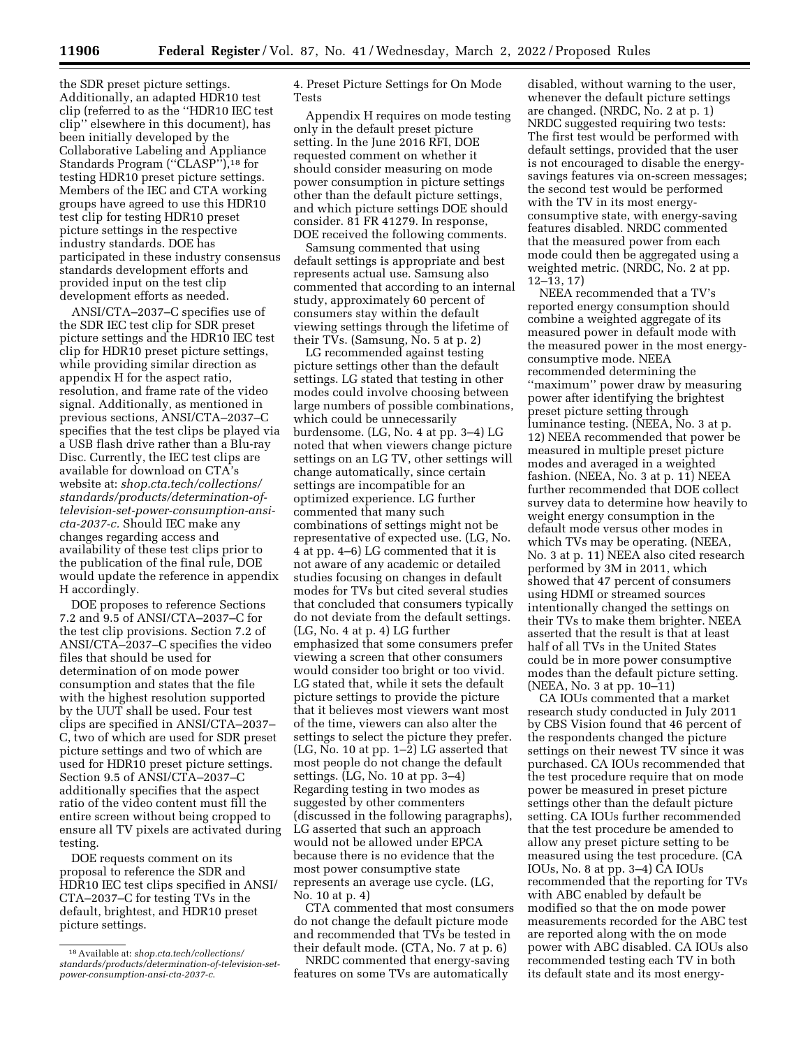the SDR preset picture settings. Additionally, an adapted HDR10 test clip (referred to as the ''HDR10 IEC test clip'' elsewhere in this document), has been initially developed by the Collaborative Labeling and Appliance Standards Program (''CLASP''),[18] for testing HDR10 preset picture settings. Members of the IEC and CTA working groups have agreed to use this HDR10 test clip for testing HDR10 preset picture settings in the respective industry standards. DOE has participated in these industry consensus standards development efforts and provided input on the test clip development efforts as needed.

ANSI/CTA–2037–C specifies use of the SDR IEC test clip for SDR preset picture settings and the HDR10 IEC test clip for HDR10 preset picture settings, while providing similar direction as appendix H for the aspect ratio, resolution, and frame rate of the video signal. Additionally, as mentioned in previous sections, ANSI/CTA–2037–C specifies that the test clips be played via a USB flash drive rather than a Blu-ray Disc. Currently, the IEC test clips are available for download on CTA's website at: *shop.cta.tech/collections/standards/products/determination-of-television-set-power-consumption-ansi-cta-2037-c.* Should IEC make any changes regarding access and availability of these test clips prior to the publication of the final rule, DOE would update the reference in appendix H accordingly.

DOE proposes to reference Sections 7.2 and 9.5 of ANSI/CTA–2037–C for the test clip provisions. Section 7.2 of ANSI/CTA–2037–C specifies the video files that should be used for determination of on mode power consumption and states that the file with the highest resolution supported by the UUT shall be used. Four test clips are specified in ANSI/CTA–2037–C, two of which are used for SDR preset picture settings and two of which are used for HDR10 preset picture settings. Section 9.5 of ANSI/CTA–2037–C additionally specifies that the aspect ratio of the video content must fill the entire screen without being cropped to ensure all TV pixels are activated during testing.

DOE requests comment on its proposal to reference the SDR and HDR10 IEC test clips specified in ANSI/CTA–2037–C for testing TVs in the default, brightest, and HDR10 preset picture settings.

4. Preset Picture Settings for On Mode Tests

Appendix H requires on mode testing only in the default preset picture setting. In the June 2016 RFI, DOE requested comment on whether it should consider measuring on mode power consumption in picture settings other than the default picture settings, and which picture settings DOE should consider. 81 FR 41279. In response, DOE received the following comments.

Samsung commented that using default settings is appropriate and best represents actual use. Samsung also commented that according to an internal study, approximately 60 percent of consumers stay within the default viewing settings through the lifetime of their TVs. (Samsung, No. 5 at p. 2)

LG recommended against testing picture settings other than the default settings. LG stated that testing in other modes could involve choosing between large numbers of possible combinations, which could be unnecessarily burdensome. (LG, No. 4 at pp. 3–4) LG noted that when viewers change picture settings on an LG TV, other settings will change automatically, since certain settings are incompatible for an optimized experience. LG further commented that many such combinations of settings might not be representative of expected use. (LG, No. 4 at pp. 4–6) LG commented that it is not aware of any academic or detailed studies focusing on changes in default modes for TVs but cited several studies that concluded that consumers typically do not deviate from the default settings. (LG, No. 4 at p. 4) LG further emphasized that some consumers prefer viewing a screen that other consumers would consider too bright or too vivid. LG stated that, while it sets the default picture settings to provide the picture that it believes most viewers want most of the time, viewers can also alter the settings to select the picture they prefer. (LG, No. 10 at pp. 1–2) LG asserted that most people do not change the default settings. (LG, No. 10 at pp. 3–4) Regarding testing in two modes as suggested by other commenters (discussed in the following paragraphs), LG asserted that such an approach would not be allowed under EPCA because there is no evidence that the most power consumptive state represents an average use cycle. (LG, No. 10 at p. 4)

CTA commented that most consumers do not change the default picture mode and recommended that TVs be tested in their default mode. (CTA, No. 7 at p. 6)

NRDC commented that energy-saving features on some TVs are automatically disabled, without warning to the user, whenever the default picture settings are changed. (NRDC, No. 2 at p. 1) NRDC suggested requiring two tests: The first test would be performed with default settings, provided that the user is not encouraged to disable the energy-savings features via on-screen messages; the second test would be performed with the TV in its most energy-consumptive state, with energy-saving features disabled. NRDC commented that the measured power from each mode could then be aggregated using a weighted metric. (NRDC, No. 2 at pp. 12–13, 17)

NEEA recommended that a TV's reported energy consumption should combine a weighted aggregate of its measured power in default mode with the measured power in the most energy-consumptive mode. NEEA recommended determining the ''maximum'' power draw by measuring power after identifying the brightest preset picture setting through luminance testing. (NEEA, No. 3 at p. 12) NEEA recommended that power be measured in multiple preset picture modes and averaged in a weighted fashion. (NEEA, No. 3 at p. 11) NEEA further recommended that DOE collect survey data to determine how heavily to weight energy consumption in the default mode versus other modes in which TVs may be operating. (NEEA, No. 3 at p. 11) NEEA also cited research performed by 3M in 2011, which showed that 47 percent of consumers using HDMI or streamed sources intentionally changed the settings on their TVs to make them brighter. NEEA asserted that the result is that at least half of all TVs in the United States could be in more power consumptive modes than the default picture setting. (NEEA, No. 3 at pp. 10–11)

CA IOUs commented that a market research study conducted in July 2011 by CBS Vision found that 46 percent of the respondents changed the picture settings on their newest TV since it was purchased. CA IOUs recommended that the test procedure require that on mode power be measured in preset picture settings other than the default picture setting. CA IOUs further recommended that the test procedure be amended to allow any preset picture setting to be measured using the test procedure. (CA IOUs, No. 8 at pp. 3–4) CA IOUs recommended that the reporting for TVs with ABC enabled by default be modified so that the on mode power measurements recorded for the ABC test are reported along with the on mode power with ABC disabled. CA IOUs also recommended testing each TV in both its default state and its most energy-

[18] Available at: *shop.cta.tech/collections/standards/products/determination-of-television-set-power-consumption-ansi-cta-2037-c.*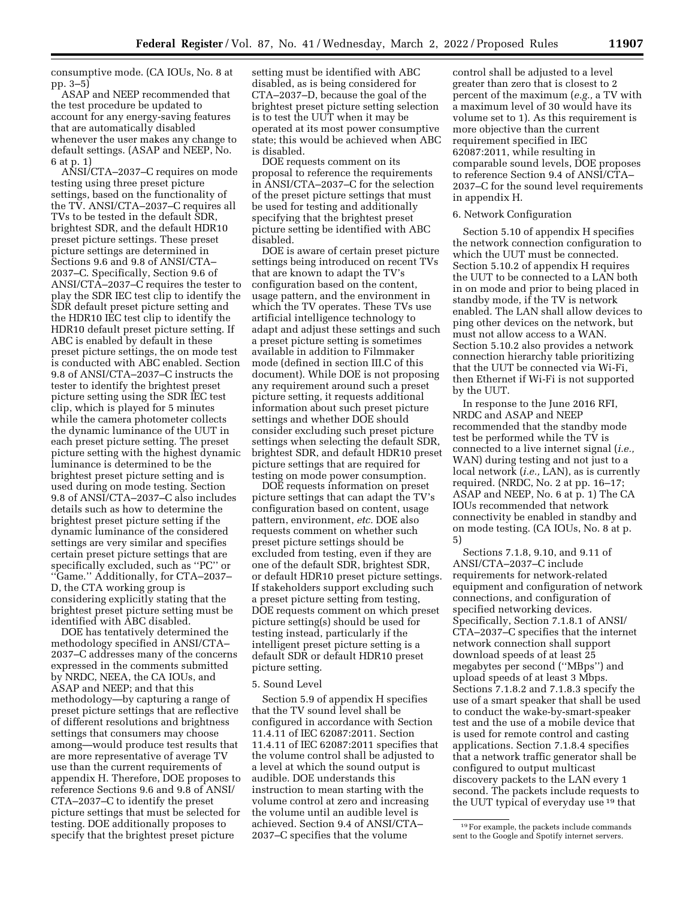consumptive mode. (CA IOUs, No. 8 at pp. 3–5)

ASAP and NEEP recommended that the test procedure be updated to account for any energy-saving features that are automatically disabled whenever the user makes any change to default settings. (ASAP and NEEP, No. 6 at p. 1)

ANSI/CTA–2037–C requires on mode testing using three preset picture settings, based on the functionality of the TV. ANSI/CTA–2037–C requires all TVs to be tested in the default SDR, brightest SDR, and the default HDR10 preset picture settings. These preset picture settings are determined in Sections 9.6 and 9.8 of ANSI/CTA–2037–C. Specifically, Section 9.6 of ANSI/CTA–2037–C requires the tester to play the SDR IEC test clip to identify the SDR default preset picture setting and the HDR10 IEC test clip to identify the HDR10 default preset picture setting. If ABC is enabled by default in these preset picture settings, the on mode test is conducted with ABC enabled. Section 9.8 of ANSI/CTA–2037–C instructs the tester to identify the brightest preset picture setting using the SDR IEC test clip, which is played for 5 minutes while the camera photometer collects the dynamic luminance of the UUT in each preset picture setting. The preset picture setting with the highest dynamic luminance is determined to be the brightest preset picture setting and is used during on mode testing. Section 9.8 of ANSI/CTA–2037–C also includes details such as how to determine the brightest preset picture setting if the dynamic luminance of the considered settings are very similar and specifies certain preset picture settings that are specifically excluded, such as ''PC'' or ''Game.'' Additionally, for CTA–2037–D, the CTA working group is considering explicitly stating that the brightest preset picture setting must be identified with ABC disabled.

DOE has tentatively determined the methodology specified in ANSI/CTA–2037–C addresses many of the concerns expressed in the comments submitted by NRDC, NEEA, the CA IOUs, and ASAP and NEEP; and that this methodology—by capturing a range of preset picture settings that are reflective of different resolutions and brightness settings that consumers may choose among—would produce test results that are more representative of average TV use than the current requirements of appendix H. Therefore, DOE proposes to reference Sections 9.6 and 9.8 of ANSI/CTA–2037–C to identify the preset picture settings that must be selected for testing. DOE additionally proposes to specify that the brightest preset picture setting must be identified with ABC disabled, as is being considered for CTA–2037–D, because the goal of the brightest preset picture setting selection is to test the UUT when it may be operated at its most power consumptive state; this would be achieved when ABC is disabled.

DOE requests comment on its proposal to reference the requirements in ANSI/CTA–2037–C for the selection of the preset picture settings that must be used for testing and additionally specifying that the brightest preset picture setting be identified with ABC disabled.

DOE is aware of certain preset picture settings being introduced on recent TVs that are known to adapt the TV's configuration based on the content, usage pattern, and the environment in which the TV operates. These TVs use artificial intelligence technology to adapt and adjust these settings and such a preset picture setting is sometimes available in addition to Filmmaker mode (defined in section III.C of this document). While DOE is not proposing any requirement around such a preset picture setting, it requests additional information about such preset picture settings and whether DOE should consider excluding such preset picture settings when selecting the default SDR, brightest SDR, and default HDR10 preset picture settings that are required for testing on mode power consumption.

DOE requests information on preset picture settings that can adapt the TV's configuration based on content, usage pattern, environment, *etc.* DOE also requests comment on whether such preset picture settings should be excluded from testing, even if they are one of the default SDR, brightest SDR, or default HDR10 preset picture settings. If stakeholders support excluding such a preset picture setting from testing, DOE requests comment on which preset picture setting(s) should be used for testing instead, particularly if the intelligent preset picture setting is a default SDR or default HDR10 preset picture setting.

5. Sound Level

Section 5.9 of appendix H specifies that the TV sound level shall be configured in accordance with Section 11.4.11 of IEC 62087:2011. Section 11.4.11 of IEC 62087:2011 specifies that the volume control shall be adjusted to a level at which the sound output is audible. DOE understands this instruction to mean starting with the volume control at zero and increasing the volume until an audible level is achieved. Section 9.4 of ANSI/CTA–2037–C specifies that the volume control shall be adjusted to a level greater than zero that is closest to 2 percent of the maximum (*e.g.,* a TV with a maximum level of 30 would have its volume set to 1). As this requirement is more objective than the current requirement specified in IEC 62087:2011, while resulting in comparable sound levels, DOE proposes to reference Section 9.4 of ANSI/CTA–2037–C for the sound level requirements in appendix H.

6. Network Configuration

Section 5.10 of appendix H specifies the network connection configuration to which the UUT must be connected. Section 5.10.2 of appendix H requires the UUT to be connected to a LAN both in on mode and prior to being placed in standby mode, if the TV is network enabled. The LAN shall allow devices to ping other devices on the network, but must not allow access to a WAN. Section 5.10.2 also provides a network connection hierarchy table prioritizing that the UUT be connected via Wi-Fi, then Ethernet if Wi-Fi is not supported by the UUT.

In response to the June 2016 RFI, NRDC and ASAP and NEEP recommended that the standby mode test be performed while the TV is connected to a live internet signal (*i.e.,* WAN) during testing and not just to a local network (*i.e.,* LAN), as is currently required. (NRDC, No. 2 at pp. 16–17; ASAP and NEEP, No. 6 at p. 1) The CA IOUs recommended that network connectivity be enabled in standby and on mode testing. (CA IOUs, No. 8 at p. 5)

Sections 7.1.8, 9.10, and 9.11 of ANSI/CTA–2037–C include requirements for network-related equipment and configuration of network connections, and configuration of specified networking devices. Specifically, Section 7.1.8.1 of ANSI/CTA–2037–C specifies that the internet network connection shall support download speeds of at least 25 megabytes per second (''MBps'') and upload speeds of at least 3 Mbps. Sections 7.1.8.2 and 7.1.8.3 specify the use of a smart speaker that shall be used to conduct the wake-by-smart-speaker test and the use of a mobile device that is used for remote control and casting applications. Section 7.1.8.4 specifies that a network traffic generator shall be configured to output multicast discovery packets to the LAN every 1 second. The packets include requests to the UUT typical of everyday use [19] that

[19] For example, the packets include commands sent to the Google and Spotify internet servers.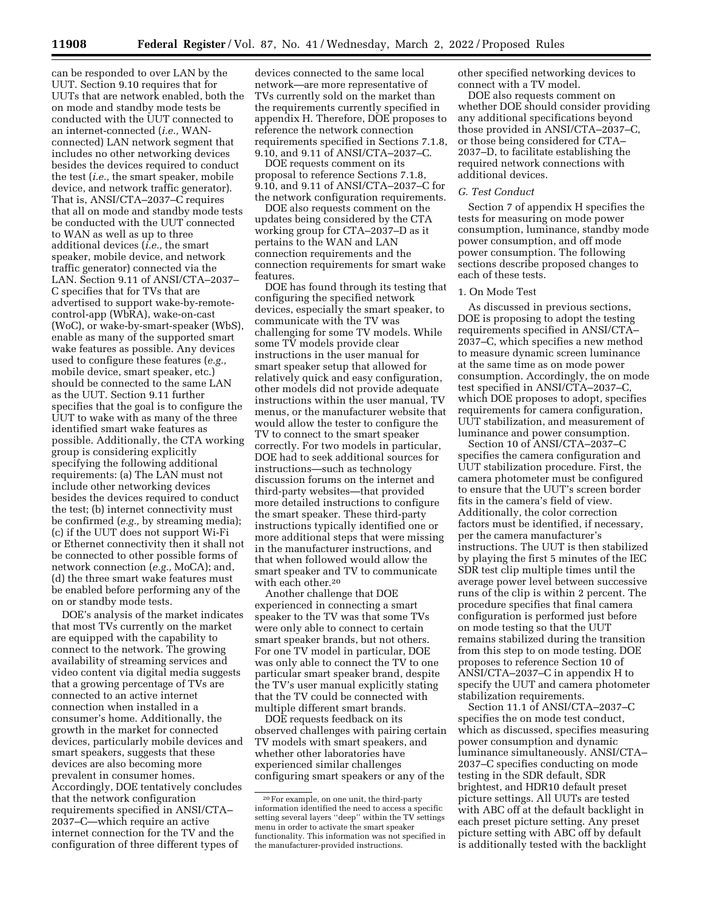can be responded to over LAN by the UUT. Section 9.10 requires that for UUTs that are network enabled, both the on mode and standby mode tests be conducted with the UUT connected to an internet-connected (*i.e.,* WAN-connected) LAN network segment that includes no other networking devices besides the devices required to conduct the test (*i.e.,* the smart speaker, mobile device, and network traffic generator). That is, ANSI/CTA–2037–C requires that all on mode and standby mode tests be conducted with the UUT connected to WAN as well as up to three additional devices (*i.e.,* the smart speaker, mobile device, and network traffic generator) connected via the LAN. Section 9.11 of ANSI/CTA–2037–C specifies that for TVs that are advertised to support wake-by-remote-control-app (WbRA), wake-on-cast (WoC), or wake-by-smart-speaker (WbS), enable as many of the supported smart wake features as possible. Any devices used to configure these features (*e.g.,* mobile device, smart speaker, etc.) should be connected to the same LAN as the UUT. Section 9.11 further specifies that the goal is to configure the UUT to wake with as many of the three identified smart wake features as possible. Additionally, the CTA working group is considering explicitly specifying the following additional requirements: (a) The LAN must not include other networking devices besides the devices required to conduct the test; (b) internet connectivity must be confirmed (*e.g.,* by streaming media); (c) if the UUT does not support Wi-Fi or Ethernet connectivity then it shall not be connected to other possible forms of network connection (*e.g.,* MoCA); and, (d) the three smart wake features must be enabled before performing any of the on or standby mode tests.

DOE's analysis of the market indicates that most TVs currently on the market are equipped with the capability to connect to the network. The growing availability of streaming services and video content via digital media suggests that a growing percentage of TVs are connected to an active internet connection when installed in a consumer's home. Additionally, the growth in the market for connected devices, particularly mobile devices and smart speakers, suggests that these devices are also becoming more prevalent in consumer homes. Accordingly, DOE tentatively concludes that the network configuration requirements specified in ANSI/CTA–2037–C—which require an active internet connection for the TV and the configuration of three different types of devices connected to the same local network—are more representative of TVs currently sold on the market than the requirements currently specified in appendix H. Therefore, DOE proposes to reference the network connection requirements specified in Sections 7.1.8, 9.10, and 9.11 of ANSI/CTA–2037–C.

DOE requests comment on its proposal to reference Sections 7.1.8, 9.10, and 9.11 of ANSI/CTA–2037–C for the network configuration requirements.

DOE also requests comment on the updates being considered by the CTA working group for CTA–2037–D as it pertains to the WAN and LAN connection requirements and the connection requirements for smart wake features.

DOE has found through its testing that configuring the specified network devices, especially the smart speaker, to communicate with the TV was challenging for some TV models. While some TV models provide clear instructions in the user manual for smart speaker setup that allowed for relatively quick and easy configuration, other models did not provide adequate instructions within the user manual, TV menus, or the manufacturer website that would allow the tester to configure the TV to connect to the smart speaker correctly. For two models in particular, DOE had to seek additional sources for instructions—such as technology discussion forums on the internet and third-party websites—that provided more detailed instructions to configure the smart speaker. These third-party instructions typically identified one or more additional steps that were missing in the manufacturer instructions, and that when followed would allow the smart speaker and TV to communicate with each other.[20]

Another challenge that DOE experienced in connecting a smart speaker to the TV was that some TVs were only able to connect to certain smart speaker brands, but not others. For one TV model in particular, DOE was only able to connect the TV to one particular smart speaker brand, despite the TV's user manual explicitly stating that the TV could be connected with multiple different smart brands.

DOE requests feedback on its observed challenges with pairing certain TV models with smart speakers, and whether other laboratories have experienced similar challenges configuring smart speakers or any of the other specified networking devices to connect with a TV model.

DOE also requests comment on whether DOE should consider providing any additional specifications beyond those provided in ANSI/CTA–2037–C, or those being considered for CTA–2037–D, to facilitate establishing the required network connections with additional devices.

### *G. Test Conduct*

Section 7 of appendix H specifies the tests for measuring on mode power consumption, luminance, standby mode power consumption, and off mode power consumption. The following sections describe proposed changes to each of these tests.

#### 1. On Mode Test

As discussed in previous sections, DOE is proposing to adopt the testing requirements specified in ANSI/CTA–2037–C, which specifies a new method to measure dynamic screen luminance at the same time as on mode power consumption. Accordingly, the on mode test specified in ANSI/CTA–2037–C, which DOE proposes to adopt, specifies requirements for camera configuration, UUT stabilization, and measurement of luminance and power consumption.

Section 10 of ANSI/CTA–2037–C specifies the camera configuration and UUT stabilization procedure. First, the camera photometer must be configured to ensure that the UUT's screen border fits in the camera's field of view. Additionally, the color correction factors must be identified, if necessary, per the camera manufacturer's instructions. The UUT is then stabilized by playing the first 5 minutes of the IEC SDR test clip multiple times until the average power level between successive runs of the clip is within 2 percent. The procedure specifies that final camera configuration is performed just before on mode testing so that the UUT remains stabilized during the transition from this step to on mode testing. DOE proposes to reference Section 10 of ANSI/CTA–2037–C in appendix H to specify the UUT and camera photometer stabilization requirements.

Section 11.1 of ANSI/CTA–2037–C specifies the on mode test conduct, which as discussed, specifies measuring power consumption and dynamic luminance simultaneously. ANSI/CTA–2037–C specifies conducting on mode testing in the SDR default, SDR brightest, and HDR10 default preset picture settings. All UUTs are tested with ABC off at the default backlight in each preset picture setting. Any preset picture setting with ABC off by default is additionally tested with the backlight

[20] For example, on one unit, the third-party information identified the need to access a specific setting several layers "deep" within the TV settings menu in order to activate the smart speaker functionality. This information was not specified in the manufacturer-provided instructions.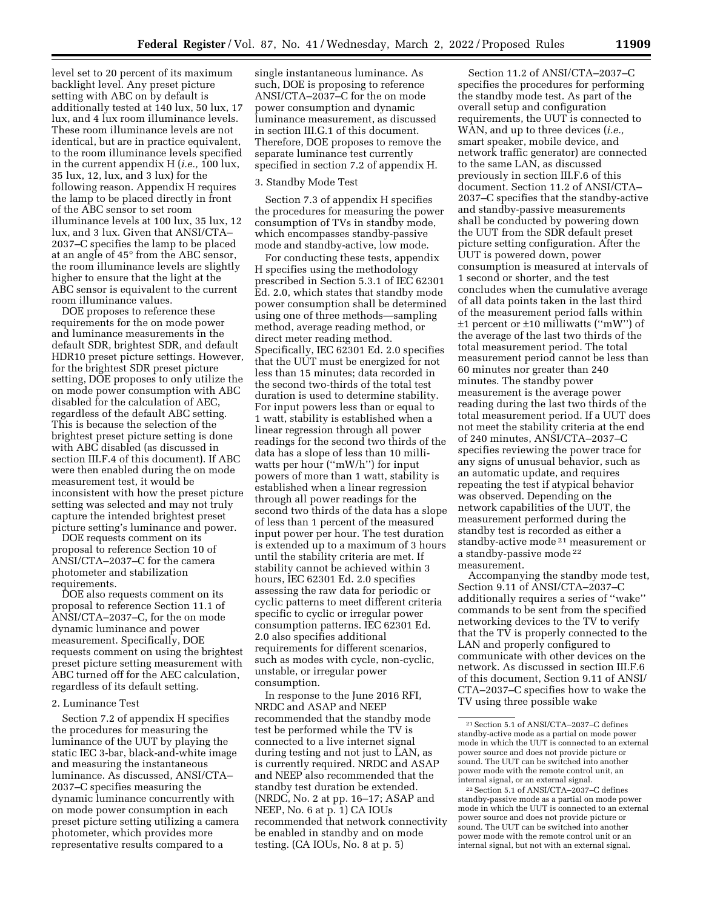level set to 20 percent of its maximum backlight level. Any preset picture setting with ABC on by default is additionally tested at 140 lux, 50 lux, 17 lux, and 4 lux room illuminance levels. These room illuminance levels are not identical, but are in practice equivalent, to the room illuminance levels specified in the current appendix H (*i.e.,* 100 lux, 35 lux, 12, lux, and 3 lux) for the following reason. Appendix H requires the lamp to be placed directly in front of the ABC sensor to set room illuminance levels at 100 lux, 35 lux, 12 lux, and 3 lux. Given that ANSI/CTA–2037–C specifies the lamp to be placed at an angle of 45° from the ABC sensor, the room illuminance levels are slightly higher to ensure that the light at the ABC sensor is equivalent to the current room illuminance values.

DOE proposes to reference these requirements for the on mode power and luminance measurements in the default SDR, brightest SDR, and default HDR10 preset picture settings. However, for the brightest SDR preset picture setting, DOE proposes to only utilize the on mode power consumption with ABC disabled for the calculation of AEC, regardless of the default ABC setting. This is because the selection of the brightest preset picture setting is done with ABC disabled (as discussed in section III.F.4 of this document). If ABC were then enabled during the on mode measurement test, it would be inconsistent with how the preset picture setting was selected and may not truly capture the intended brightest preset picture setting's luminance and power.

DOE requests comment on its proposal to reference Section 10 of ANSI/CTA–2037–C for the camera photometer and stabilization requirements.

DOE also requests comment on its proposal to reference Section 11.1 of ANSI/CTA–2037–C, for the on mode dynamic luminance and power measurement. Specifically, DOE requests comment on using the brightest preset picture setting measurement with ABC turned off for the AEC calculation, regardless of its default setting.

### 2. Luminance Test

Section 7.2 of appendix H specifies the procedures for measuring the luminance of the UUT by playing the static IEC 3-bar, black-and-white image and measuring the instantaneous luminance. As discussed, ANSI/CTA–2037–C specifies measuring the dynamic luminance concurrently with on mode power consumption in each preset picture setting utilizing a camera photometer, which provides more representative results compared to a single instantaneous luminance. As such, DOE is proposing to reference ANSI/CTA–2037–C for the on mode power consumption and dynamic luminance measurement, as discussed in section III.G.1 of this document. Therefore, DOE proposes to remove the separate luminance test currently specified in section 7.2 of appendix H.

### 3. Standby Mode Test

Section 7.3 of appendix H specifies the procedures for measuring the power consumption of TVs in standby mode, which encompasses standby-passive mode and standby-active, low mode.

For conducting these tests, appendix H specifies using the methodology prescribed in Section 5.3.1 of IEC 62301 Ed. 2.0, which states that standby mode power consumption shall be determined using one of three methods—sampling method, average reading method, or direct meter reading method. Specifically, IEC 62301 Ed. 2.0 specifies that the UUT must be energized for not less than 15 minutes; data recorded in the second two-thirds of the total test duration is used to determine stability. For input powers less than or equal to 1 watt, stability is established when a linear regression through all power readings for the second two thirds of the data has a slope of less than 10 milliwatts per hour (''mW/h'') for input powers of more than 1 watt, stability is established when a linear regression through all power readings for the second two thirds of the data has a slope of less than 1 percent of the measured input power per hour. The test duration is extended up to a maximum of 3 hours until the stability criteria are met. If stability cannot be achieved within 3 hours, IEC 62301 Ed. 2.0 specifies assessing the raw data for periodic or cyclic patterns to meet different criteria specific to cyclic or irregular power consumption patterns. IEC 62301 Ed. 2.0 also specifies additional requirements for different scenarios, such as modes with cycle, non-cyclic, unstable, or irregular power consumption.

In response to the June 2016 RFI, NRDC and ASAP and NEEP recommended that the standby mode test be performed while the TV is connected to a live internet signal during testing and not just to LAN, as is currently required. NRDC and ASAP and NEEP also recommended that the standby test duration be extended. (NRDC, No. 2 at pp. 16–17; ASAP and NEEP, No. 6 at p. 1) CA IOUs recommended that network connectivity be enabled in standby and on mode testing. (CA IOUs, No. 8 at p. 5)

Section 11.2 of ANSI/CTA–2037–C specifies the procedures for performing the standby mode test. As part of the overall setup and configuration requirements, the UUT is connected to WAN, and up to three devices (*i.e.,* smart speaker, mobile device, and network traffic generator) are connected to the same LAN, as discussed previously in section III.F.6 of this document. Section 11.2 of ANSI/CTA–2037–C specifies that the standby-active and standby-passive measurements shall be conducted by powering down the UUT from the SDR default preset picture setting configuration. After the UUT is powered down, power consumption is measured at intervals of 1 second or shorter, and the test concludes when the cumulative average of all data points taken in the last third of the measurement period falls within ±1 percent or ±10 milliwatts (''mW'') of the average of the last two thirds of the total measurement period. The total measurement period cannot be less than 60 minutes nor greater than 240 minutes. The standby power measurement is the average power reading during the last two thirds of the total measurement period. If a UUT does not meet the stability criteria at the end of 240 minutes, ANSI/CTA–2037–C specifies reviewing the power trace for any signs of unusual behavior, such as an automatic update, and requires repeating the test if atypical behavior was observed. Depending on the network capabilities of the UUT, the measurement performed during the standby test is recorded as either a standby-active mode[21] measurement or a standby-passive mode[22] measurement.

Accompanying the standby mode test, Section 9.11 of ANSI/CTA–2037–C additionally requires a series of ''wake'' commands to be sent from the specified networking devices to the TV to verify that the TV is properly connected to the LAN and properly configured to communicate with other devices on the network. As discussed in section III.F.6 of this document, Section 9.11 of ANSI/CTA–2037–C specifies how to wake the TV using three possible wake

[21] Section 5.1 of ANSI/CTA–2037–C defines standby-active mode as a partial on mode power mode in which the UUT is connected to an external power source and does not provide picture or sound. The UUT can be switched into another power mode with the remote control unit, an internal signal, or an external signal.

[22] Section 5.1 of ANSI/CTA–2037–C defines standby-passive mode as a partial on mode power mode in which the UUT is connected to an external power source and does not provide picture or sound. The UUT can be switched into another power mode with the remote control unit or an internal signal, but not with an external signal.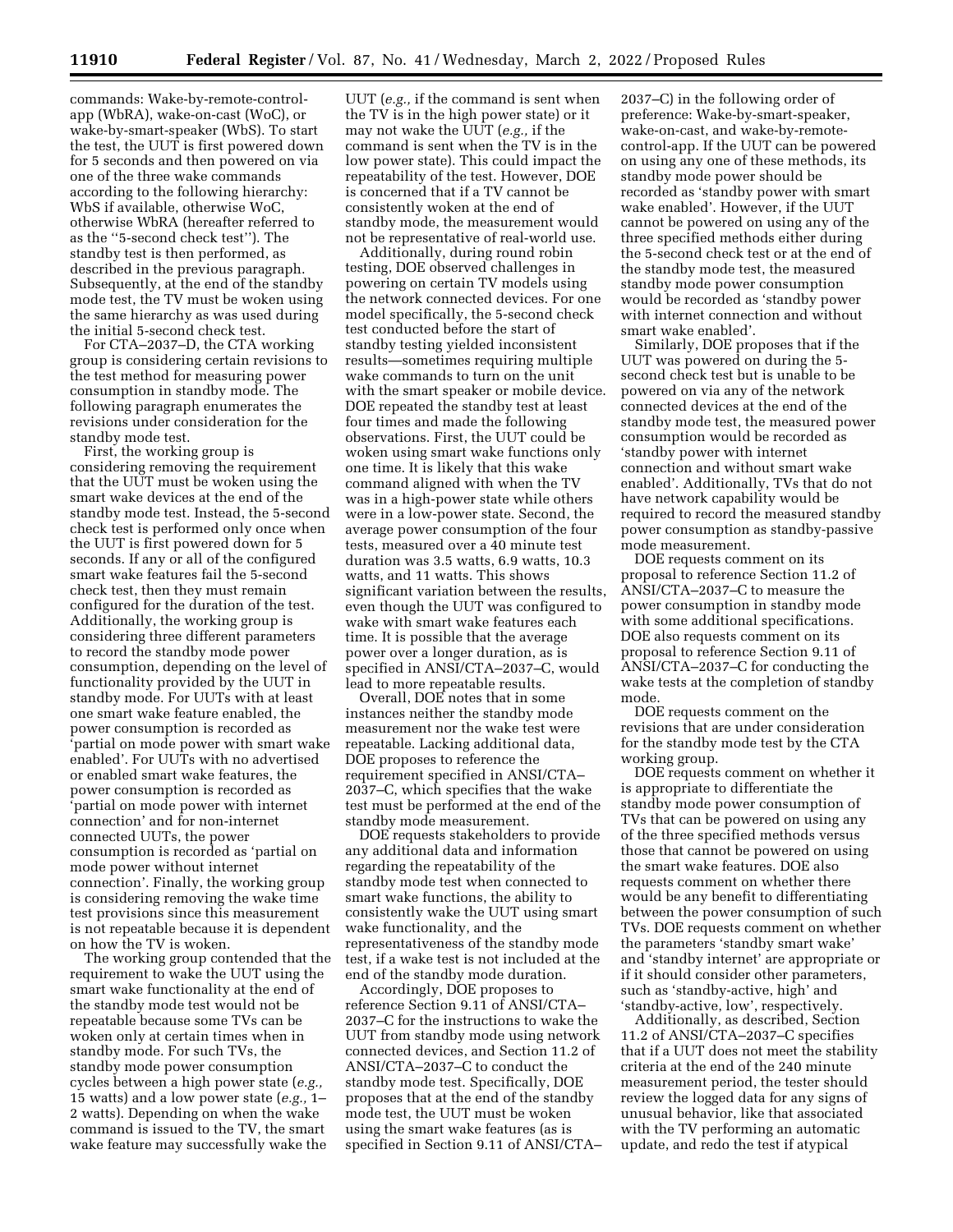commands: Wake-by-remote-control-app (WbRA), wake-on-cast (WoC), or wake-by-smart-speaker (WbS). To start the test, the UUT is first powered down for 5 seconds and then powered on via one of the three wake commands according to the following hierarchy: WbS if available, otherwise WoC, otherwise WbRA (hereafter referred to as the ''5-second check test''). The standby test is then performed, as described in the previous paragraph. Subsequently, at the end of the standby mode test, the TV must be woken using the same hierarchy as was used during the initial 5-second check test.

For CTA–2037–D, the CTA working group is considering certain revisions to the test method for measuring power consumption in standby mode. The following paragraph enumerates the revisions under consideration for the standby mode test.

First, the working group is considering removing the requirement that the UUT must be woken using the smart wake devices at the end of the standby mode test. Instead, the 5-second check test is performed only once when the UUT is first powered down for 5 seconds. If any or all of the configured smart wake features fail the 5-second check test, then they must remain configured for the duration of the test. Additionally, the working group is considering three different parameters to record the standby mode power consumption, depending on the level of functionality provided by the UUT in standby mode. For UUTs with at least one smart wake feature enabled, the power consumption is recorded as 'partial on mode power with smart wake enabled'. For UUTs with no advertised or enabled smart wake features, the power consumption is recorded as 'partial on mode power with internet connection' and for non-internet connected UUTs, the power consumption is recorded as 'partial on mode power without internet connection'. Finally, the working group is considering removing the wake time test provisions since this measurement is not repeatable because it is dependent on how the TV is woken.

The working group contended that the requirement to wake the UUT using the smart wake functionality at the end of the standby mode test would not be repeatable because some TVs can be woken only at certain times when in standby mode. For such TVs, the standby mode power consumption cycles between a high power state (*e.g.,* 15 watts) and a low power state (*e.g.,* 1–2 watts). Depending on when the wake command is issued to the TV, the smart wake feature may successfully wake the UUT (*e.g.,* if the command is sent when the TV is in the high power state) or it may not wake the UUT (*e.g.,* if the command is sent when the TV is in the low power state). This could impact the repeatability of the test. However, DOE is concerned that if a TV cannot be consistently woken at the end of standby mode, the measurement would not be representative of real-world use.

Additionally, during round robin testing, DOE observed challenges in powering on certain TV models using the network connected devices. For one model specifically, the 5-second check test conducted before the start of standby testing yielded inconsistent results—sometimes requiring multiple wake commands to turn on the unit with the smart speaker or mobile device. DOE repeated the standby test at least four times and made the following observations. First, the UUT could be woken using smart wake functions only one time. It is likely that this wake command aligned with when the TV was in a high-power state while others were in a low-power state. Second, the average power consumption of the four tests, measured over a 40 minute test duration was 3.5 watts, 6.9 watts, 10.3 watts, and 11 watts. This shows significant variation between the results, even though the UUT was configured to wake with smart wake features each time. It is possible that the average power over a longer duration, as is specified in ANSI/CTA–2037–C, would lead to more repeatable results.

Overall, DOE notes that in some instances neither the standby mode measurement nor the wake test were repeatable. Lacking additional data, DOE proposes to reference the requirement specified in ANSI/CTA–2037–C, which specifies that the wake test must be performed at the end of the standby mode measurement.

DOE requests stakeholders to provide any additional data and information regarding the repeatability of the standby mode test when connected to smart wake functions, the ability to consistently wake the UUT using smart wake functionality, and the representativeness of the standby mode test, if a wake test is not included at the end of the standby mode duration.

Accordingly, DOE proposes to reference Section 9.11 of ANSI/CTA–2037–C for the instructions to wake the UUT from standby mode using network connected devices, and Section 11.2 of ANSI/CTA–2037–C to conduct the standby mode test. Specifically, DOE proposes that at the end of the standby mode test, the UUT must be woken using the smart wake features (as is specified in Section 9.11 of ANSI/CTA–2037–C) in the following order of preference: Wake-by-smart-speaker, wake-on-cast, and wake-by-remote-control-app. If the UUT can be powered on using any one of these methods, its standby mode power should be recorded as 'standby power with smart wake enabled'. However, if the UUT cannot be powered on using any of the three specified methods either during the 5-second check test or at the end of the standby mode test, the measured standby mode power consumption would be recorded as 'standby power with internet connection and without smart wake enabled'.

Similarly, DOE proposes that if the UUT was powered on during the 5-second check test but is unable to be powered on via any of the network connected devices at the end of the standby mode test, the measured power consumption would be recorded as 'standby power with internet connection and without smart wake enabled'. Additionally, TVs that do not have network capability would be required to record the measured standby power consumption as standby-passive mode measurement.

DOE requests comment on its proposal to reference Section 11.2 of ANSI/CTA–2037–C to measure the power consumption in standby mode with some additional specifications. DOE also requests comment on its proposal to reference Section 9.11 of ANSI/CTA–2037–C for conducting the wake tests at the completion of standby mode.

DOE requests comment on the revisions that are under consideration for the standby mode test by the CTA working group.

DOE requests comment on whether it is appropriate to differentiate the standby mode power consumption of TVs that can be powered on using any of the three specified methods versus those that cannot be powered on using the smart wake features. DOE also requests comment on whether there would be any benefit to differentiating between the power consumption of such TVs. DOE requests comment on whether the parameters 'standby smart wake' and 'standby internet' are appropriate or if it should consider other parameters, such as 'standby-active, high' and 'standby-active, low', respectively.

Additionally, as described, Section 11.2 of ANSI/CTA–2037–C specifies that if a UUT does not meet the stability criteria at the end of the 240 minute measurement period, the tester should review the logged data for any signs of unusual behavior, like that associated with the TV performing an automatic update, and redo the test if atypical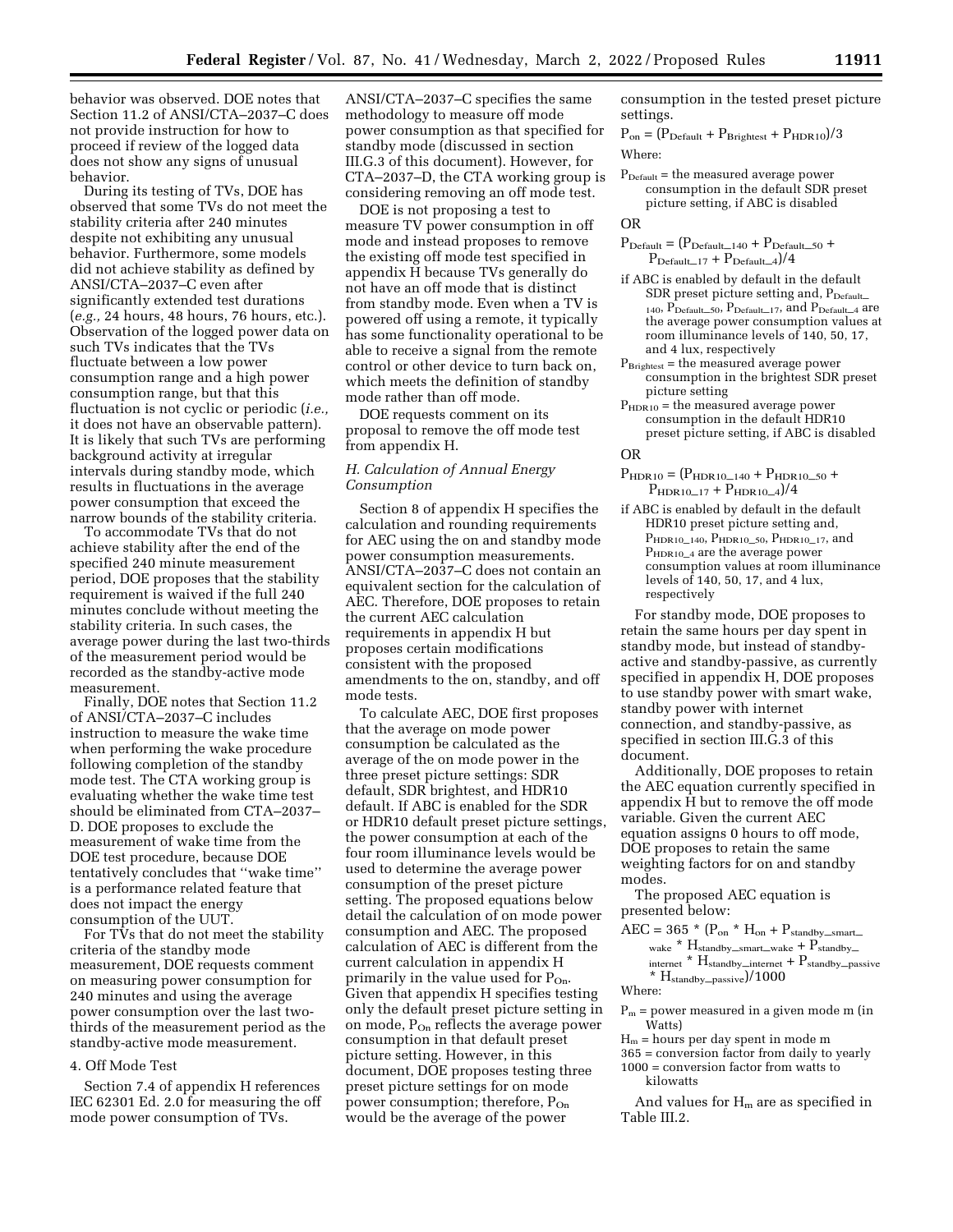behavior was observed. DOE notes that Section 11.2 of ANSI/CTA–2037–C does not provide instruction for how to proceed if review of the logged data does not show any signs of unusual behavior.

During its testing of TVs, DOE has observed that some TVs do not meet the stability criteria after 240 minutes despite not exhibiting any unusual behavior. Furthermore, some models did not achieve stability as defined by ANSI/CTA–2037–C even after significantly extended test durations (*e.g.,* 24 hours, 48 hours, 76 hours, etc.). Observation of the logged power data on such TVs indicates that the TVs fluctuate between a low power consumption range and a high power consumption range, but that this fluctuation is not cyclic or periodic (*i.e.,* it does not have an observable pattern). It is likely that such TVs are performing background activity at irregular intervals during standby mode, which results in fluctuations in the average power consumption that exceed the narrow bounds of the stability criteria.

To accommodate TVs that do not achieve stability after the end of the specified 240 minute measurement period, DOE proposes that the stability requirement is waived if the full 240 minutes conclude without meeting the stability criteria. In such cases, the average power during the last two-thirds of the measurement period would be recorded as the standby-active mode measurement.

Finally, DOE notes that Section 11.2 of ANSI/CTA–2037–C includes instruction to measure the wake time when performing the wake procedure following completion of the standby mode test. The CTA working group is evaluating whether the wake time test should be eliminated from CTA–2037–D. DOE proposes to exclude the measurement of wake time from the DOE test procedure, because DOE tentatively concludes that "wake time" is a performance related feature that does not impact the energy consumption of the UUT.

For TVs that do not meet the stability criteria of the standby mode measurement, DOE requests comment on measuring power consumption for 240 minutes and using the average power consumption over the last two-thirds of the measurement period as the standby-active mode measurement.

#### 4. Off Mode Test

Section 7.4 of appendix H references IEC 62301 Ed. 2.0 for measuring the off mode power consumption of TVs. ANSI/CTA–2037–C specifies the same methodology to measure off mode power consumption as that specified for standby mode (discussed in section III.G.3 of this document). However, for CTA–2037–D, the CTA working group is considering removing an off mode test.

DOE is not proposing a test to measure TV power consumption in off mode and instead proposes to remove the existing off mode test specified in appendix H because TVs generally do not have an off mode that is distinct from standby mode. Even when a TV is powered off using a remote, it typically has some functionality operational to be able to receive a signal from the remote control or other device to turn back on, which meets the definition of standby mode rather than off mode.

DOE requests comment on its proposal to remove the off mode test from appendix H.

### *H. Calculation of Annual Energy Consumption*

Section 8 of appendix H specifies the calculation and rounding requirements for AEC using the on and standby mode power consumption measurements. ANSI/CTA–2037–C does not contain an equivalent section for the calculation of AEC. Therefore, DOE proposes to retain the current AEC calculation requirements in appendix H but proposes certain modifications consistent with the proposed amendments to the on, standby, and off mode tests.

To calculate AEC, DOE first proposes that the average on mode power consumption be calculated as the average of the on mode power in the three preset picture settings: SDR default, SDR brightest, and HDR10 default. If ABC is enabled for the SDR or HDR10 default preset picture settings, the power consumption at each of the four room illuminance levels would be used to determine the average power consumption of the preset picture setting. The proposed equations below detail the calculation of on mode power consumption and AEC. The proposed calculation of AEC is different from the current calculation in appendix H primarily in the value used for $P_{On}$. Given that appendix H specifies testing only the default preset picture setting in on mode, $P_{On}$ reflects the average power consumption in that default preset picture setting. However, in this document, DOE proposes testing three preset picture settings for on mode power consumption; therefore, $P_{On}$ would be the average of the power consumption in the tested preset picture settings.

$$P_{on} = (P_{Default} + P_{Brightest} + P_{HDR10})/3$$

Where:

$P_{Default}$ = the measured average power consumption in the default SDR preset picture setting, if ABC is disabled

OR

$$P_{Default} = (P_{Default\_140} + P_{Default\_50} + P_{Default\_17} + P_{Default\_4})/4$$

if ABC is enabled by default in the default SDR preset picture setting and, $P_{Default\_140}$, $P_{Default\_50}$, $P_{Default\_17}$, and $P_{Default\_4}$ are the average power consumption values at room illuminance levels of 140, 50, 17, and 4 lux, respectively

$P_{Brightest}$ = the measured average power consumption in the brightest SDR preset picture setting

$P_{HDR10}$ = the measured average power consumption in the default HDR10 preset picture setting, if ABC is disabled

OR

$$P_{HDR10} = (P_{HDR10\_140} + P_{HDR10\_50} + P_{HDR10\_17} + P_{HDR10\_4})/4$$

if ABC is enabled by default in the default HDR10 preset picture setting and, $P_{HDR10\_140}$, $P_{HDR10\_50}$, $P_{HDR10\_17}$, and $P_{HDR10\_4}$ are the average power consumption values at room illuminance levels of 140, 50, 17, and 4 lux, respectively

For standby mode, DOE proposes to retain the same hours per day spent in standby mode, but instead of standby-active and standby-passive, as currently specified in appendix H, DOE proposes to use standby power with smart wake, standby power with internet connection, and standby-passive, as specified in section III.G.3 of this document.

Additionally, DOE proposes to retain the AEC equation currently specified in appendix H but to remove the off mode variable. Given the current AEC equation assigns 0 hours to off mode, DOE proposes to retain the same weighting factors for on and standby modes.

The proposed AEC equation is presented below:

$$AEC = 365 * (P_{on} * H_{on} + P_{standby\_smart\_wake} * H_{standby\_smart\_wake} + P_{standby\_internet} * H_{standby\_internet} + P_{standby\_passive} * H_{standby\_passive})/1000$$

Where:

$P_m$ = power measured in a given mode m (in Watts)

$H_m$ = hours per day spent in mode m

365 = conversion factor from daily to yearly

1000 = conversion factor from watts to kilowatts

And values for $H_m$ are as specified in Table III.2.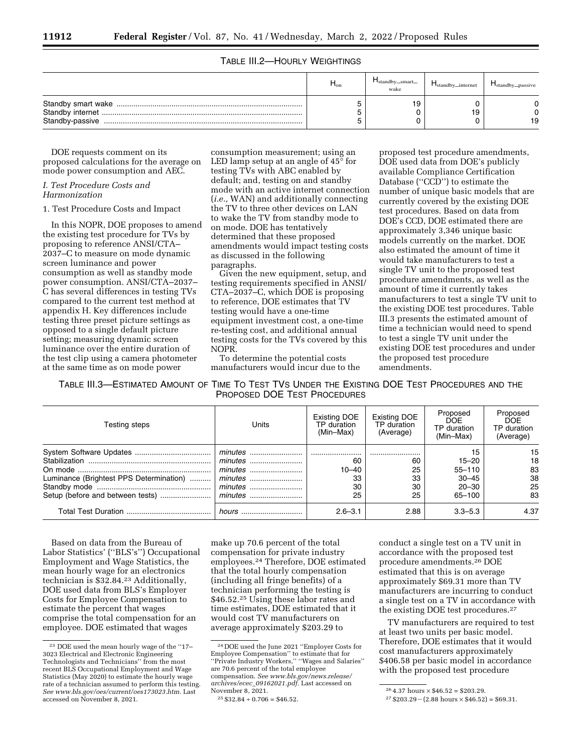TABLE III.2—HOURLY WEIGHTINGS

| | $H_{on}$ | $H_{standby\_smart\_wake}$ | $H_{standby\_internet}$ | $H_{standby\_passive}$ |
|---|---|---|---|---|
| Standby smart wake | 5 | 19 | 0 | 0 |
| Standby internet | 5 | 0 | 19 | 0 |
| Standby-passive | 5 | 0 | 0 | 19 |

DOE requests comment on its proposed calculations for the average on mode power consumption and AEC.

*I. Test Procedure Costs and Harmonization*

1. Test Procedure Costs and Impact

In this NOPR, DOE proposes to amend the existing test procedure for TVs by proposing to reference ANSI/CTA–2037–C to measure on mode dynamic screen luminance and power consumption as well as standby mode power consumption. ANSI/CTA–2037–C has several differences in testing TVs compared to the current test method at appendix H. Key differences include testing three preset picture settings as opposed to a single default picture setting; measuring dynamic screen luminance over the entire duration of the test clip using a camera photometer at the same time as on mode power consumption measurement; using an LED lamp setup at an angle of 45° for testing TVs with ABC enabled by default; and, testing on and standby mode with an active internet connection (*i.e.,* WAN) and additionally connecting the TV to three other devices on LAN to wake the TV from standby mode to on mode. DOE has tentatively determined that these proposed amendments would impact testing costs as discussed in the following paragraphs.

Given the new equipment, setup, and testing requirements specified in ANSI/CTA–2037–C, which DOE is proposing to reference, DOE estimates that TV testing would have a one-time equipment investment cost, a one-time re-testing cost, and additional annual testing costs for the TVs covered by this NOPR.

To determine the potential costs manufacturers would incur due to the proposed test procedure amendments, DOE used data from DOE's publicly available Compliance Certification Database ("CCD") to estimate the number of unique basic models that are currently covered by the existing DOE test procedures. Based on data from DOE's CCD, DOE estimated there are approximately 3,346 unique basic models currently on the market. DOE also estimated the amount of time it would take manufacturers to test a single TV unit to the proposed test procedure amendments, as well as the amount of time it currently takes manufacturers to test a single TV unit to the existing DOE test procedures. Table III.3 presents the estimated amount of time a technician would need to spend to test a single TV unit under the existing DOE test procedures and under the proposed test procedure amendments.

TABLE III.3—ESTIMATED AMOUNT OF TIME TO TEST TVS UNDER THE EXISTING DOE TEST PROCEDURES AND THE PROPOSED DOE TEST PROCEDURES

| Testing steps | Units | Existing DOE TP duration (Min–Max) | Existing DOE TP duration (Average) | Proposed DOE TP duration (Min–Max) | Proposed DOE TP duration (Average) |
|---|---|---|---|---|---|
| System Software Updates | minutes | | | 15 | 15 |
| Stabilization | minutes | 60 | 60 | 15–20 | 18 |
| On mode | minutes | 10–40 | 25 | 55–110 | 83 |
| Luminance (Brightest PPS Determination) | minutes | 33 | 33 | 30–45 | 38 |
| Standby mode | minutes | 30 | 30 | 20–30 | 25 |
| Setup (before and between tests) | minutes | 25 | 25 | 65–100 | 83 |
| Total Test Duration | hours | 2.6–3.1 | 2.88 | 3.3–5.3 | 4.37 |

Based on data from the Bureau of Labor Statistics' ("BLS's") Occupational Employment and Wage Statistics, the mean hourly wage for an electronics technician is $32.84.[23] Additionally, DOE used data from BLS's Employer Costs for Employee Compensation to estimate the percent that wages comprise the total compensation for an employee. DOE estimated that wages make up 70.6 percent of the total compensation for private industry employees.[24] Therefore, DOE estimated that the total hourly compensation (including all fringe benefits) of a technician performing the testing is $46.52.[25] Using these labor rates and time estimates, DOE estimated that it would cost TV manufacturers on average approximately $203.29 to conduct a single test on a TV unit in accordance with the proposed test procedure amendments.[26] DOE estimated that this is on average approximately $69.31 more than TV manufacturers are incurring to conduct a single test on a TV in accordance with the existing DOE test procedures.[27]

TV manufacturers are required to test at least two units per basic model. Therefore, DOE estimates that it would cost manufacturers approximately $406.58 per basic model in accordance with the proposed test procedure

[23] DOE used the mean hourly wage of the "17–3023 Electrical and Electronic Engineering Technologists and Technicians" from the most recent BLS Occupational Employment and Wage Statistics (May 2020) to estimate the hourly wage rate of a technician assumed to perform this testing. *See www.bls.gov/oes/current/oes173023.htm.* Last accessed on November 8, 2021.

[24] DOE used the June 2021 "Employer Costs for Employee Compensation" to estimate that for "Private Industry Workers," "Wages and Salaries" are 70.6 percent of the total employee compensation. *See www.bls.gov/news.release/archives/ecec_09162021.pdf.* Last accessed on November 8, 2021.

[25] $32.84 ÷ 0.706 = $46.52.

[26] 4.37 hours × $46.52 = $203.29.

[27] $203.29 − (2.88 hours × $46.52) = $69.31.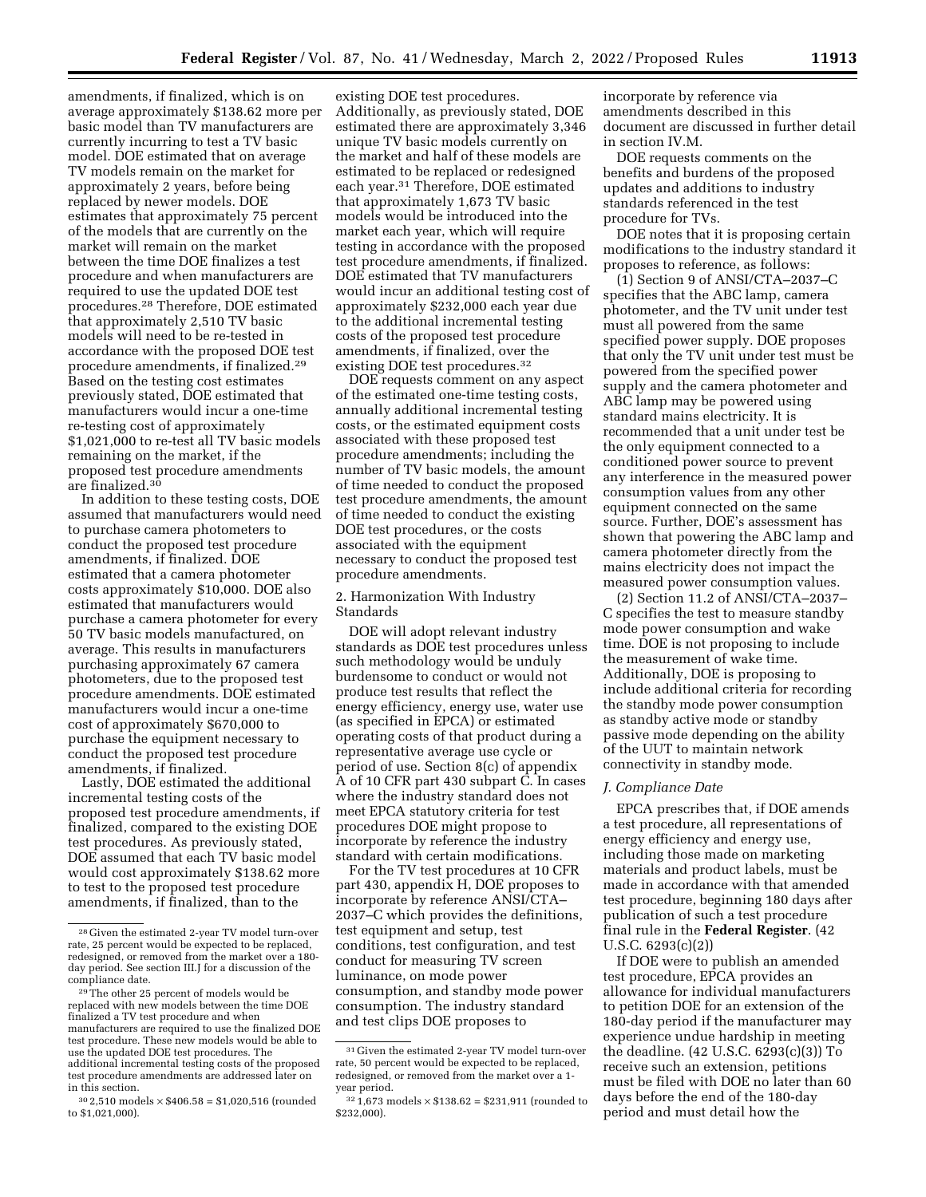amendments, if finalized, which is on average approximately $138.62 more per basic model than TV manufacturers are currently incurring to test a TV basic model. DOE estimated that on average TV models remain on the market for approximately 2 years, before being replaced by newer models. DOE estimates that approximately 75 percent of the models that are currently on the market will remain on the market between the time DOE finalizes a test procedure and when manufacturers are required to use the updated DOE test procedures.[28] Therefore, DOE estimated that approximately 2,510 TV basic models will need to be re-tested in accordance with the proposed DOE test procedure amendments, if finalized.[29] Based on the testing cost estimates previously stated, DOE estimated that manufacturers would incur a one-time re-testing cost of approximately $1,021,000 to re-test all TV basic models remaining on the market, if the proposed test procedure amendments are finalized.[30]

In addition to these testing costs, DOE assumed that manufacturers would need to purchase camera photometers to conduct the proposed test procedure amendments, if finalized. DOE estimated that a camera photometer costs approximately $10,000. DOE also estimated that manufacturers would purchase a camera photometer for every 50 TV basic models manufactured, on average. This results in manufacturers purchasing approximately 67 camera photometers, due to the proposed test procedure amendments. DOE estimated manufacturers would incur a one-time cost of approximately $670,000 to purchase the equipment necessary to conduct the proposed test procedure amendments, if finalized.

Lastly, DOE estimated the additional incremental testing costs of the proposed test procedure amendments, if finalized, compared to the existing DOE test procedures. As previously stated, DOE assumed that each TV basic model would cost approximately $138.62 more to test to the proposed test procedure amendments, if finalized, than to the existing DOE test procedures. Additionally, as previously stated, DOE estimated there are approximately 3,346 unique TV basic models currently on the market and half of these models are estimated to be replaced or redesigned each year.[31] Therefore, DOE estimated that approximately 1,673 TV basic models would be introduced into the market each year, which will require testing in accordance with the proposed test procedure amendments, if finalized. DOE estimated that TV manufacturers would incur an additional testing cost of approximately $232,000 each year due to the additional incremental testing costs of the proposed test procedure amendments, if finalized, over the existing DOE test procedures.[32]

DOE requests comment on any aspect of the estimated one-time testing costs, annually additional incremental testing costs, or the estimated equipment costs associated with these proposed test procedure amendments; including the number of TV basic models, the amount of time needed to conduct the proposed test procedure amendments, the amount of time needed to conduct the existing DOE test procedures, or the costs associated with the equipment necessary to conduct the proposed test procedure amendments.

2. Harmonization With Industry Standards

DOE will adopt relevant industry standards as DOE test procedures unless such methodology would be unduly burdensome to conduct or would not produce test results that reflect the energy efficiency, energy use, water use (as specified in EPCA) or estimated operating costs of that product during a representative average use cycle or period of use. Section 8(c) of appendix A of 10 CFR part 430 subpart C. In cases where the industry standard does not meet EPCA statutory criteria for test procedures DOE might propose to incorporate by reference the industry standard with certain modifications.

For the TV test procedures at 10 CFR part 430, appendix H, DOE proposes to incorporate by reference ANSI/CTA–2037–C which provides the definitions, test equipment and setup, test conditions, test configuration, and test conduct for measuring TV screen luminance, on mode power consumption, and standby mode power consumption. The industry standard and test clips DOE proposes to incorporate by reference via amendments described in this document are discussed in further detail in section IV.M.

DOE requests comments on the benefits and burdens of the proposed updates and additions to industry standards referenced in the test procedure for TVs.

DOE notes that it is proposing certain modifications to the industry standard it proposes to reference, as follows:

(1) Section 9 of ANSI/CTA–2037–C specifies that the ABC lamp, camera photometer, and the TV unit under test must all powered from the same specified power supply. DOE proposes that only the TV unit under test must be powered from the specified power supply and the camera photometer and ABC lamp may be powered using standard mains electricity. It is recommended that a unit under test be the only equipment connected to a conditioned power source to prevent any interference in the measured power consumption values from any other equipment connected on the same source. Further, DOE's assessment has shown that powering the ABC lamp and camera photometer directly from the mains electricity does not impact the measured power consumption values.

(2) Section 11.2 of ANSI/CTA–2037–C specifies the test to measure standby mode power consumption and wake time. DOE is not proposing to include the measurement of wake time. Additionally, DOE is proposing to include additional criteria for recording the standby mode power consumption as standby active mode or standby passive mode depending on the ability of the UUT to maintain network connectivity in standby mode.

### *J. Compliance Date*

EPCA prescribes that, if DOE amends a test procedure, all representations of energy efficiency and energy use, including those made on marketing materials and product labels, must be made in accordance with that amended test procedure, beginning 180 days after publication of such a test procedure final rule in the **Federal Register**. (42 U.S.C. 6293(c)(2))

If DOE were to publish an amended test procedure, EPCA provides an allowance for individual manufacturers to petition DOE for an extension of the 180-day period if the manufacturer may experience undue hardship in meeting the deadline. (42 U.S.C. 6293(c)(3)) To receive such an extension, petitions must be filed with DOE no later than 60 days before the end of the 180-day period and must detail how the

---

[28] Given the estimated 2-year TV model turn-over rate, 25 percent would be expected to be replaced, redesigned, or removed from the market over a 180-day period. See section III.J for a discussion of the compliance date.

[29] The other 25 percent of models would be replaced with new models between the time DOE finalized a TV test procedure and when manufacturers are required to use the finalized DOE test procedure. These new models would be able to use the updated DOE test procedures. The additional incremental testing costs of the proposed test procedure amendments are addressed later on in this section.

[30] 2,510 models × $406.58 = $1,020,516 (rounded to $1,021,000).

[31] Given the estimated 2-year TV model turn-over rate, 50 percent would be expected to be replaced, redesigned, or removed from the market over a 1-year period.

[32] 1,673 models × $138.62 = $231,911 (rounded to $232,000).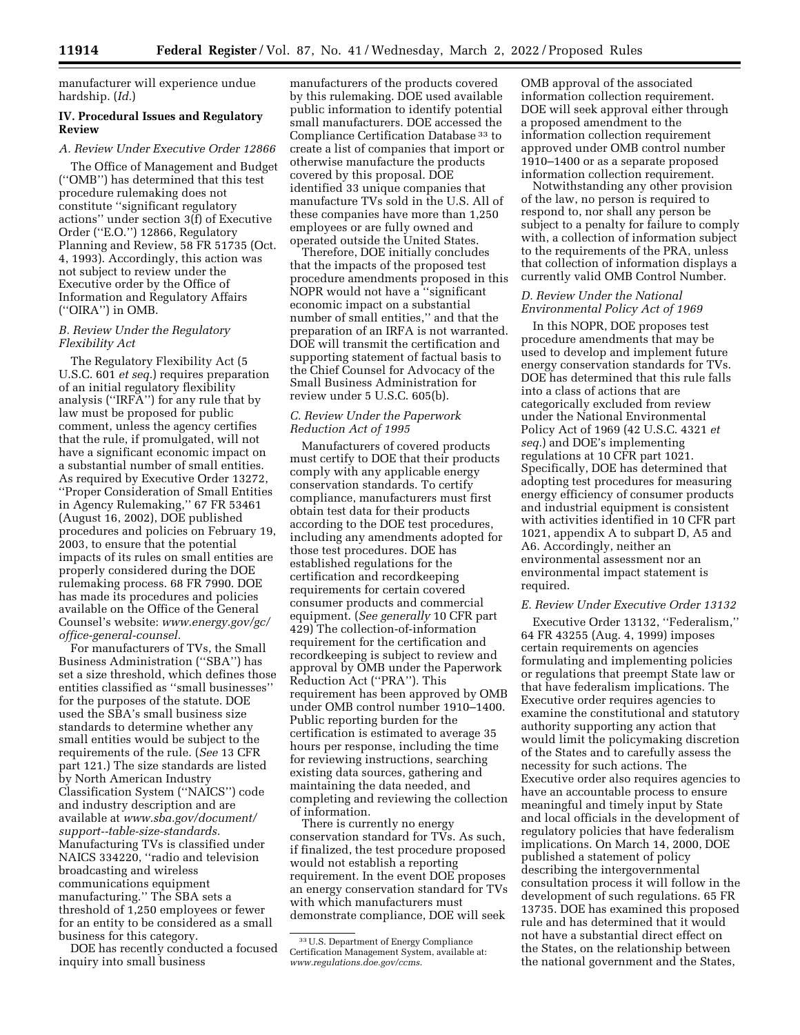manufacturer will experience undue hardship. (*Id.*)

## IV. Procedural Issues and Regulatory Review

### A. Review Under Executive Order 12866

The Office of Management and Budget (''OMB'') has determined that this test procedure rulemaking does not constitute ''significant regulatory actions'' under section 3(f) of Executive Order (''E.O.'') 12866, Regulatory Planning and Review, 58 FR 51735 (Oct. 4, 1993). Accordingly, this action was not subject to review under the Executive order by the Office of Information and Regulatory Affairs (''OIRA'') in OMB.

### B. Review Under the Regulatory Flexibility Act

The Regulatory Flexibility Act (5 U.S.C. 601 *et seq.*) requires preparation of an initial regulatory flexibility analysis (''IRFA'') for any rule that by law must be proposed for public comment, unless the agency certifies that the rule, if promulgated, will not have a significant economic impact on a substantial number of small entities. As required by Executive Order 13272, ''Proper Consideration of Small Entities in Agency Rulemaking,'' 67 FR 53461 (August 16, 2002), DOE published procedures and policies on February 19, 2003, to ensure that the potential impacts of its rules on small entities are properly considered during the DOE rulemaking process. 68 FR 7990. DOE has made its procedures and policies available on the Office of the General Counsel's website: *www.energy.gov/gc/office-general-counsel.*

For manufacturers of TVs, the Small Business Administration (''SBA'') has set a size threshold, which defines those entities classified as ''small businesses'' for the purposes of the statute. DOE used the SBA's small business size standards to determine whether any small entities would be subject to the requirements of the rule. (*See* 13 CFR part 121.) The size standards are listed by North American Industry Classification System (''NAICS'') code and industry description and are available at *www.sba.gov/document/support--table-size-standards.* Manufacturing TVs is classified under NAICS 334220, ''radio and television broadcasting and wireless communications equipment manufacturing.'' The SBA sets a threshold of 1,250 employees or fewer for an entity to be considered as a small business for this category.

DOE has recently conducted a focused inquiry into small business manufacturers of the products covered by this rulemaking. DOE used available public information to identify potential small manufacturers. DOE accessed the Compliance Certification Database [33] to create a list of companies that import or otherwise manufacture the products covered by this proposal. DOE identified 33 unique companies that manufacture TVs sold in the U.S. All of these companies have more than 1,250 employees or are fully owned and operated outside the United States.

Therefore, DOE initially concludes that the impacts of the proposed test procedure amendments proposed in this NOPR would not have a ''significant economic impact on a substantial number of small entities,'' and that the preparation of an IRFA is not warranted. DOE will transmit the certification and supporting statement of factual basis to the Chief Counsel for Advocacy of the Small Business Administration for review under 5 U.S.C. 605(b).

### C. Review Under the Paperwork Reduction Act of 1995

Manufacturers of covered products must certify to DOE that their products comply with any applicable energy conservation standards. To certify compliance, manufacturers must first obtain test data for their products according to the DOE test procedures, including any amendments adopted for those test procedures. DOE has established regulations for the certification and recordkeeping requirements for certain covered consumer products and commercial equipment. (*See generally* 10 CFR part 429) The collection-of-information requirement for the certification and recordkeeping is subject to review and approval by OMB under the Paperwork Reduction Act (''PRA''). This requirement has been approved by OMB under OMB control number 1910–1400. Public reporting burden for the certification is estimated to average 35 hours per response, including the time for reviewing instructions, searching existing data sources, gathering and maintaining the data needed, and completing and reviewing the collection of information.

There is currently no energy conservation standard for TVs. As such, if finalized, the test procedure proposed would not establish a reporting requirement. In the event DOE proposes an energy conservation standard for TVs with which manufacturers must demonstrate compliance, DOE will seek OMB approval of the associated information collection requirement. DOE will seek approval either through a proposed amendment to the information collection requirement approved under OMB control number 1910–1400 or as a separate proposed information collection requirement.

Notwithstanding any other provision of the law, no person is required to respond to, nor shall any person be subject to a penalty for failure to comply with, a collection of information subject to the requirements of the PRA, unless that collection of information displays a currently valid OMB Control Number.

### D. Review Under the National Environmental Policy Act of 1969

In this NOPR, DOE proposes test procedure amendments that may be used to develop and implement future energy conservation standards for TVs. DOE has determined that this rule falls into a class of actions that are categorically excluded from review under the National Environmental Policy Act of 1969 (42 U.S.C. 4321 *et seq.*) and DOE's implementing regulations at 10 CFR part 1021. Specifically, DOE has determined that adopting test procedures for measuring energy efficiency of consumer products and industrial equipment is consistent with activities identified in 10 CFR part 1021, appendix A to subpart D, A5 and A6. Accordingly, neither an environmental assessment nor an environmental impact statement is required.

### E. Review Under Executive Order 13132

Executive Order 13132, ''Federalism,'' 64 FR 43255 (Aug. 4, 1999) imposes certain requirements on agencies formulating and implementing policies or regulations that preempt State law or that have federalism implications. The Executive order requires agencies to examine the constitutional and statutory authority supporting any action that would limit the policymaking discretion of the States and to carefully assess the necessity for such actions. The Executive order also requires agencies to have an accountable process to ensure meaningful and timely input by State and local officials in the development of regulatory policies that have federalism implications. On March 14, 2000, DOE published a statement of policy describing the intergovernmental consultation process it will follow in the development of such regulations. 65 FR 13735. DOE has examined this proposed rule and has determined that it would not have a substantial direct effect on the States, on the relationship between the national government and the States,

[33] U.S. Department of Energy Compliance Certification Management System, available at: *www.regulations.doe.gov/ccms.*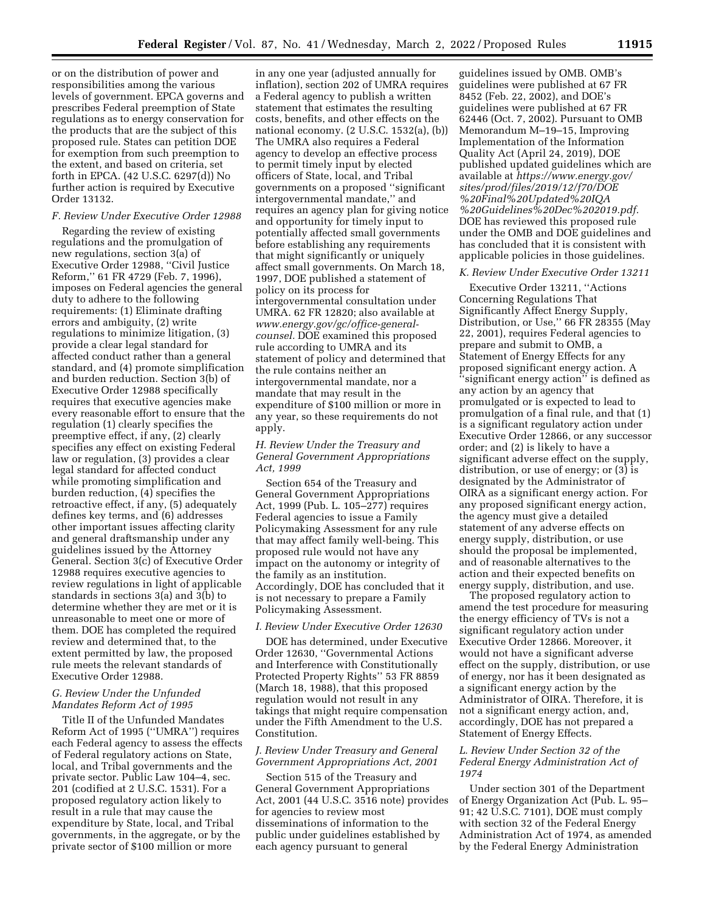or on the distribution of power and responsibilities among the various levels of government. EPCA governs and prescribes Federal preemption of State regulations as to energy conservation for the products that are the subject of this proposed rule. States can petition DOE for exemption from such preemption to the extent, and based on criteria, set forth in EPCA. (42 U.S.C. 6297(d)) No further action is required by Executive Order 13132.

### F. Review Under Executive Order 12988

Regarding the review of existing regulations and the promulgation of new regulations, section 3(a) of Executive Order 12988, ''Civil Justice Reform,'' 61 FR 4729 (Feb. 7, 1996), imposes on Federal agencies the general duty to adhere to the following requirements: (1) Eliminate drafting errors and ambiguity, (2) write regulations to minimize litigation, (3) provide a clear legal standard for affected conduct rather than a general standard, and (4) promote simplification and burden reduction. Section 3(b) of Executive Order 12988 specifically requires that executive agencies make every reasonable effort to ensure that the regulation (1) clearly specifies the preemptive effect, if any, (2) clearly specifies any effect on existing Federal law or regulation, (3) provides a clear legal standard for affected conduct while promoting simplification and burden reduction, (4) specifies the retroactive effect, if any, (5) adequately defines key terms, and (6) addresses other important issues affecting clarity and general draftsmanship under any guidelines issued by the Attorney General. Section 3(c) of Executive Order 12988 requires executive agencies to review regulations in light of applicable standards in sections 3(a) and 3(b) to determine whether they are met or it is unreasonable to meet one or more of them. DOE has completed the required review and determined that, to the extent permitted by law, the proposed rule meets the relevant standards of Executive Order 12988.

### G. Review Under the Unfunded Mandates Reform Act of 1995

Title II of the Unfunded Mandates Reform Act of 1995 (''UMRA'') requires each Federal agency to assess the effects of Federal regulatory actions on State, local, and Tribal governments and the private sector. Public Law 104–4, sec. 201 (codified at 2 U.S.C. 1531). For a proposed regulatory action likely to result in a rule that may cause the expenditure by State, local, and Tribal governments, in the aggregate, or by the private sector of $100 million or more in any one year (adjusted annually for inflation), section 202 of UMRA requires a Federal agency to publish a written statement that estimates the resulting costs, benefits, and other effects on the national economy. (2 U.S.C. 1532(a), (b)) The UMRA also requires a Federal agency to develop an effective process to permit timely input by elected officers of State, local, and Tribal governments on a proposed ''significant intergovernmental mandate,'' and requires an agency plan for giving notice and opportunity for timely input to potentially affected small governments before establishing any requirements that might significantly or uniquely affect small governments. On March 18, 1997, DOE published a statement of policy on its process for intergovernmental consultation under UMRA. 62 FR 12820; also available at *www.energy.gov/gc/office-general-counsel.* DOE examined this proposed rule according to UMRA and its statement of policy and determined that the rule contains neither an intergovernmental mandate, nor a mandate that may result in the expenditure of $100 million or more in any year, so these requirements do not apply.

### H. Review Under the Treasury and General Government Appropriations Act, 1999

Section 654 of the Treasury and General Government Appropriations Act, 1999 (Pub. L. 105–277) requires Federal agencies to issue a Family Policymaking Assessment for any rule that may affect family well-being. This proposed rule would not have any impact on the autonomy or integrity of the family as an institution. Accordingly, DOE has concluded that it is not necessary to prepare a Family Policymaking Assessment.

### I. Review Under Executive Order 12630

DOE has determined, under Executive Order 12630, ''Governmental Actions and Interference with Constitutionally Protected Property Rights'' 53 FR 8859 (March 18, 1988), that this proposed regulation would not result in any takings that might require compensation under the Fifth Amendment to the U.S. Constitution.

### J. Review Under Treasury and General Government Appropriations Act, 2001

Section 515 of the Treasury and General Government Appropriations Act, 2001 (44 U.S.C. 3516 note) provides for agencies to review most disseminations of information to the public under guidelines established by each agency pursuant to general guidelines issued by OMB. OMB's guidelines were published at 67 FR 8452 (Feb. 22, 2002), and DOE's guidelines were published at 67 FR 62446 (Oct. 7, 2002). Pursuant to OMB Memorandum M–19–15, Improving Implementation of the Information Quality Act (April 24, 2019), DOE published updated guidelines which are available at *https://www.energy.gov/sites/prod/files/2019/12/f70/DOE%20Final%20Updated%20IQA%20Guidelines%20Dec%202019.pdf.* DOE has reviewed this proposed rule under the OMB and DOE guidelines and has concluded that it is consistent with applicable policies in those guidelines.

### K. Review Under Executive Order 13211

Executive Order 13211, ''Actions Concerning Regulations That Significantly Affect Energy Supply, Distribution, or Use,'' 66 FR 28355 (May 22, 2001), requires Federal agencies to prepare and submit to OMB, a Statement of Energy Effects for any proposed significant energy action. A ''significant energy action'' is defined as any action by an agency that promulgated or is expected to lead to promulgation of a final rule, and that (1) is a significant regulatory action under Executive Order 12866, or any successor order; and (2) is likely to have a significant adverse effect on the supply, distribution, or use of energy; or (3) is designated by the Administrator of OIRA as a significant energy action. For any proposed significant energy action, the agency must give a detailed statement of any adverse effects on energy supply, distribution, or use should the proposal be implemented, and of reasonable alternatives to the action and their expected benefits on energy supply, distribution, and use.

The proposed regulatory action to amend the test procedure for measuring the energy efficiency of TVs is not a significant regulatory action under Executive Order 12866. Moreover, it would not have a significant adverse effect on the supply, distribution, or use of energy, nor has it been designated as a significant energy action by the Administrator of OIRA. Therefore, it is not a significant energy action, and, accordingly, DOE has not prepared a Statement of Energy Effects.

### L. Review Under Section 32 of the Federal Energy Administration Act of 1974

Under section 301 of the Department of Energy Organization Act (Pub. L. 95–91; 42 U.S.C. 7101), DOE must comply with section 32 of the Federal Energy Administration Act of 1974, as amended by the Federal Energy Administration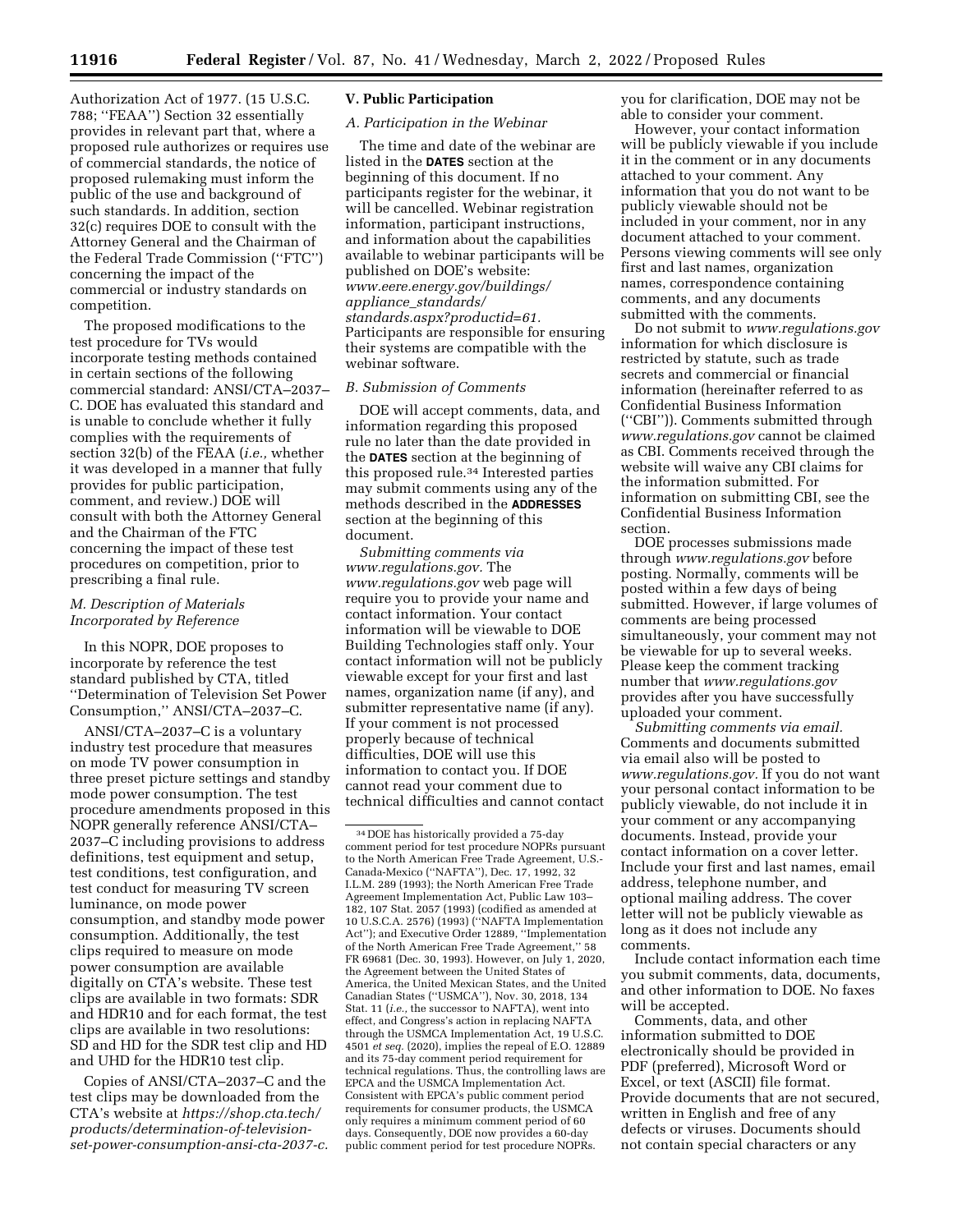Authorization Act of 1977. (15 U.S.C. 788; ''FEAA'') Section 32 essentially provides in relevant part that, where a proposed rule authorizes or requires use of commercial standards, the notice of proposed rulemaking must inform the public of the use and background of such standards. In addition, section 32(c) requires DOE to consult with the Attorney General and the Chairman of the Federal Trade Commission (''FTC'') concerning the impact of the commercial or industry standards on competition.

The proposed modifications to the test procedure for TVs would incorporate testing methods contained in certain sections of the following commercial standard: ANSI/CTA–2037–C. DOE has evaluated this standard and is unable to conclude whether it fully complies with the requirements of section 32(b) of the FEAA (*i.e.,* whether it was developed in a manner that fully provides for public participation, comment, and review.) DOE will consult with both the Attorney General and the Chairman of the FTC concerning the impact of these test procedures on competition, prior to prescribing a final rule.

### *M. Description of Materials Incorporated by Reference*

In this NOPR, DOE proposes to incorporate by reference the test standard published by CTA, titled ''Determination of Television Set Power Consumption,'' ANSI/CTA–2037–C.

ANSI/CTA–2037–C is a voluntary industry test procedure that measures on mode TV power consumption in three preset picture settings and standby mode power consumption. The test procedure amendments proposed in this NOPR generally reference ANSI/CTA–2037–C including provisions to address definitions, test equipment and setup, test conditions, test configuration, and test conduct for measuring TV screen luminance, on mode power consumption, and standby mode power consumption. Additionally, the test clips required to measure on mode power consumption are available digitally on CTA's website. These test clips are available in two formats: SDR and HDR10 and for each format, the test clips are available in two resolutions: SD and HD for the SDR test clip and HD and UHD for the HDR10 test clip.

Copies of ANSI/CTA–2037–C and the test clips may be downloaded from the CTA's website at *https://shop.cta.tech/products/determination-of-television-set-power-consumption-ansi-cta-2037-c.*

## V. Public Participation

### *A. Participation in the Webinar*

The time and date of the webinar are listed in the **DATES** section at the beginning of this document. If no participants register for the webinar, it will be cancelled. Webinar registration information, participant instructions, and information about the capabilities available to webinar participants will be published on DOE's website: *www.eere.energy.gov/buildings/appliance_standards/standards.aspx?productid=61.* Participants are responsible for ensuring their systems are compatible with the webinar software.

### *B. Submission of Comments*

DOE will accept comments, data, and information regarding this proposed rule no later than the date provided in the **DATES** section at the beginning of this proposed rule.[34] Interested parties may submit comments using any of the methods described in the **ADDRESSES** section at the beginning of this document.

*Submitting comments via www.regulations.gov.* The *www.regulations.gov* web page will require you to provide your name and contact information. Your contact information will be viewable to DOE Building Technologies staff only. Your contact information will not be publicly viewable except for your first and last names, organization name (if any), and submitter representative name (if any). If your comment is not processed properly because of technical difficulties, DOE will use this information to contact you. If DOE cannot read your comment due to technical difficulties and cannot contact you for clarification, DOE may not be able to consider your comment.

However, your contact information will be publicly viewable if you include it in the comment or in any documents attached to your comment. Any information that you do not want to be publicly viewable should not be included in your comment, nor in any document attached to your comment. Persons viewing comments will see only first and last names, organization names, correspondence containing comments, and any documents submitted with the comments.

Do not submit to *www.regulations.gov* information for which disclosure is restricted by statute, such as trade secrets and commercial or financial information (hereinafter referred to as Confidential Business Information (''CBI'')). Comments submitted through *www.regulations.gov* cannot be claimed as CBI. Comments received through the website will waive any CBI claims for the information submitted. For information on submitting CBI, see the Confidential Business Information section.

DOE processes submissions made through *www.regulations.gov* before posting. Normally, comments will be posted within a few days of being submitted. However, if large volumes of comments are being processed simultaneously, your comment may not be viewable for up to several weeks. Please keep the comment tracking number that *www.regulations.gov* provides after you have successfully uploaded your comment.

*Submitting comments via email.* Comments and documents submitted via email also will be posted to *www.regulations.gov.* If you do not want your personal contact information to be publicly viewable, do not include it in your comment or any accompanying documents. Instead, provide your contact information on a cover letter. Include your first and last names, email address, telephone number, and optional mailing address. The cover letter will not be publicly viewable as long as it does not include any comments.

Include contact information each time you submit comments, data, documents, and other information to DOE. No faxes will be accepted.

Comments, data, and other information submitted to DOE electronically should be provided in PDF (preferred), Microsoft Word or Excel, or text (ASCII) file format. Provide documents that are not secured, written in English and free of any defects or viruses. Documents should not contain special characters or any

[34] DOE has historically provided a 75-day comment period for test procedure NOPRs pursuant to the North American Free Trade Agreement, U.S.-Canada-Mexico (''NAFTA''), Dec. 17, 1992, 32 I.L.M. 289 (1993); the North American Free Trade Agreement Implementation Act, Public Law 103–182, 107 Stat. 2057 (1993) (codified as amended at 10 U.S.C.A. 2576) (1993) (''NAFTA Implementation Act''); and Executive Order 12889, ''Implementation of the North American Free Trade Agreement,'' 58 FR 69681 (Dec. 30, 1993). However, on July 1, 2020, the Agreement between the United States of America, the United Mexican States, and the United Canadian States (''USMCA''), Nov. 30, 2018, 134 Stat. 11 (*i.e.,* the successor to NAFTA), went into effect, and Congress's action in replacing NAFTA through the USMCA Implementation Act, 19 U.S.C. 4501 *et seq.* (2020), implies the repeal of E.O. 12889 and its 75-day comment period requirement for technical regulations. Thus, the controlling laws are EPCA and the USMCA Implementation Act. Consistent with EPCA's public comment period requirements for consumer products, the USMCA only requires a minimum comment period of 60 days. Consequently, DOE now provides a 60-day public comment period for test procedure NOPRs.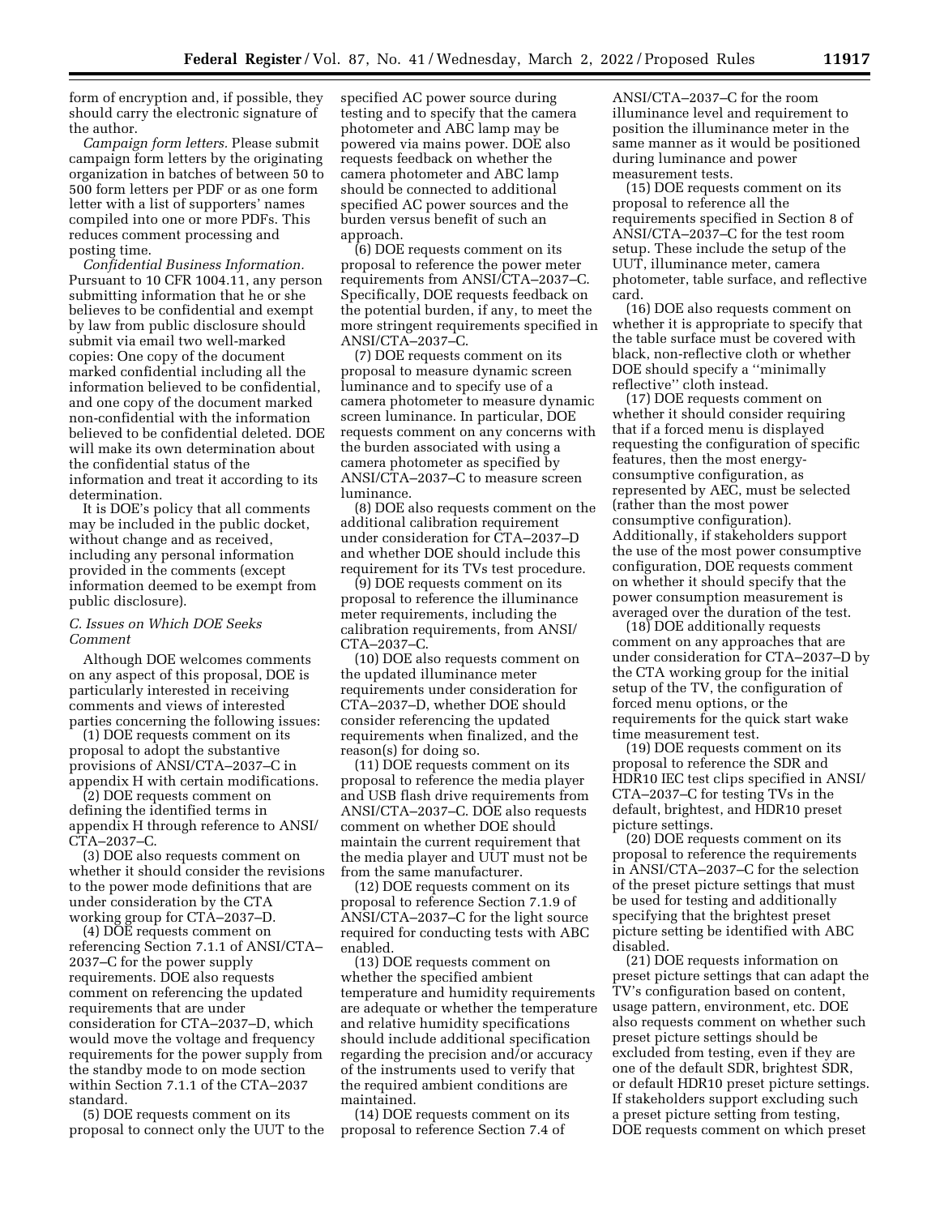form of encryption and, if possible, they should carry the electronic signature of the author.

*Campaign form letters.* Please submit campaign form letters by the originating organization in batches of between 50 to 500 form letters per PDF or as one form letter with a list of supporters' names compiled into one or more PDFs. This reduces comment processing and posting time.

*Confidential Business Information.* Pursuant to 10 CFR 1004.11, any person submitting information that he or she believes to be confidential and exempt by law from public disclosure should submit via email two well-marked copies: One copy of the document marked confidential including all the information believed to be confidential, and one copy of the document marked non-confidential with the information believed to be confidential deleted. DOE will make its own determination about the confidential status of the information and treat it according to its determination.

It is DOE's policy that all comments may be included in the public docket, without change and as received, including any personal information provided in the comments (except information deemed to be exempt from public disclosure).

### *C. Issues on Which DOE Seeks Comment*

Although DOE welcomes comments on any aspect of this proposal, DOE is particularly interested in receiving comments and views of interested parties concerning the following issues:

(1) DOE requests comment on its proposal to adopt the substantive provisions of ANSI/CTA–2037–C in appendix H with certain modifications.

(2) DOE requests comment on defining the identified terms in appendix H through reference to ANSI/CTA–2037–C.

(3) DOE also requests comment on whether it should consider the revisions to the power mode definitions that are under consideration by the CTA working group for CTA–2037–D.

(4) DOE requests comment on referencing Section 7.1.1 of ANSI/CTA–2037–C for the power supply requirements. DOE also requests comment on referencing the updated requirements that are under consideration for CTA–2037–D, which would move the voltage and frequency requirements for the power supply from the standby mode to on mode section within Section 7.1.1 of the CTA–2037 standard.

(5) DOE requests comment on its proposal to connect only the UUT to the specified AC power source during testing and to specify that the camera photometer and ABC lamp may be powered via mains power. DOE also requests feedback on whether the camera photometer and ABC lamp should be connected to additional specified AC power sources and the burden versus benefit of such an approach.

(6) DOE requests comment on its proposal to reference the power meter requirements from ANSI/CTA–2037–C. Specifically, DOE requests feedback on the potential burden, if any, to meet the more stringent requirements specified in ANSI/CTA–2037–C.

(7) DOE requests comment on its proposal to measure dynamic screen luminance and to specify use of a camera photometer to measure dynamic screen luminance. In particular, DOE requests comment on any concerns with the burden associated with using a camera photometer as specified by ANSI/CTA–2037–C to measure screen luminance.

(8) DOE also requests comment on the additional calibration requirement under consideration for CTA–2037–D and whether DOE should include this requirement for its TVs test procedure.

(9) DOE requests comment on its proposal to reference the illuminance meter requirements, including the calibration requirements, from ANSI/CTA–2037–C.

(10) DOE also requests comment on the updated illuminance meter requirements under consideration for CTA–2037–D, whether DOE should consider referencing the updated requirements when finalized, and the reason(s) for doing so.

(11) DOE requests comment on its proposal to reference the media player and USB flash drive requirements from ANSI/CTA–2037–C. DOE also requests comment on whether DOE should maintain the current requirement that the media player and UUT must not be from the same manufacturer.

(12) DOE requests comment on its proposal to reference Section 7.1.9 of ANSI/CTA–2037–C for the light source required for conducting tests with ABC enabled.

(13) DOE requests comment on whether the specified ambient temperature and humidity requirements are adequate or whether the temperature and relative humidity specifications should include additional specification regarding the precision and/or accuracy of the instruments used to verify that the required ambient conditions are maintained.

(14) DOE requests comment on its proposal to reference Section 7.4 of ANSI/CTA–2037–C for the room illuminance level and requirement to position the illuminance meter in the same manner as it would be positioned during luminance and power measurement tests.

(15) DOE requests comment on its proposal to reference all the requirements specified in Section 8 of ANSI/CTA–2037–C for the test room setup. These include the setup of the UUT, illuminance meter, camera photometer, table surface, and reflective card.

(16) DOE also requests comment on whether it is appropriate to specify that the table surface must be covered with black, non-reflective cloth or whether DOE should specify a ''minimally reflective'' cloth instead.

(17) DOE requests comment on whether it should consider requiring that if a forced menu is displayed requesting the configuration of specific features, then the most energy-consumptive configuration, as represented by AEC, must be selected (rather than the most power consumptive configuration). Additionally, if stakeholders support the use of the most power consumptive configuration, DOE requests comment on whether it should specify that the power consumption measurement is averaged over the duration of the test.

(18) DOE additionally requests comment on any approaches that are under consideration for CTA–2037–D by the CTA working group for the initial setup of the TV, the configuration of forced menu options, or the requirements for the quick start wake time measurement test.

(19) DOE requests comment on its proposal to reference the SDR and HDR10 IEC test clips specified in ANSI/CTA–2037–C for testing TVs in the default, brightest, and HDR10 preset picture settings.

(20) DOE requests comment on its proposal to reference the requirements in ANSI/CTA–2037–C for the selection of the preset picture settings that must be used for testing and additionally specifying that the brightest preset picture setting be identified with ABC disabled.

(21) DOE requests information on preset picture settings that can adapt the TV's configuration based on content, usage pattern, environment, etc. DOE also requests comment on whether such preset picture settings should be excluded from testing, even if they are one of the default SDR, brightest SDR, or default HDR10 preset picture settings. If stakeholders support excluding such a preset picture setting from testing, DOE requests comment on which preset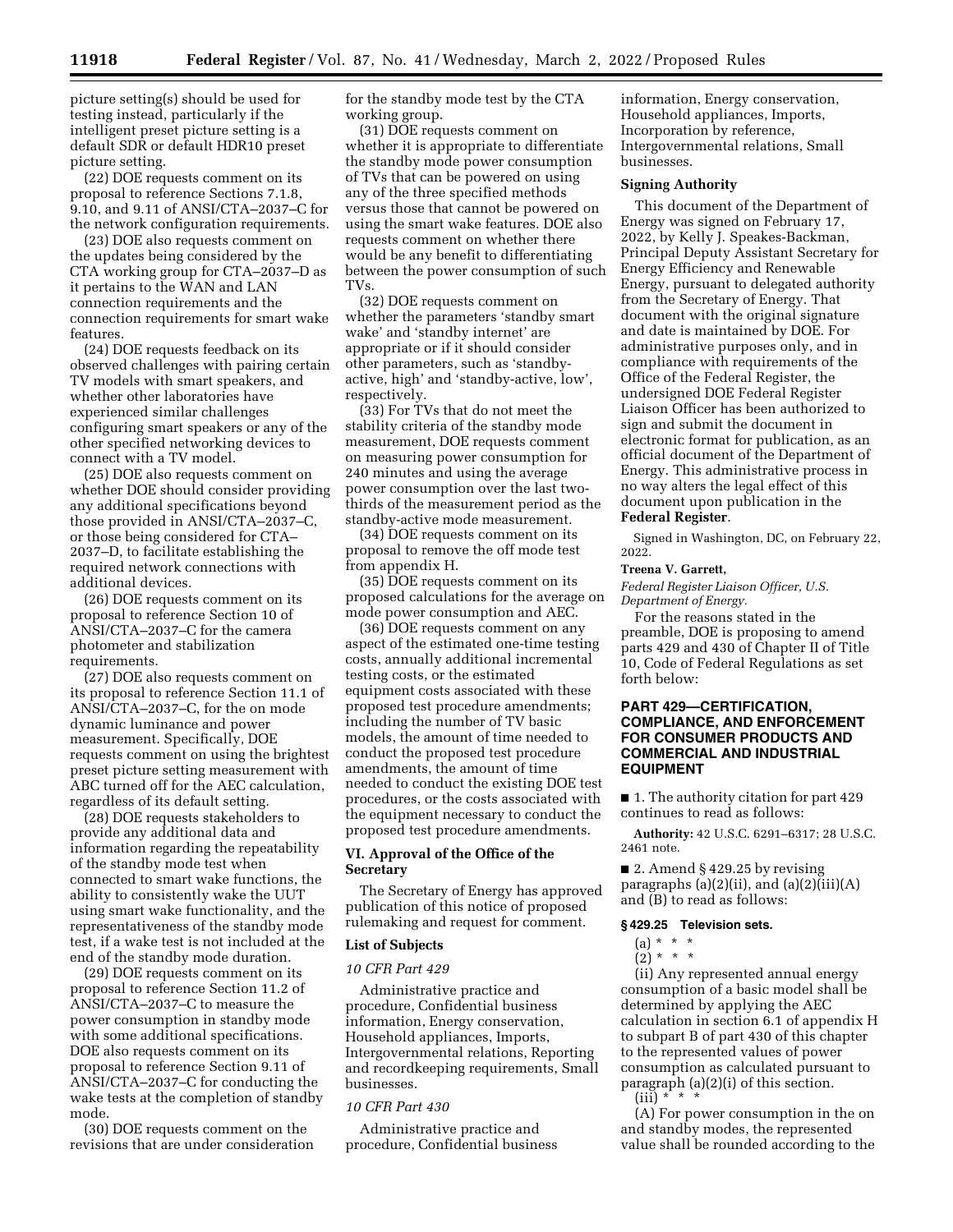picture setting(s) should be used for testing instead, particularly if the intelligent preset picture setting is a default SDR or default HDR10 preset picture setting.

(22) DOE requests comment on its proposal to reference Sections 7.1.8, 9.10, and 9.11 of ANSI/CTA–2037–C for the network configuration requirements.

(23) DOE also requests comment on the updates being considered by the CTA working group for CTA–2037–D as it pertains to the WAN and LAN connection requirements and the connection requirements for smart wake features.

(24) DOE requests feedback on its observed challenges with pairing certain TV models with smart speakers, and whether other laboratories have experienced similar challenges configuring smart speakers or any of the other specified networking devices to connect with a TV model.

(25) DOE also requests comment on whether DOE should consider providing any additional specifications beyond those provided in ANSI/CTA–2037–C, or those being considered for CTA–2037–D, to facilitate establishing the required network connections with additional devices.

(26) DOE requests comment on its proposal to reference Section 10 of ANSI/CTA–2037–C for the camera photometer and stabilization requirements.

(27) DOE also requests comment on its proposal to reference Section 11.1 of ANSI/CTA–2037–C, for the on mode dynamic luminance and power measurement. Specifically, DOE requests comment on using the brightest preset picture setting measurement with ABC turned off for the AEC calculation, regardless of its default setting.

(28) DOE requests stakeholders to provide any additional data and information regarding the repeatability of the standby mode test when connected to smart wake functions, the ability to consistently wake the UUT using smart wake functionality, and the representativeness of the standby mode test, if a wake test is not included at the end of the standby mode duration.

(29) DOE requests comment on its proposal to reference Section 11.2 of ANSI/CTA–2037–C to measure the power consumption in standby mode with some additional specifications. DOE also requests comment on its proposal to reference Section 9.11 of ANSI/CTA–2037–C for conducting the wake tests at the completion of standby mode.

(30) DOE requests comment on the revisions that are under consideration for the standby mode test by the CTA working group.

(31) DOE requests comment on whether it is appropriate to differentiate the standby mode power consumption of TVs that can be powered on using any of the three specified methods versus those that cannot be powered on using the smart wake features. DOE also requests comment on whether there would be any benefit to differentiating between the power consumption of such TVs.

(32) DOE requests comment on whether the parameters 'standby smart wake' and 'standby internet' are appropriate or if it should consider other parameters, such as 'standby-active, high' and 'standby-active, low', respectively.

(33) For TVs that do not meet the stability criteria of the standby mode measurement, DOE requests comment on measuring power consumption for 240 minutes and using the average power consumption over the last two-thirds of the measurement period as the standby-active mode measurement.

(34) DOE requests comment on its proposal to remove the off mode test from appendix H.

(35) DOE requests comment on its proposed calculations for the average on mode power consumption and AEC.

(36) DOE requests comment on any aspect of the estimated one-time testing costs, annually additional incremental testing costs, or the estimated equipment costs associated with these proposed test procedure amendments; including the number of TV basic models, the amount of time needed to conduct the proposed test procedure amendments, the amount of time needed to conduct the existing DOE test procedures, or the costs associated with the equipment necessary to conduct the proposed test procedure amendments.

## VI. Approval of the Office of the Secretary

The Secretary of Energy has approved publication of this notice of proposed rulemaking and request for comment.

### List of Subjects

*10 CFR Part 429*

Administrative practice and procedure, Confidential business information, Energy conservation, Household appliances, Imports, Intergovernmental relations, Reporting and recordkeeping requirements, Small businesses.

*10 CFR Part 430*

Administrative practice and procedure, Confidential business information, Energy conservation, Household appliances, Imports, Incorporation by reference, Intergovernmental relations, Small businesses.

### Signing Authority

This document of the Department of Energy was signed on February 17, 2022, by Kelly J. Speakes-Backman, Principal Deputy Assistant Secretary for Energy Efficiency and Renewable Energy, pursuant to delegated authority from the Secretary of Energy. That document with the original signature and date is maintained by DOE. For administrative purposes only, and in compliance with requirements of the Office of the Federal Register, the undersigned DOE Federal Register Liaison Officer has been authorized to sign and submit the document in electronic format for publication, as an official document of the Department of Energy. This administrative process in no way alters the legal effect of this document upon publication in the **Federal Register**.

Signed in Washington, DC, on February 22, 2022.

**Treena V. Garrett,**

*Federal Register Liaison Officer, U.S. Department of Energy.*

For the reasons stated in the preamble, DOE is proposing to amend parts 429 and 430 of Chapter II of Title 10, Code of Federal Regulations as set forth below:

## PART 429—CERTIFICATION, COMPLIANCE, AND ENFORCEMENT FOR CONSUMER PRODUCTS AND COMMERCIAL AND INDUSTRIAL EQUIPMENT

■ 1. The authority citation for part 429 continues to read as follows:

**Authority:** 42 U.S.C. 6291–6317; 28 U.S.C. 2461 note.

■ 2. Amend § 429.25 by revising paragraphs (a)(2)(ii), and (a)(2)(iii)(A) and (B) to read as follows:

### § 429.25 Television sets.

(a) * * *

(2) * * *

(ii) Any represented annual energy consumption of a basic model shall be determined by applying the AEC calculation in section 6.1 of appendix H to subpart B of part 430 of this chapter to the represented values of power consumption as calculated pursuant to paragraph (a)(2)(i) of this section.

(iii) * * *

(A) For power consumption in the on and standby modes, the represented value shall be rounded according to the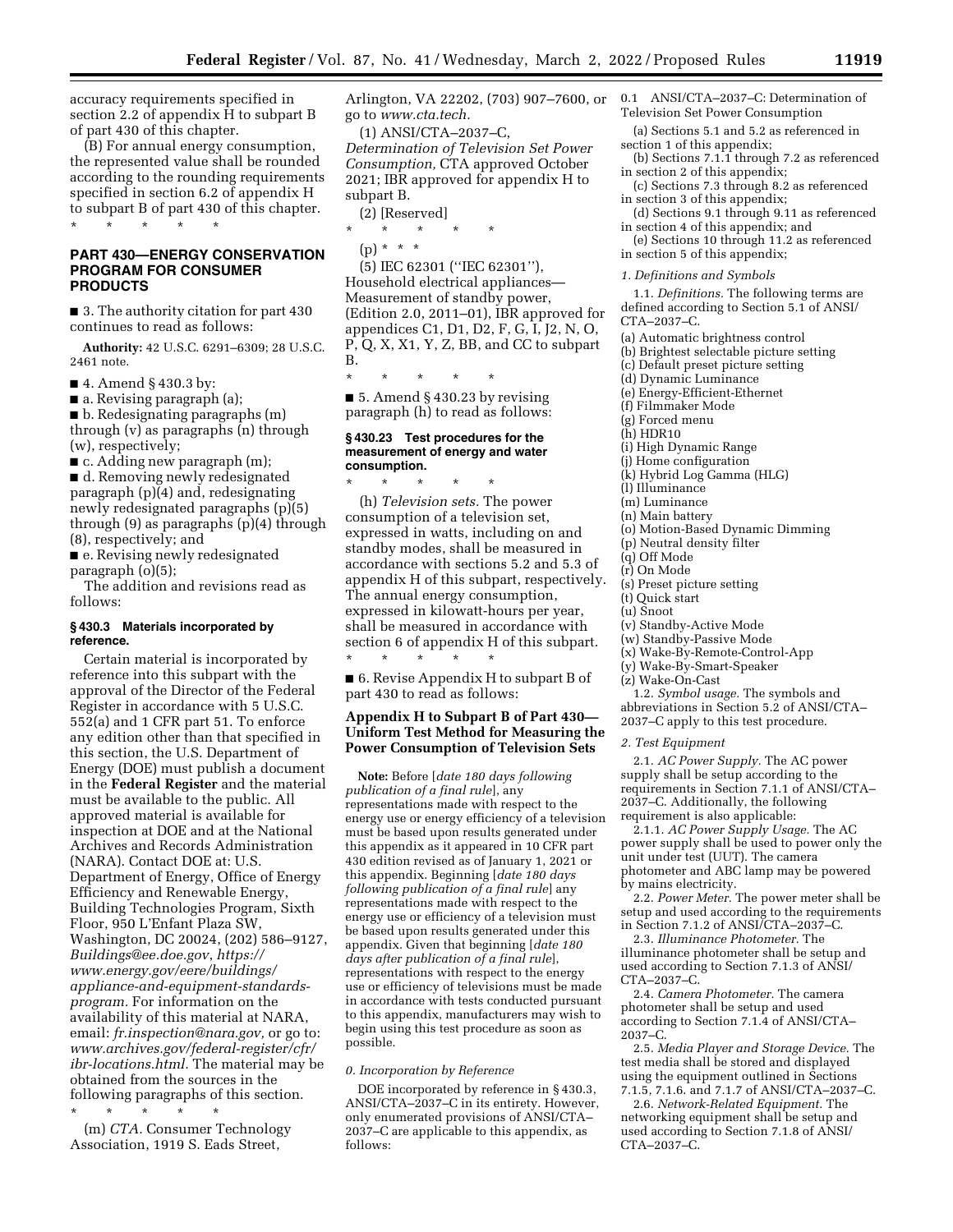accuracy requirements specified in section 2.2 of appendix H to subpart B of part 430 of this chapter.

(B) For annual energy consumption, the represented value shall be rounded according to the rounding requirements specified in section 6.2 of appendix H to subpart B of part 430 of this chapter.

\* \* \* \* \*

## PART 430—ENERGY CONSERVATION PROGRAM FOR CONSUMER PRODUCTS

■ 3. The authority citation for part 430 continues to read as follows:

**Authority:** 42 U.S.C. 6291–6309; 28 U.S.C. 2461 note.

■ 4. Amend § 430.3 by:

■ a. Revising paragraph (a);

■ b. Redesignating paragraphs (m) through (v) as paragraphs (n) through (w), respectively;

■ c. Adding new paragraph (m);

■ d. Removing newly redesignated paragraph (p)(4) and, redesignating newly redesignated paragraphs (p)(5) through (9) as paragraphs (p)(4) through (8), respectively; and

■ e. Revising newly redesignated paragraph (o)(5);

The addition and revisions read as follows:

### § 430.3 Materials incorporated by reference.

Certain material is incorporated by reference into this subpart with the approval of the Director of the Federal Register in accordance with 5 U.S.C. 552(a) and 1 CFR part 51. To enforce any edition other than that specified in this section, the U.S. Department of Energy (DOE) must publish a document in the **Federal Register** and the material must be available to the public. All approved material is available for inspection at DOE and at the National Archives and Records Administration (NARA). Contact DOE at: U.S. Department of Energy, Office of Energy Efficiency and Renewable Energy, Building Technologies Program, Sixth Floor, 950 L'Enfant Plaza SW, Washington, DC 20024, (202) 586–9127, *Buildings@ee.doe.gov*, *https://www.energy.gov/eere/buildings/appliance-and-equipment-standards-program*. For information on the availability of this material at NARA, email: *fr.inspection@nara.gov*, or go to: *www.archives.gov/federal-register/cfr/ibr-locations.html*. The material may be obtained from the sources in the following paragraphs of this section.

\* \* \* \* \*

(m) *CTA*. Consumer Technology Association, 1919 S. Eads Street, Arlington, VA 22202, (703) 907–7600, or go to *www.cta.tech*.

(1) ANSI/CTA–2037–C, *Determination of Television Set Power Consumption*, CTA approved October 2021; IBR approved for appendix H to subpart B.

(2) [Reserved]

\* \* \* \* \*

(p) \* \* \*

(5) IEC 62301 (''IEC 62301''), Household electrical appliances—Measurement of standby power, (Edition 2.0, 2011–01), IBR approved for appendices C1, D1, D2, F, G, I, J2, N, O, P, Q, X, X1, Y, Z, BB, and CC to subpart B.

\* \* \* \* \*

■ 5. Amend § 430.23 by revising paragraph (h) to read as follows:

### § 430.23 Test procedures for the measurement of energy and water consumption.

\* \* \* \* \*

(h) *Television sets.* The power consumption of a television set, expressed in watts, including on and standby modes, shall be measured in accordance with sections 5.2 and 5.3 of appendix H of this subpart, respectively. The annual energy consumption, expressed in kilowatt-hours per year, shall be measured in accordance with section 6 of appendix H of this subpart.

\* \* \* \* \*

■ 6. Revise Appendix H to subpart B of part 430 to read as follows:

## Appendix H to Subpart B of Part 430—Uniform Test Method for Measuring the Power Consumption of Television Sets

**Note:** Before [*date 180 days following publication of a final rule*], any representations made with respect to the energy use or energy efficiency of a television must be based upon results generated under this appendix as it appeared in 10 CFR part 430 edition revised as of January 1, 2021 or this appendix. Beginning [*date 180 days following publication of a final rule*] any representations made with respect to the energy use or efficiency of a television must be based upon results generated under this appendix. Given that beginning [*date 180 days after publication of a final rule*], representations with respect to the energy use or efficiency of televisions must be made in accordance with tests conducted pursuant to this appendix, manufacturers may wish to begin using this test procedure as soon as possible.

*0. Incorporation by Reference*

DOE incorporated by reference in § 430.3, ANSI/CTA–2037–C in its entirety. However, only enumerated provisions of ANSI/CTA–2037–C are applicable to this appendix, as follows:

0.1 ANSI/CTA–2037–C: Determination of Television Set Power Consumption

(a) Sections 5.1 and 5.2 as referenced in section 1 of this appendix;

(b) Sections 7.1.1 through 7.2 as referenced in section 2 of this appendix;

(c) Sections 7.3 through 8.2 as referenced in section 3 of this appendix;

(d) Sections 9.1 through 9.11 as referenced in section 4 of this appendix; and

(e) Sections 10 through 11.2 as referenced in section 5 of this appendix;

*1. Definitions and Symbols*

1.1. *Definitions.* The following terms are defined according to Section 5.1 of ANSI/CTA–2037–C.

(a) Automatic brightness control
(b) Brightest selectable picture setting
(c) Default preset picture setting
(d) Dynamic Luminance
(e) Energy-Efficient-Ethernet
(f) Filmmaker Mode
(g) Forced menu
(h) HDR10
(i) High Dynamic Range
(j) Home configuration
(k) Hybrid Log Gamma (HLG)
(l) Illuminance
(m) Luminance
(n) Main battery
(o) Motion-Based Dynamic Dimming
(p) Neutral density filter
(q) Off Mode
(r) On Mode
(s) Preset picture setting
(t) Quick start
(u) Snoot
(v) Standby-Active Mode
(w) Standby-Passive Mode
(x) Wake-By-Remote-Control-App
(y) Wake-By-Smart-Speaker
(z) Wake-On-Cast

1.2. *Symbol usage.* The symbols and abbreviations in Section 5.2 of ANSI/CTA–2037–C apply to this test procedure.

*2. Test Equipment*

2.1. *AC Power Supply.* The AC power supply shall be setup according to the requirements in Section 7.1.1 of ANSI/CTA–2037–C. Additionally, the following requirement is also applicable:

2.1.1. *AC Power Supply Usage.* The AC power supply shall be used to power only the unit under test (UUT). The camera photometer and ABC lamp may be powered by mains electricity.

2.2. *Power Meter.* The power meter shall be setup and used according to the requirements in Section 7.1.2 of ANSI/CTA–2037–C.

2.3. *Illuminance Photometer.* The illuminance photometer shall be setup and used according to Section 7.1.3 of ANSI/CTA–2037–C.

2.4. *Camera Photometer.* The camera photometer shall be setup and used according to Section 7.1.4 of ANSI/CTA–2037–C.

2.5. *Media Player and Storage Device.* The test media shall be stored and displayed using the equipment outlined in Sections 7.1.5, 7.1.6, and 7.1.7 of ANSI/CTA–2037–C.

2.6. *Network-Related Equipment.* The networking equipment shall be setup and used according to Section 7.1.8 of ANSI/CTA–2037–C.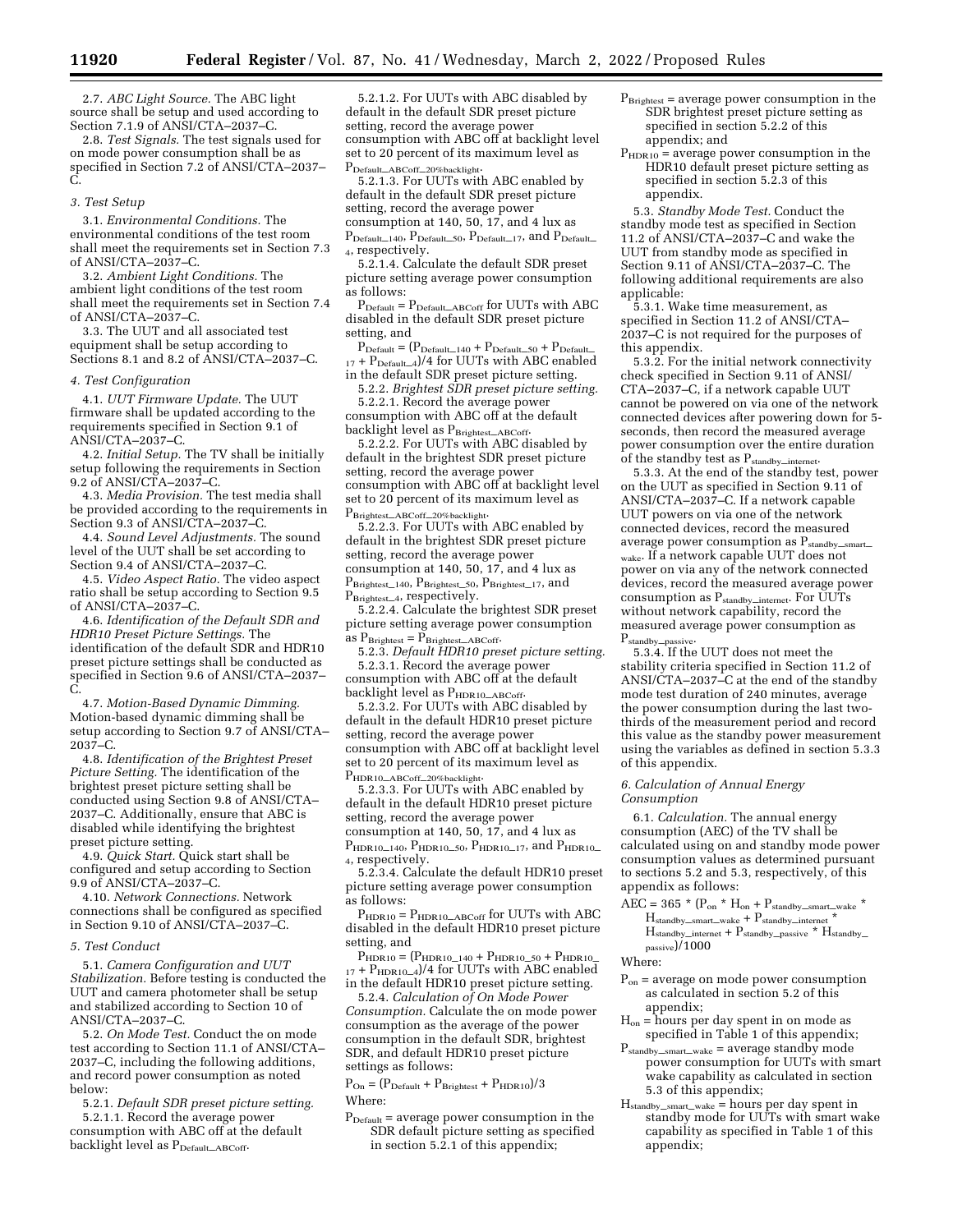2.7. *ABC Light Source.* The ABC light source shall be setup and used according to Section 7.1.9 of ANSI/CTA–2037–C.

2.8. *Test Signals.* The test signals used for on mode power consumption shall be as specified in Section 7.2 of ANSI/CTA–2037–C.

*3. Test Setup*

3.1. *Environmental Conditions.* The environmental conditions of the test room shall meet the requirements set in Section 7.3 of ANSI/CTA–2037–C.

3.2. *Ambient Light Conditions.* The ambient light conditions of the test room shall meet the requirements set in Section 7.4 of ANSI/CTA–2037–C.

3.3. The UUT and all associated test equipment shall be setup according to Sections 8.1 and 8.2 of ANSI/CTA–2037–C.

*4. Test Configuration*

4.1. *UUT Firmware Update.* The UUT firmware shall be updated according to the requirements specified in Section 9.1 of ANSI/CTA–2037–C.

4.2. *Initial Setup.* The TV shall be initially setup following the requirements in Section 9.2 of ANSI/CTA–2037–C.

4.3. *Media Provision.* The test media shall be provided according to the requirements in Section 9.3 of ANSI/CTA–2037–C.

4.4. *Sound Level Adjustments.* The sound level of the UUT shall be set according to Section 9.4 of ANSI/CTA–2037–C.

4.5. *Video Aspect Ratio.* The video aspect ratio shall be setup according to Section 9.5 of ANSI/CTA–2037–C.

4.6. *Identification of the Default SDR and HDR10 Preset Picture Settings.* The identification of the default SDR and HDR10 preset picture settings shall be conducted as specified in Section 9.6 of ANSI/CTA–2037–C.

4.7. *Motion-Based Dynamic Dimming.* Motion-based dynamic dimming shall be setup according to Section 9.7 of ANSI/CTA–2037–C.

4.8. *Identification of the Brightest Preset Picture Setting.* The identification of the brightest preset picture setting shall be conducted using Section 9.8 of ANSI/CTA–2037–C. Additionally, ensure that ABC is disabled while identifying the brightest preset picture setting.

4.9. *Quick Start.* Quick start shall be configured and setup according to Section 9.9 of ANSI/CTA–2037–C.

4.10. *Network Connections.* Network connections shall be configured as specified in Section 9.10 of ANSI/CTA–2037–C.

*5. Test Conduct*

5.1. *Camera Configuration and UUT Stabilization.* Before testing is conducted the UUT and camera photometer shall be setup and stabilized according to Section 10 of ANSI/CTA–2037–C.

5.2. *On Mode Test.* Conduct the on mode test according to Section 11.1 of ANSI/CTA–2037–C, including the following additions, and record power consumption as noted below:

5.2.1. *Default SDR preset picture setting.*

5.2.1.1. Record the average power consumption with ABC off at the default backlight level as $P_{Default\_ABCoff}$.

5.2.1.2. For UUTs with ABC disabled by default in the default SDR preset picture setting, record the average power consumption with ABC off at backlight level set to 20 percent of its maximum level as $P_{Default\_ABCoff\_20\%backlight}$.

5.2.1.3. For UUTs with ABC enabled by default in the default SDR preset picture setting, record the average power consumption at 140, 50, 17, and 4 lux as $P_{Default\_140}$, $P_{Default\_50}$, $P_{Default\_17}$, and $P_{Default\_4}$, respectively.

5.2.1.4. Calculate the default SDR preset picture setting average power consumption as follows:

$P_{Default} = P_{Default\_ABCoff}$ for UUTs with ABC disabled in the default SDR preset picture setting, and

$P_{Default} = (P_{Default\_140} + P_{Default\_50} + P_{Default\_17} + P_{Default\_4})/4$ for UUTs with ABC enabled in the default SDR preset picture setting.

5.2.2. *Brightest SDR preset picture setting.*

5.2.2.1. Record the average power consumption with ABC off at the default backlight level as $P_{Brightest\_ABCoff}$.

5.2.2.2. For UUTs with ABC disabled by default in the brightest SDR preset picture setting, record the average power consumption with ABC off at backlight level set to 20 percent of its maximum level as $P_{Brightest\_ABCoff\_20\%backlight}$.

5.2.2.3. For UUTs with ABC enabled by default in the brightest SDR preset picture setting, record the average power consumption at 140, 50, 17, and 4 lux as $P_{Brightest\_140}$, $P_{Brightest\_50}$, $P_{Brightest\_17}$, and $P_{Brightest\_4}$, respectively.

5.2.2.4. Calculate the brightest SDR preset picture setting average power consumption as $P_{Brightest} = P_{Brightest\_ABCoff}$.

5.2.3. *Default HDR10 preset picture setting.*

5.2.3.1. Record the average power consumption with ABC off at the default backlight level as $P_{HDR10\_ABCoff}$.

5.2.3.2. For UUTs with ABC disabled by default in the default HDR10 preset picture setting, record the average power consumption with ABC off at backlight level set to 20 percent of its maximum level as $P_{HDR10\_ABCoff\_20\%backlight}$.

5.2.3.3. For UUTs with ABC enabled by default in the default HDR10 preset picture setting, record the average power consumption at 140, 50, 17, and 4 lux as $P_{HDR10\_140}$, $P_{HDR10\_50}$, $P_{HDR10\_17}$, and $P_{HDR10\_4}$, respectively.

5.2.3.4. Calculate the default HDR10 preset picture setting average power consumption as follows:

$P_{HDR10} = P_{HDR10\_ABCoff}$ for UUTs with ABC disabled in the default HDR10 preset picture setting, and

$P_{HDR10} = (P_{HDR10\_140} + P_{HDR10\_50} + P_{HDR10\_17} + P_{HDR10\_4})/4$ for UUTs with ABC enabled in the default HDR10 preset picture setting.

5.2.4. *Calculation of On Mode Power Consumption.* Calculate the on mode power consumption as the average of the power consumption in the default SDR, brightest SDR, and default HDR10 preset picture settings as follows:

$$P_{On} = (P_{Default} + P_{Brightest} + P_{HDR10})/3$$

Where:

$P_{Default}$ = average power consumption in the SDR default picture setting as specified in section 5.2.1 of this appendix;

$P_{Brightest}$ = average power consumption in the SDR brightest preset picture setting as specified in section 5.2.2 of this appendix; and

$P_{HDR10}$ = average power consumption in the HDR10 default preset picture setting as specified in section 5.2.3 of this appendix.

5.3. *Standby Mode Test.* Conduct the standby mode test as specified in Section 11.2 of ANSI/CTA–2037–C and wake the UUT from standby mode as specified in Section 9.11 of ANSI/CTA–2037–C. The following additional requirements are also applicable:

5.3.1. Wake time measurement, as specified in Section 11.2 of ANSI/CTA–2037–C is not required for the purposes of this appendix.

5.3.2. For the initial network connectivity check specified in Section 9.11 of ANSI/CTA–2037–C, if a network capable UUT cannot be powered on via one of the network connected devices after powering down for 5-seconds, then record the measured average power consumption over the entire duration of the standby test as $P_{standby\_internet}$.

5.3.3. At the end of the standby test, power on the UUT as specified in Section 9.11 of ANSI/CTA–2037–C. If a network capable UUT powers on via one of the network connected devices, record the measured average power consumption as $P_{standby\_smart\_wake}$. If a network capable UUT does not power on via any of the network connected devices, record the measured average power consumption as $P_{standby\_internet}$. For UUTs without network capability, record the measured average power consumption as $P_{standby\_passive}$.

5.3.4. If the UUT does not meet the stability criteria specified in Section 11.2 of ANSI/CTA–2037–C at the end of the standby mode test duration of 240 minutes, average the power consumption during the last two-thirds of the measurement period and record this value as the standby power measurement using the variables as defined in section 5.3.3 of this appendix.

*6. Calculation of Annual Energy Consumption*

6.1. *Calculation.* The annual energy consumption (AEC) of the TV shall be calculated using on and standby mode power consumption values as determined pursuant to sections 5.2 and 5.3, respectively, of this appendix as follows:

$$AEC = 365 * (P_{on} * H_{on} + P_{standby\_smart\_wake} * H_{standby\_smart\_wake} + P_{standby\_internet} * H_{standby\_internet} + P_{standby\_passive} * H_{standby\_passive})/1000$$

Where:

$P_{on}$ = average on mode power consumption as calculated in section 5.2 of this appendix;

$H_{on}$ = hours per day spent in on mode as specified in Table 1 of this appendix;

$P_{standby\_smart\_wake}$ = average standby mode power consumption for UUTs with smart wake capability as calculated in section 5.3 of this appendix;

$H_{standby\_smart\_wake}$ = hours per day spent in standby mode for UUTs with smart wake capability as specified in Table 1 of this appendix;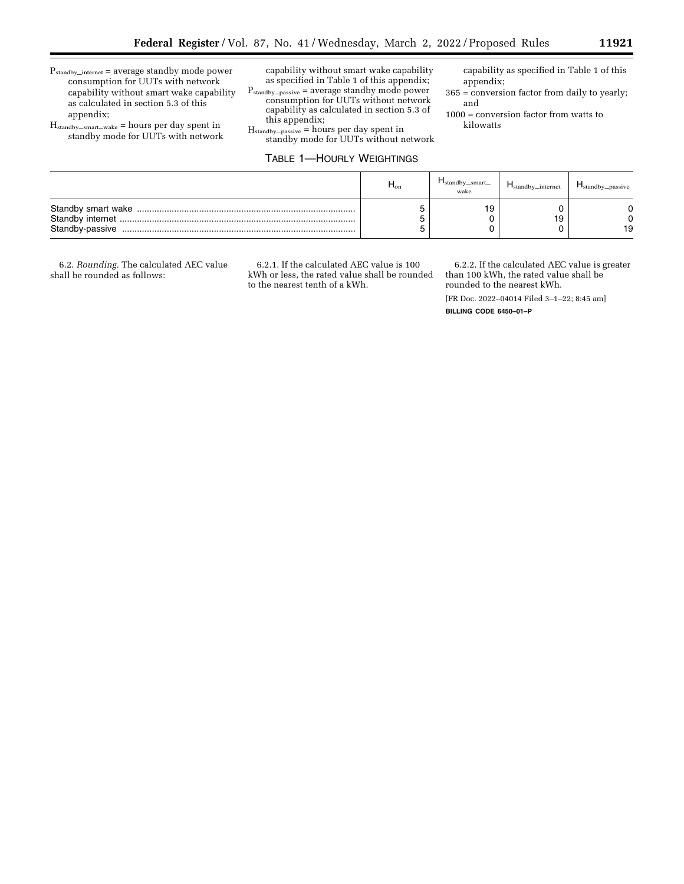$P_{standby\_internet}$ = average standby mode power consumption for UUTs with network capability without smart wake capability as calculated in section 5.3 of this appendix;

$H_{standby\_smart\_wake}$ = hours per day spent in standby mode for UUTs with network capability without smart wake capability as specified in Table 1 of this appendix;

$P_{standby\_passive}$ = average standby mode power consumption for UUTs without network capability as calculated in section 5.3 of this appendix;

$H_{standby\_passive}$ = hours per day spent in standby mode for UUTs without network capability as specified in Table 1 of this appendix;

365 = conversion factor from daily to yearly; and

1000 = conversion factor from watts to kilowatts

TABLE 1—HOURLY WEIGHTINGS

| | $H_{on}$ | $H_{standby\_smart\_wake}$ | $H_{standby\_internet}$ | $H_{standby\_passive}$ |
|---|---|---|---|---|
| Standby smart wake | 5 | 19 | 0 | 0 |
| Standby internet | 5 | 0 | 19 | 0 |
| Standby-passive | 5 | 0 | 0 | 19 |

6.2. *Rounding.* The calculated AEC value shall be rounded as follows:

6.2.1. If the calculated AEC value is 100 kWh or less, the rated value shall be rounded to the nearest tenth of a kWh.

6.2.2. If the calculated AEC value is greater than 100 kWh, the rated value shall be rounded to the nearest kWh.

[FR Doc. 2022–04014 Filed 3–1–22; 8:45 am]

**BILLING CODE 6450–01–P**